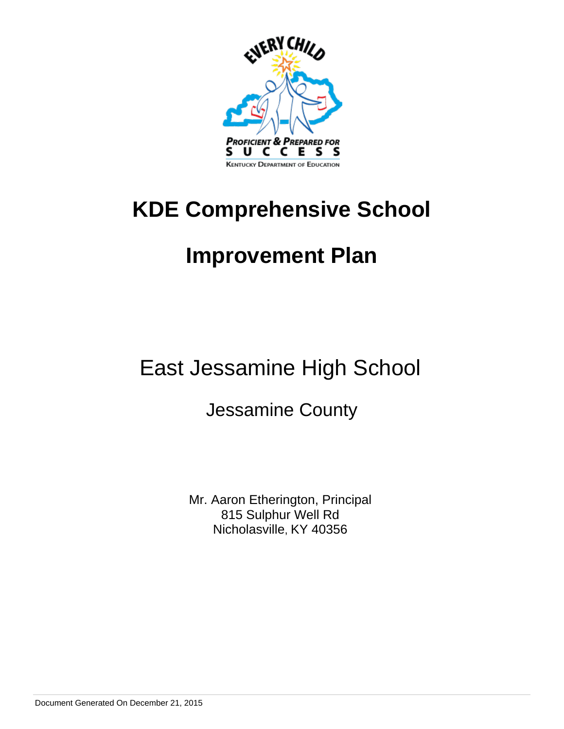# KDE Comprehensive School

# Improvement Plan

## East Jessamine High School

### Jessamine County

Mr. Aaron Etherington, Principal
815 Sulphur Well Rd
Nicholasville, KY 40356

Document Generated On December 21, 2015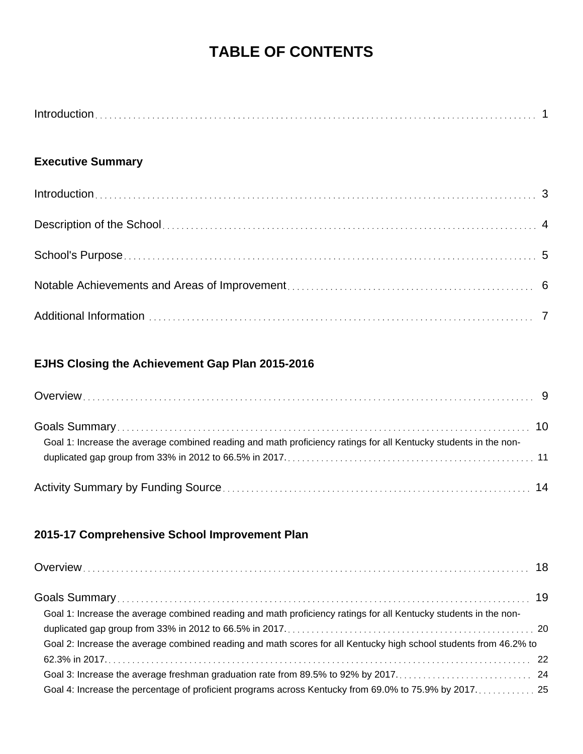# TABLE OF CONTENTS

Introduction . . . . . . . . . . 1

**Executive Summary**

Introduction . . . . . . . . . . 3

Description of the School . . . . . . . . . . 4

School's Purpose . . . . . . . . . . 5

Notable Achievements and Areas of Improvement . . . . . . . . . . 6

Additional Information . . . . . . . . . . 7

**EJHS Closing the Achievement Gap Plan 2015-2016**

Overview . . . . . . . . . . 9

Goals Summary . . . . . . . . . . 10

- Goal 1: Increase the average combined reading and math proficiency ratings for all Kentucky students in the non-duplicated gap group from 33% in 2012 to 66.5% in 2017. . . . . . . . . . . 11

Activity Summary by Funding Source . . . . . . . . . . 14

**2015-17 Comprehensive School Improvement Plan**

Overview . . . . . . . . . . 18

Goals Summary . . . . . . . . . . 19

- Goal 1: Increase the average combined reading and math proficiency ratings for all Kentucky students in the non-duplicated gap group from 33% in 2012 to 66.5% in 2017. . . . . . . . . . . 20
- Goal 2: Increase the average combined reading and math scores for all Kentucky high school students from 46.2% to 62.3% in 2017. . . . . . . . . . . 22
- Goal 3: Increase the average freshman graduation rate from 89.5% to 92% by 2017. . . . . . . . . . . 24
- Goal 4: Increase the percentage of proficient programs across Kentucky from 69.0% to 75.9% by 2017. . . . . . . . . . . 25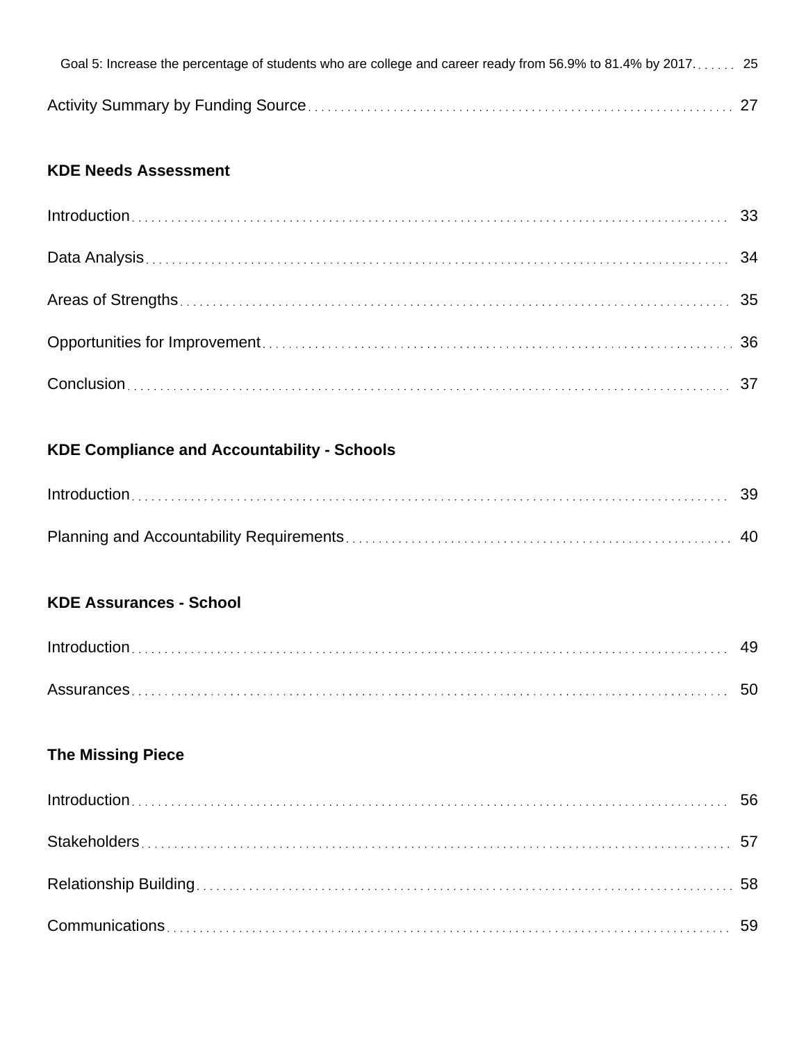Goal 5: Increase the percentage of students who are college and career ready from 56.9% to 81.4% by 2017. . . . . . 25

Activity Summary by Funding Source . . . . . . . . . . . . . . . . . . . . . . . . . . . . . . . . . . . . . . . . . . . . . . . . . . . . . . . . . . . . 27

**KDE Needs Assessment**

Introduction . . . . . . . . . . . . . . . . . . . . . . . . . . . . . . . . . . . . . . . . . . . . . . . . . . . . . . . . . . . . . . . . . . . . . . . . . . . . . . 33

Data Analysis . . . . . . . . . . . . . . . . . . . . . . . . . . . . . . . . . . . . . . . . . . . . . . . . . . . . . . . . . . . . . . . . . . . . . . . . . . . . . 34

Areas of Strengths . . . . . . . . . . . . . . . . . . . . . . . . . . . . . . . . . . . . . . . . . . . . . . . . . . . . . . . . . . . . . . . . . . . . . . . . 35

Opportunities for Improvement . . . . . . . . . . . . . . . . . . . . . . . . . . . . . . . . . . . . . . . . . . . . . . . . . . . . . . . . . . . . . . 36

Conclusion . . . . . . . . . . . . . . . . . . . . . . . . . . . . . . . . . . . . . . . . . . . . . . . . . . . . . . . . . . . . . . . . . . . . . . . . . . . . . . . 37

**KDE Compliance and Accountability - Schools**

Introduction . . . . . . . . . . . . . . . . . . . . . . . . . . . . . . . . . . . . . . . . . . . . . . . . . . . . . . . . . . . . . . . . . . . . . . . . . . . . . . 39

Planning and Accountability Requirements . . . . . . . . . . . . . . . . . . . . . . . . . . . . . . . . . . . . . . . . . . . . . . . . . . . 40

**KDE Assurances - School**

Introduction . . . . . . . . . . . . . . . . . . . . . . . . . . . . . . . . . . . . . . . . . . . . . . . . . . . . . . . . . . . . . . . . . . . . . . . . . . . . . . 49

Assurances . . . . . . . . . . . . . . . . . . . . . . . . . . . . . . . . . . . . . . . . . . . . . . . . . . . . . . . . . . . . . . . . . . . . . . . . . . . . . . . 50

**The Missing Piece**

Introduction . . . . . . . . . . . . . . . . . . . . . . . . . . . . . . . . . . . . . . . . . . . . . . . . . . . . . . . . . . . . . . . . . . . . . . . . . . . . . . 56

Stakeholders . . . . . . . . . . . . . . . . . . . . . . . . . . . . . . . . . . . . . . . . . . . . . . . . . . . . . . . . . . . . . . . . . . . . . . . . . . . . . 57

Relationship Building . . . . . . . . . . . . . . . . . . . . . . . . . . . . . . . . . . . . . . . . . . . . . . . . . . . . . . . . . . . . . . . . . . . . . 58

Communications . . . . . . . . . . . . . . . . . . . . . . . . . . . . . . . . . . . . . . . . . . . . . . . . . . . . . . . . . . . . . . . . . . . . . . . . . 59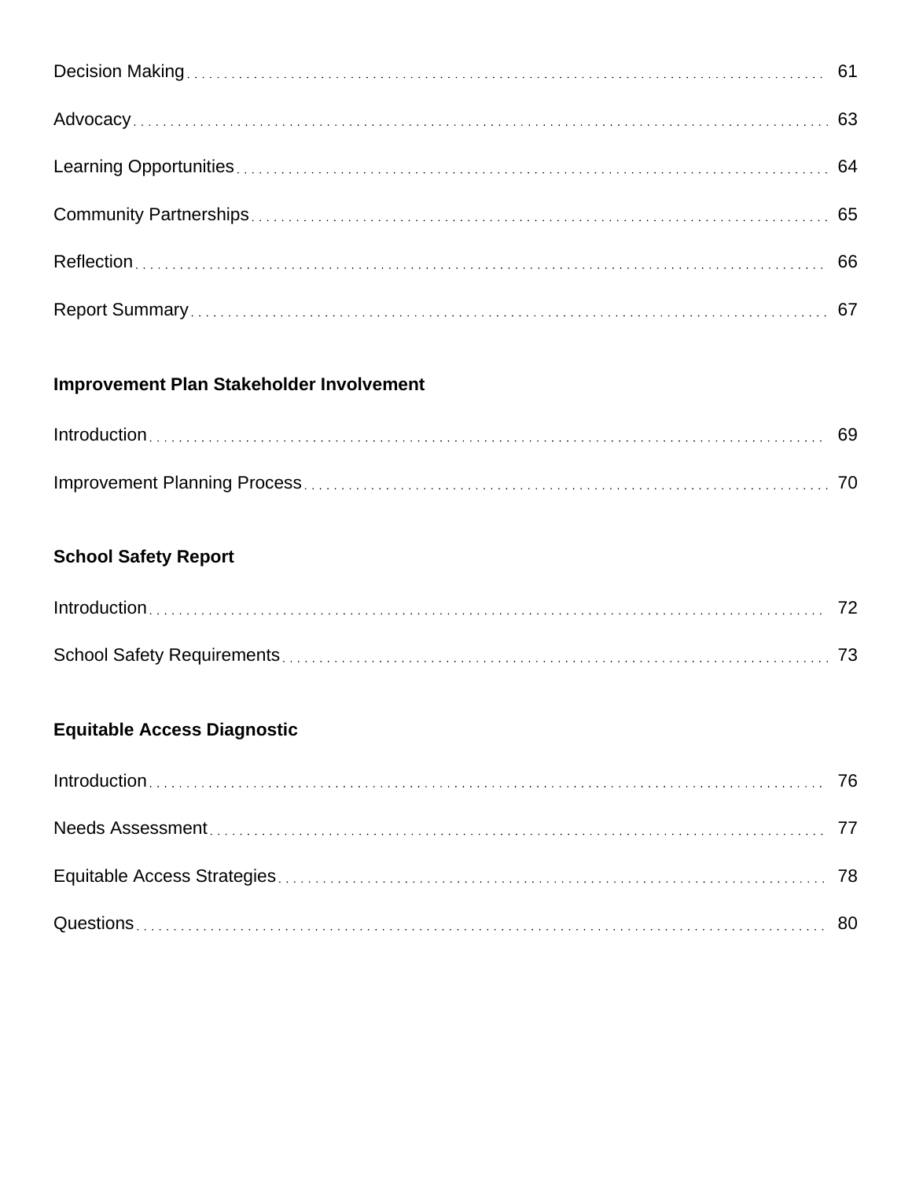Decision Making . . . . . . . . . . . . . . . . . . . . . . . . . . . . . . . . . . . . . . . . . . . . . . . . . . . . . . . . . . . . . . . 61

Advocacy . . . . . . . . . . . . . . . . . . . . . . . . . . . . . . . . . . . . . . . . . . . . . . . . . . . . . . . . . . . . . . . . . . . 63

Learning Opportunities . . . . . . . . . . . . . . . . . . . . . . . . . . . . . . . . . . . . . . . . . . . . . . . . . . . . . . . . 64

Community Partnerships . . . . . . . . . . . . . . . . . . . . . . . . . . . . . . . . . . . . . . . . . . . . . . . . . . . . . . 65

Reflection . . . . . . . . . . . . . . . . . . . . . . . . . . . . . . . . . . . . . . . . . . . . . . . . . . . . . . . . . . . . . . . . . . . 66

Report Summary . . . . . . . . . . . . . . . . . . . . . . . . . . . . . . . . . . . . . . . . . . . . . . . . . . . . . . . . . . . . . 67

**Improvement Plan Stakeholder Involvement**

Introduction . . . . . . . . . . . . . . . . . . . . . . . . . . . . . . . . . . . . . . . . . . . . . . . . . . . . . . . . . . . . . . . . . 69

Improvement Planning Process . . . . . . . . . . . . . . . . . . . . . . . . . . . . . . . . . . . . . . . . . . . . . . . . . 70

**School Safety Report**

Introduction . . . . . . . . . . . . . . . . . . . . . . . . . . . . . . . . . . . . . . . . . . . . . . . . . . . . . . . . . . . . . . . . . 72

School Safety Requirements . . . . . . . . . . . . . . . . . . . . . . . . . . . . . . . . . . . . . . . . . . . . . . . . . . . 73

**Equitable Access Diagnostic**

Introduction . . . . . . . . . . . . . . . . . . . . . . . . . . . . . . . . . . . . . . . . . . . . . . . . . . . . . . . . . . . . . . . . . 76

Needs Assessment . . . . . . . . . . . . . . . . . . . . . . . . . . . . . . . . . . . . . . . . . . . . . . . . . . . . . . . . . . . 77

Equitable Access Strategies . . . . . . . . . . . . . . . . . . . . . . . . . . . . . . . . . . . . . . . . . . . . . . . . . . . . 78

Questions . . . . . . . . . . . . . . . . . . . . . . . . . . . . . . . . . . . . . . . . . . . . . . . . . . . . . . . . . . . . . . . . . . . 80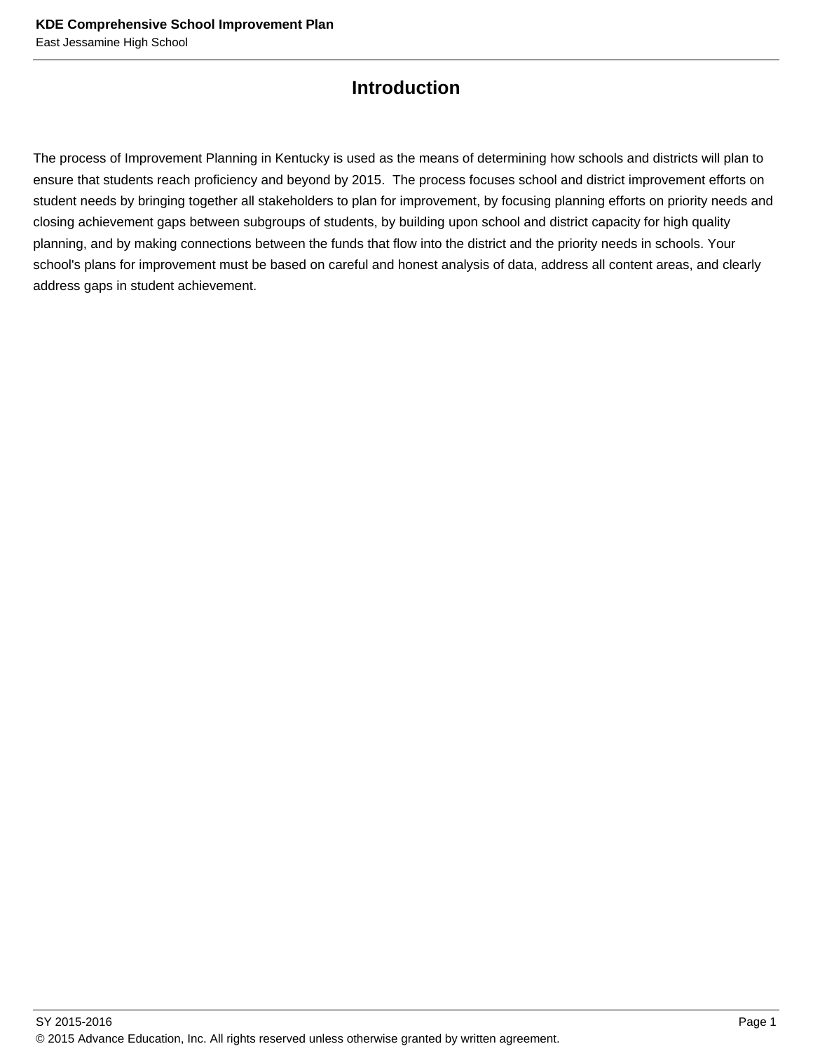# Introduction

The process of Improvement Planning in Kentucky is used as the means of determining how schools and districts will plan to ensure that students reach proficiency and beyond by 2015. The process focuses school and district improvement efforts on student needs by bringing together all stakeholders to plan for improvement, by focusing planning efforts on priority needs and closing achievement gaps between subgroups of students, by building upon school and district capacity for high quality planning, and by making connections between the funds that flow into the district and the priority needs in schools. Your school's plans for improvement must be based on careful and honest analysis of data, address all content areas, and clearly address gaps in student achievement.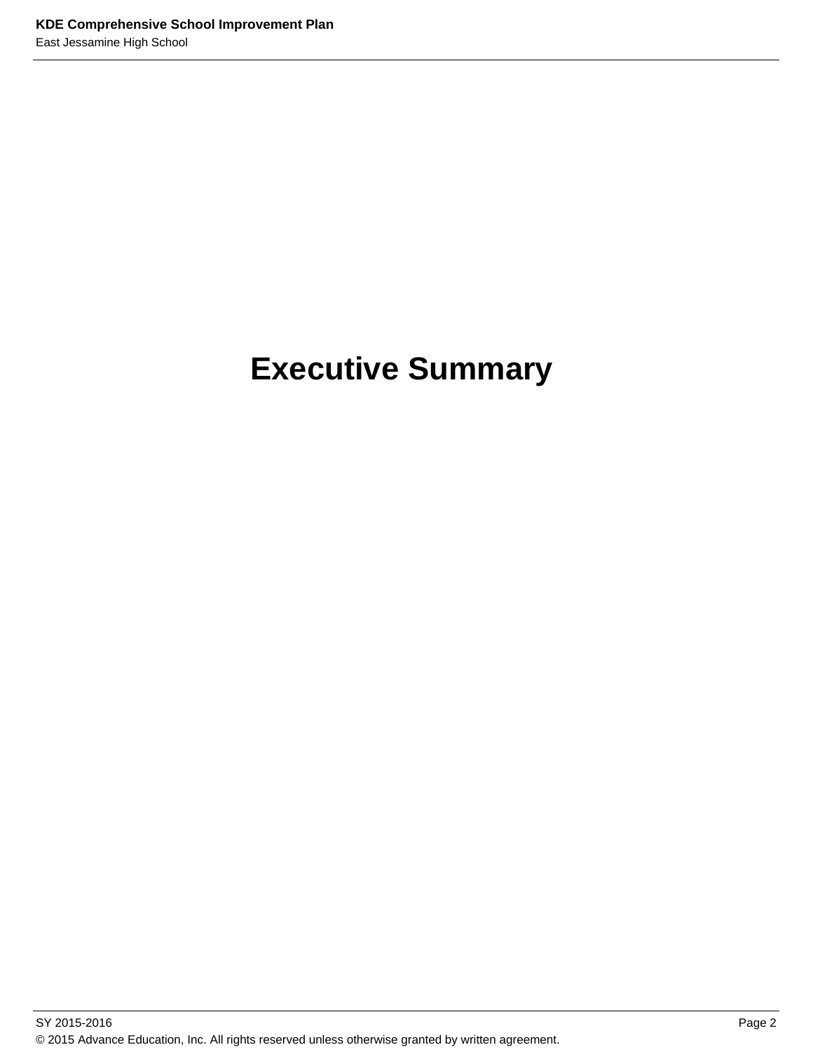# Executive Summary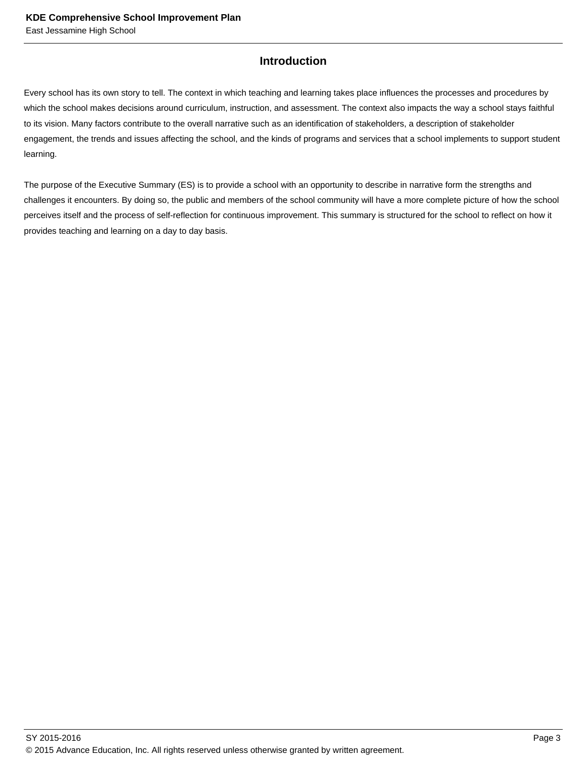## Introduction

Every school has its own story to tell. The context in which teaching and learning takes place influences the processes and procedures by which the school makes decisions around curriculum, instruction, and assessment. The context also impacts the way a school stays faithful to its vision. Many factors contribute to the overall narrative such as an identification of stakeholders, a description of stakeholder engagement, the trends and issues affecting the school, and the kinds of programs and services that a school implements to support student learning.

The purpose of the Executive Summary (ES) is to provide a school with an opportunity to describe in narrative form the strengths and challenges it encounters. By doing so, the public and members of the school community will have a more complete picture of how the school perceives itself and the process of self-reflection for continuous improvement. This summary is structured for the school to reflect on how it provides teaching and learning on a day to day basis.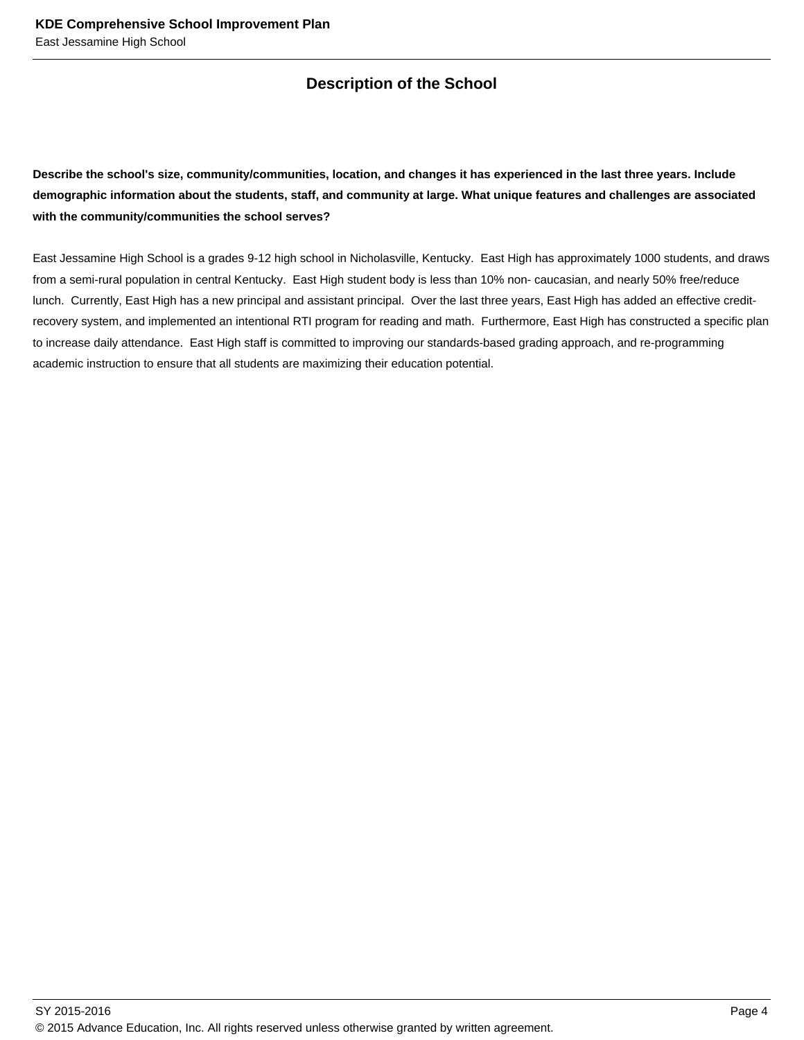## Description of the School

**Describe the school's size, community/communities, location, and changes it has experienced in the last three years. Include demographic information about the students, staff, and community at large. What unique features and challenges are associated with the community/communities the school serves?**

East Jessamine High School is a grades 9-12 high school in Nicholasville, Kentucky. East High has approximately 1000 students, and draws from a semi-rural population in central Kentucky. East High student body is less than 10% non- caucasian, and nearly 50% free/reduce lunch. Currently, East High has a new principal and assistant principal. Over the last three years, East High has added an effective credit-recovery system, and implemented an intentional RTI program for reading and math. Furthermore, East High has constructed a specific plan to increase daily attendance. East High staff is committed to improving our standards-based grading approach, and re-programming academic instruction to ensure that all students are maximizing their education potential.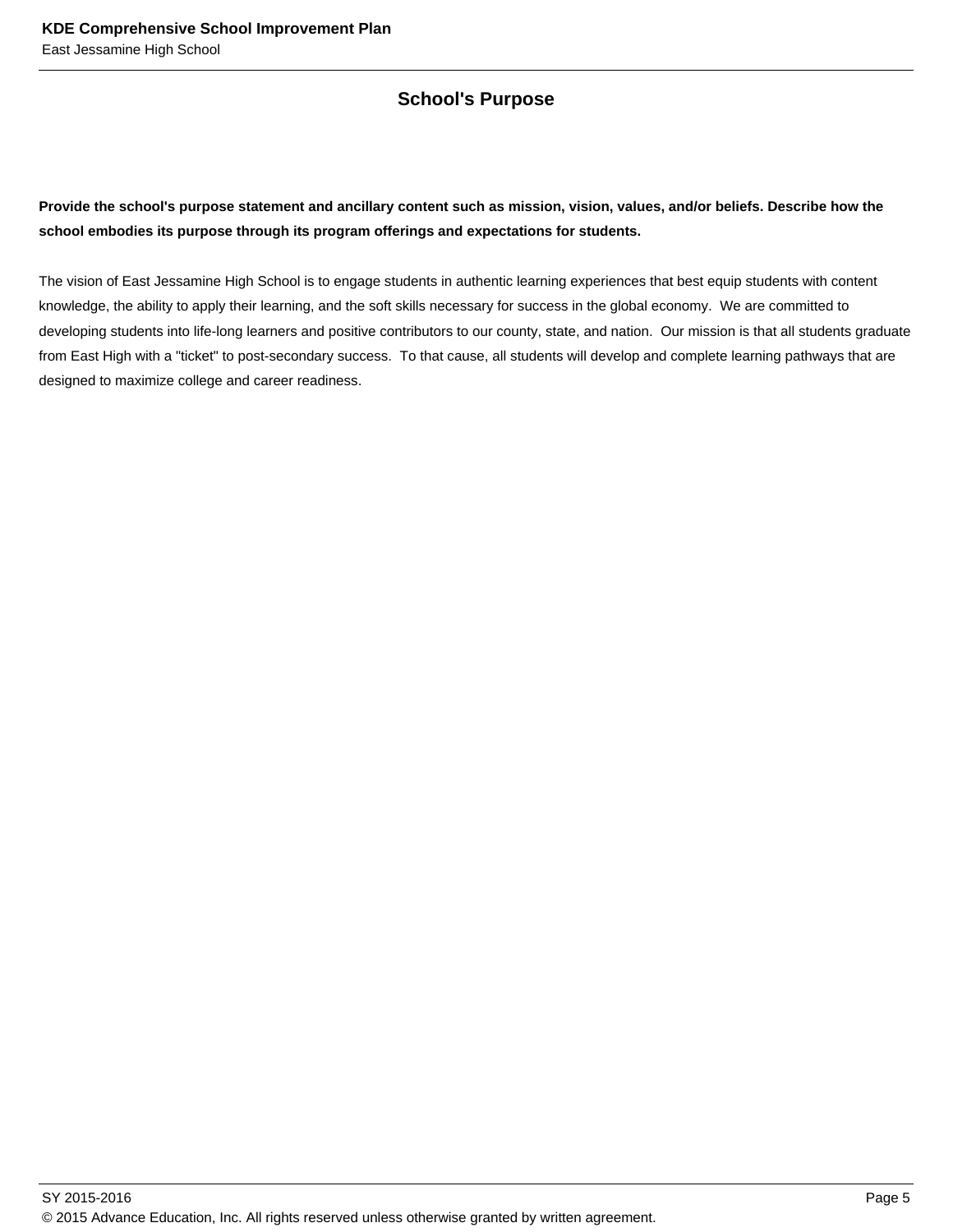## School's Purpose

**Provide the school's purpose statement and ancillary content such as mission, vision, values, and/or beliefs. Describe how the school embodies its purpose through its program offerings and expectations for students.**

The vision of East Jessamine High School is to engage students in authentic learning experiences that best equip students with content knowledge, the ability to apply their learning, and the soft skills necessary for success in the global economy.  We are committed to developing students into life-long learners and positive contributors to our county, state, and nation.  Our mission is that all students graduate from East High with a "ticket" to post-secondary success.  To that cause, all students will develop and complete learning pathways that are designed to maximize college and career readiness.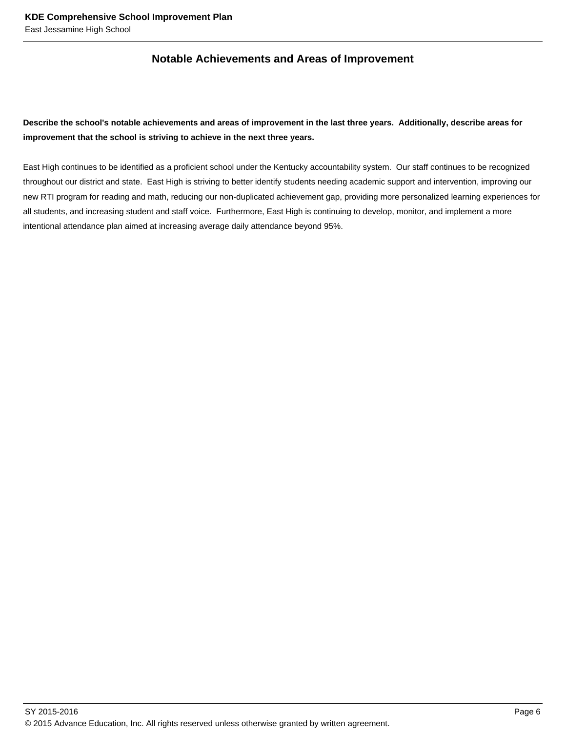## Notable Achievements and Areas of Improvement

**Describe the school's notable achievements and areas of improvement in the last three years. Additionally, describe areas for improvement that the school is striving to achieve in the next three years.**

East High continues to be identified as a proficient school under the Kentucky accountability system. Our staff continues to be recognized throughout our district and state. East High is striving to better identify students needing academic support and intervention, improving our new RTI program for reading and math, reducing our non-duplicated achievement gap, providing more personalized learning experiences for all students, and increasing student and staff voice. Furthermore, East High is continuing to develop, monitor, and implement a more intentional attendance plan aimed at increasing average daily attendance beyond 95%.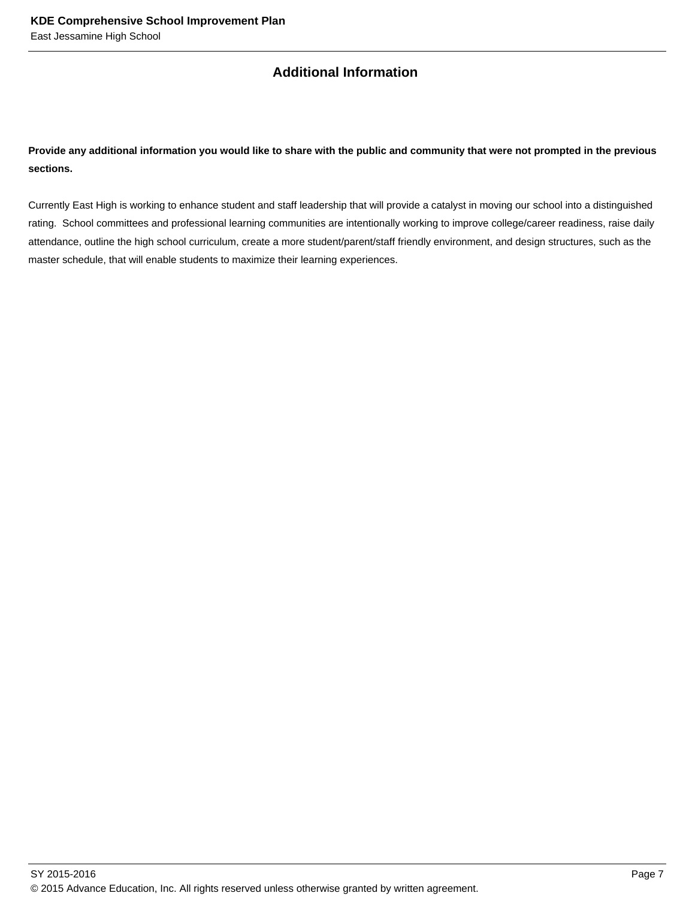## Additional Information

**Provide any additional information you would like to share with the public and community that were not prompted in the previous sections.**

Currently East High is working to enhance student and staff leadership that will provide a catalyst in moving our school into a distinguished rating. School committees and professional learning communities are intentionally working to improve college/career readiness, raise daily attendance, outline the high school curriculum, create a more student/parent/staff friendly environment, and design structures, such as the master schedule, that will enable students to maximize their learning experiences.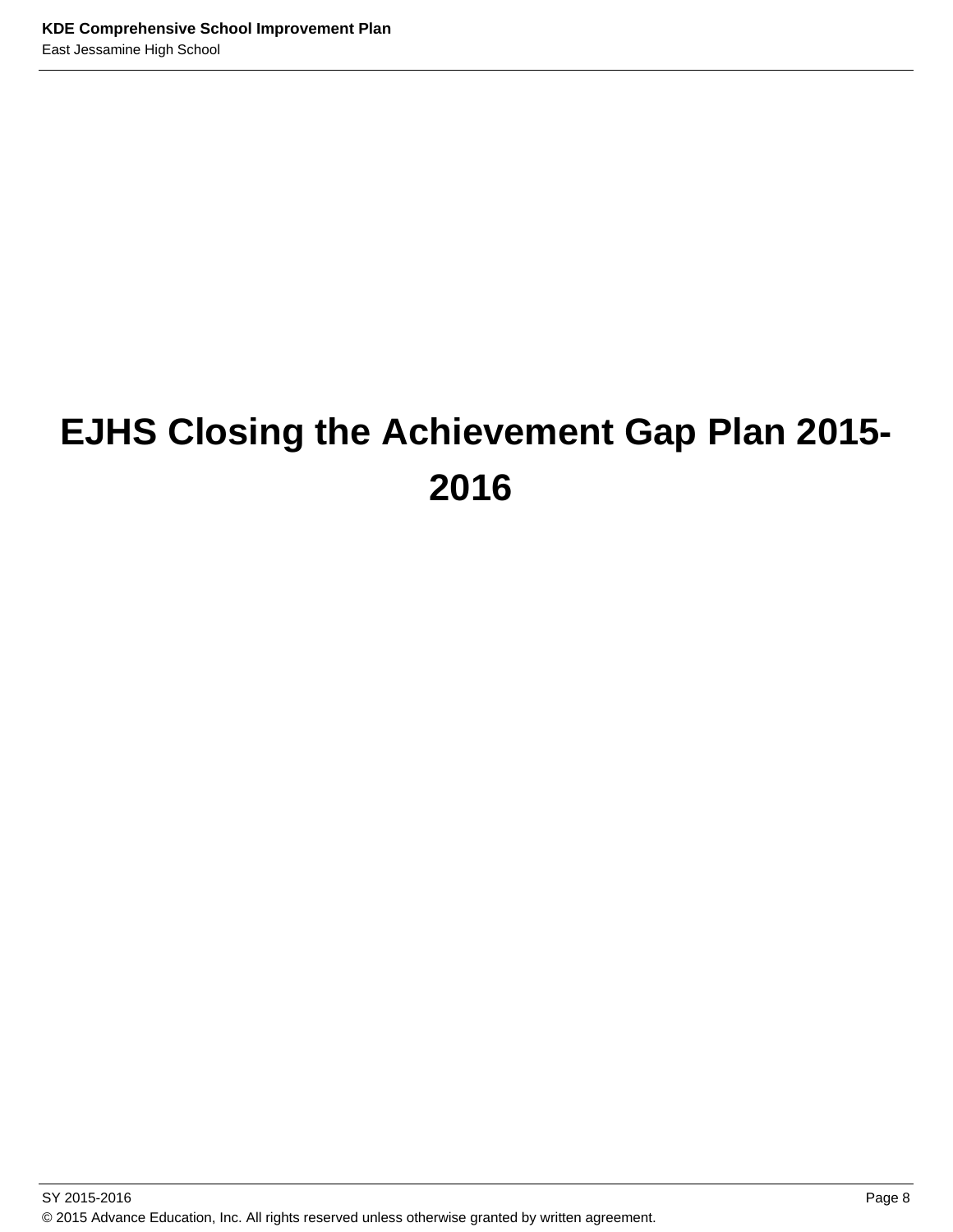# EJHS Closing the Achievement Gap Plan 2015-2016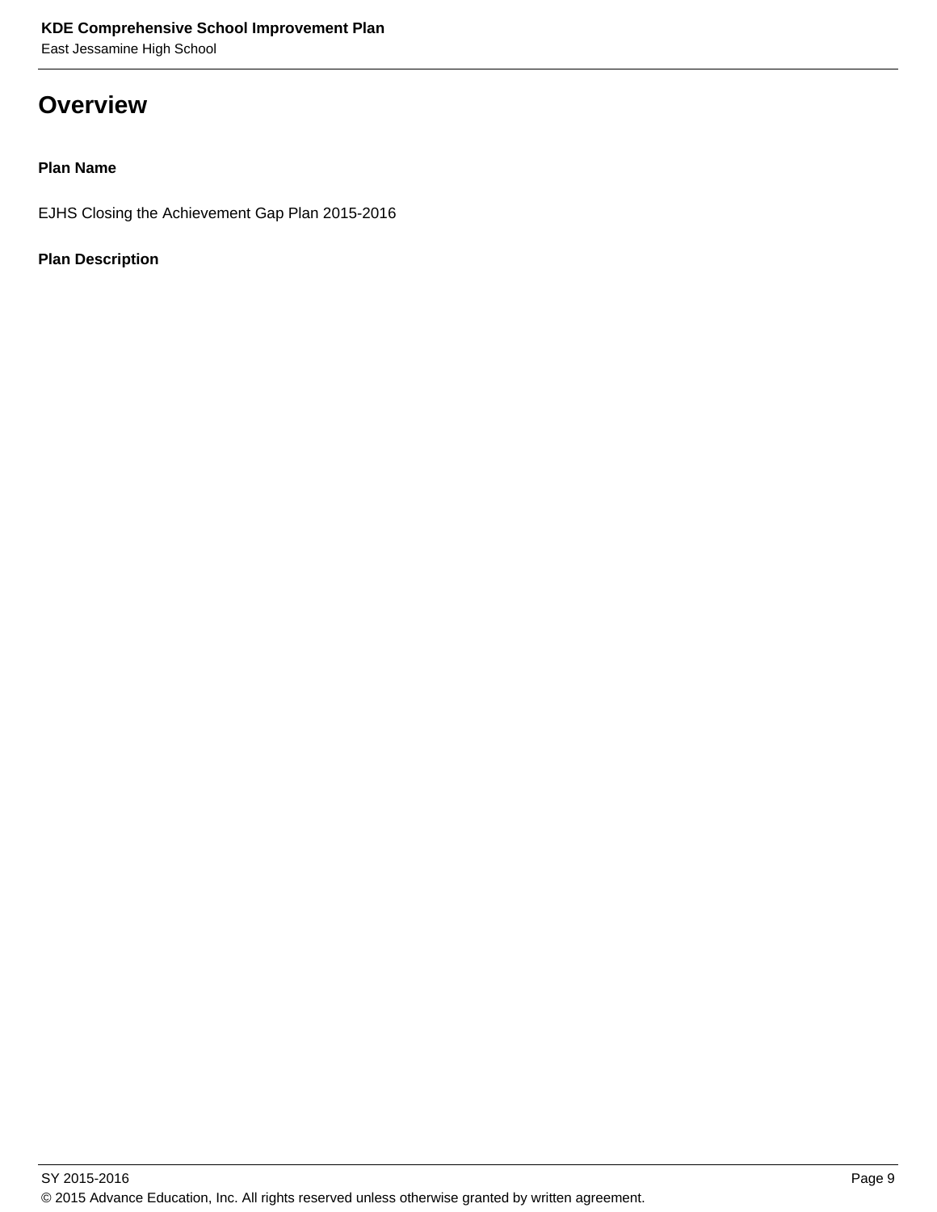# Overview

**Plan Name**

EJHS Closing the Achievement Gap Plan 2015-2016

**Plan Description**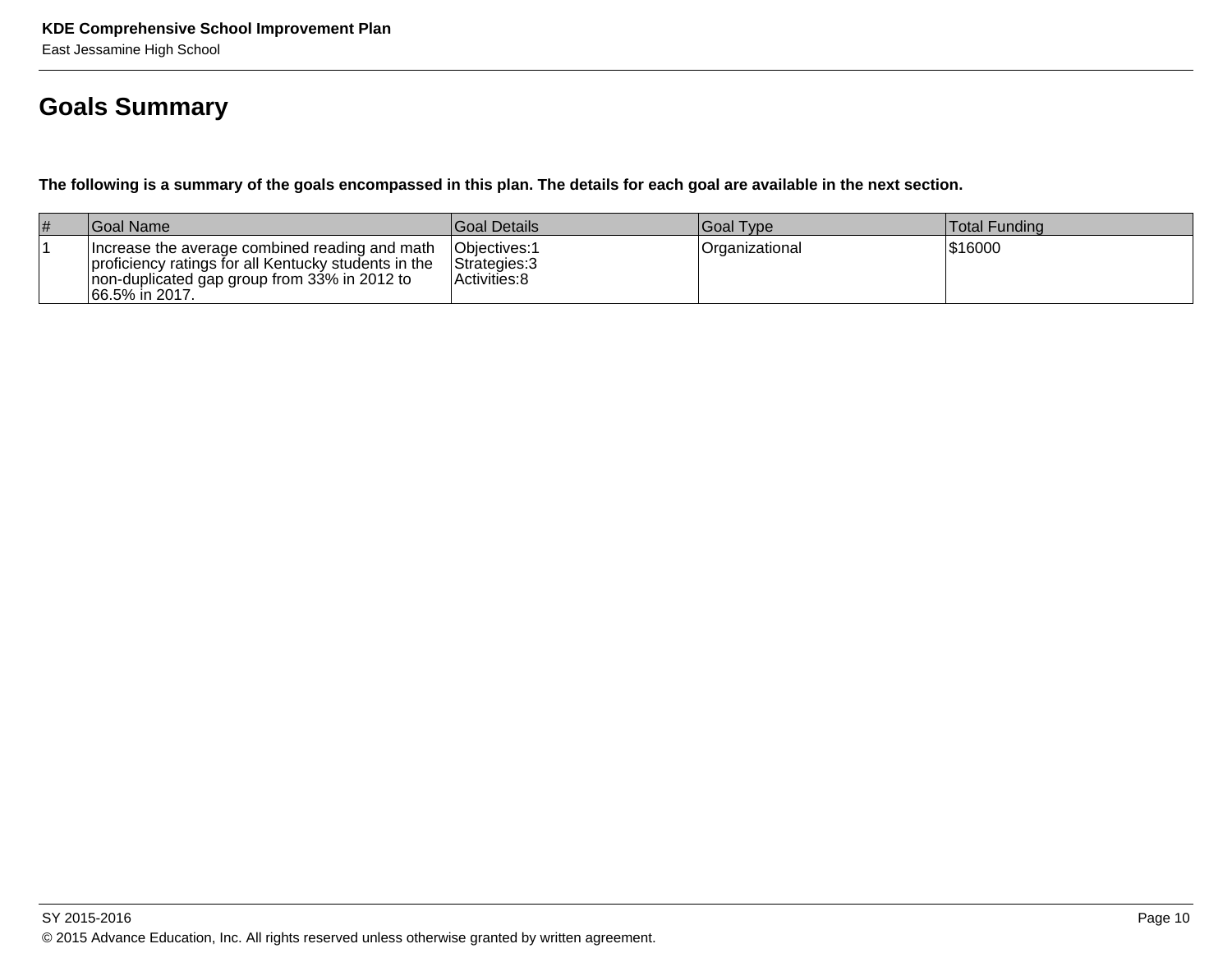# Goals Summary

**The following is a summary of the goals encompassed in this plan. The details for each goal are available in the next section.**

| # | Goal Name | Goal Details | Goal Type | Total Funding |
|---|---|---|---|---|
| 1 | Increase the average combined reading and math proficiency ratings for all Kentucky students in the non-duplicated gap group from 33% in 2012 to 66.5% in 2017. | Objectives:1<br>Strategies:3<br>Activities:8 | Organizational | $16000 |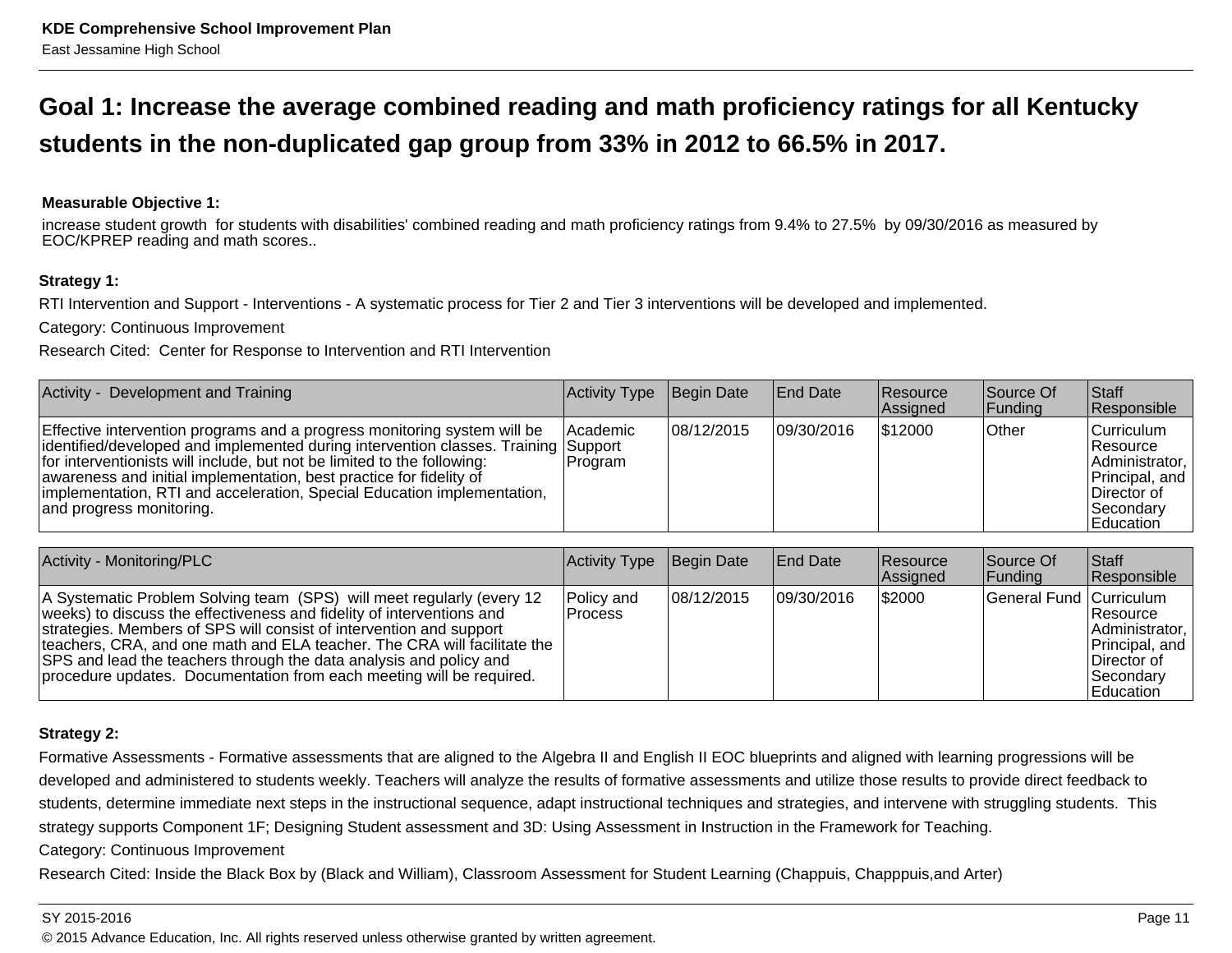# Goal 1: Increase the average combined reading and math proficiency ratings for all Kentucky students in the non-duplicated gap group from 33% in 2012 to 66.5% in 2017.

**Measurable Objective 1:**

increase student growth for students with disabilities' combined reading and math proficiency ratings from 9.4% to 27.5% by 09/30/2016 as measured by EOC/KPREP reading and math scores..

**Strategy 1:**

RTI Intervention and Support - Interventions - A systematic process for Tier 2 and Tier 3 interventions will be developed and implemented.

Category: Continuous Improvement

Research Cited: Center for Response to Intervention and RTI Intervention

| Activity - Development and Training | Activity Type | Begin Date | End Date | Resource Assigned | Source Of Funding | Staff Responsible |
|---|---|---|---|---|---|---|
| Effective intervention programs and a progress monitoring system will be identified/developed and implemented during intervention classes. Training for interventionists will include, but not be limited to the following: awareness and initial implementation, best practice for fidelity of implementation, RTI and acceleration, Special Education implementation, and progress monitoring. | Academic Support Program | 08/12/2015 | 09/30/2016 | $12000 | Other | Curriculum Resource Administrator, Principal, and Director of Secondary Education |

| Activity - Monitoring/PLC | Activity Type | Begin Date | End Date | Resource Assigned | Source Of Funding | Staff Responsible |
|---|---|---|---|---|---|---|
| A Systematic Problem Solving team (SPS) will meet regularly (every 12 weeks) to discuss the effectiveness and fidelity of interventions and strategies. Members of SPS will consist of intervention and support teachers, CRA, and one math and ELA teacher. The CRA will facilitate the SPS and lead the teachers through the data analysis and policy and procedure updates. Documentation from each meeting will be required. | Policy and Process | 08/12/2015 | 09/30/2016 | $2000 | General Fund | Curriculum Resource Administrator, Principal, and Director of Secondary Education |

**Strategy 2:**

Formative Assessments - Formative assessments that are aligned to the Algebra II and English II EOC blueprints and aligned with learning progressions will be developed and administered to students weekly. Teachers will analyze the results of formative assessments and utilize those results to provide direct feedback to students, determine immediate next steps in the instructional sequence, adapt instructional techniques and strategies, and intervene with struggling students. This strategy supports Component 1F; Designing Student assessment and 3D: Using Assessment in Instruction in the Framework for Teaching.

Category: Continuous Improvement

Research Cited: Inside the Black Box by (Black and William), Classroom Assessment for Student Learning (Chappuis, Chapppuis,and Arter)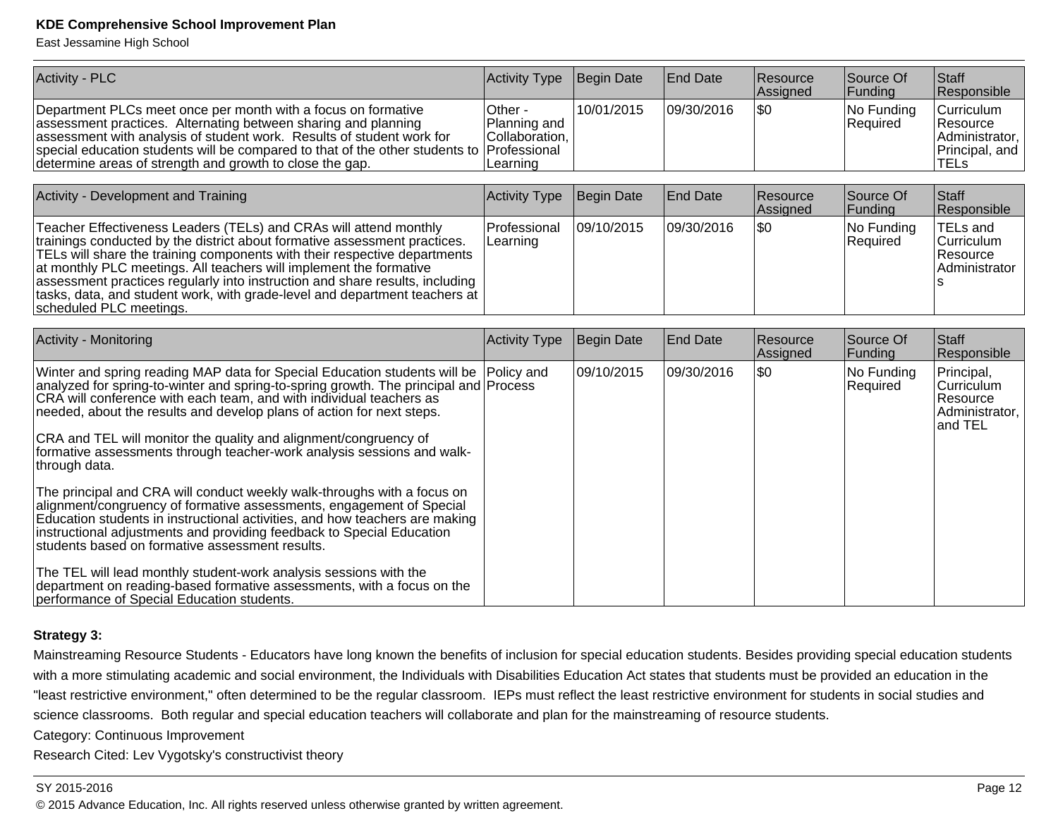| Activity - PLC | Activity Type | Begin Date | End Date | Resource Assigned | Source Of Funding | Staff Responsible |
|---|---|---|---|---|---|---|
| Department PLCs meet once per month with a focus on formative assessment practices. Alternating between sharing and planning assessment with analysis of student work. Results of student work for special education students will be compared to that of the other students to determine areas of strength and growth to close the gap. | Other - Planning and Collaboration, Professional Learning | 10/01/2015 | 09/30/2016 | $0 | No Funding Required | Curriculum Resource Administrator, Principal, and TELs |

| Activity - Development and Training | Activity Type | Begin Date | End Date | Resource Assigned | Source Of Funding | Staff Responsible |
|---|---|---|---|---|---|---|
| Teacher Effectiveness Leaders (TELs) and CRAs will attend monthly trainings conducted by the district about formative assessment practices. TELs will share the training components with their respective departments at monthly PLC meetings. All teachers will implement the formative assessment practices regularly into instruction and share results, including tasks, data, and student work, with grade-level and department teachers at scheduled PLC meetings. | Professional Learning | 09/10/2015 | 09/30/2016 | $0 | No Funding Required | TELs and Curriculum Resource Administrators |

| Activity - Monitoring | Activity Type | Begin Date | End Date | Resource Assigned | Source Of Funding | Staff Responsible |
|---|---|---|---|---|---|---|
| Winter and spring reading MAP data for Special Education students will be analyzed for spring-to-winter and spring-to-spring growth. The principal and CRA will conference with each team, and with individual teachers as needed, about the results and develop plans of action for next steps.<br><br>CRA and TEL will monitor the quality and alignment/congruency of formative assessments through teacher-work analysis sessions and walk-through data.<br><br>The principal and CRA will conduct weekly walk-throughs with a focus on alignment/congruency of formative assessments, engagement of Special Education students in instructional activities, and how teachers are making instructional adjustments and providing feedback to Special Education students based on formative assessment results.<br><br>The TEL will lead monthly student-work analysis sessions with the department on reading-based formative assessments, with a focus on the performance of Special Education students. | Policy and Process | 09/10/2015 | 09/30/2016 | $0 | No Funding Required | Principal, Curriculum Resource Administrator, and TEL |

**Strategy 3:**

Mainstreaming Resource Students - Educators have long known the benefits of inclusion for special education students. Besides providing special education students with a more stimulating academic and social environment, the Individuals with Disabilities Education Act states that students must be provided an education in the "least restrictive environment," often determined to be the regular classroom. IEPs must reflect the least restrictive environment for students in social studies and science classrooms. Both regular and special education teachers will collaborate and plan for the mainstreaming of resource students.

Category: Continuous Improvement

Research Cited: Lev Vygotsky's constructivist theory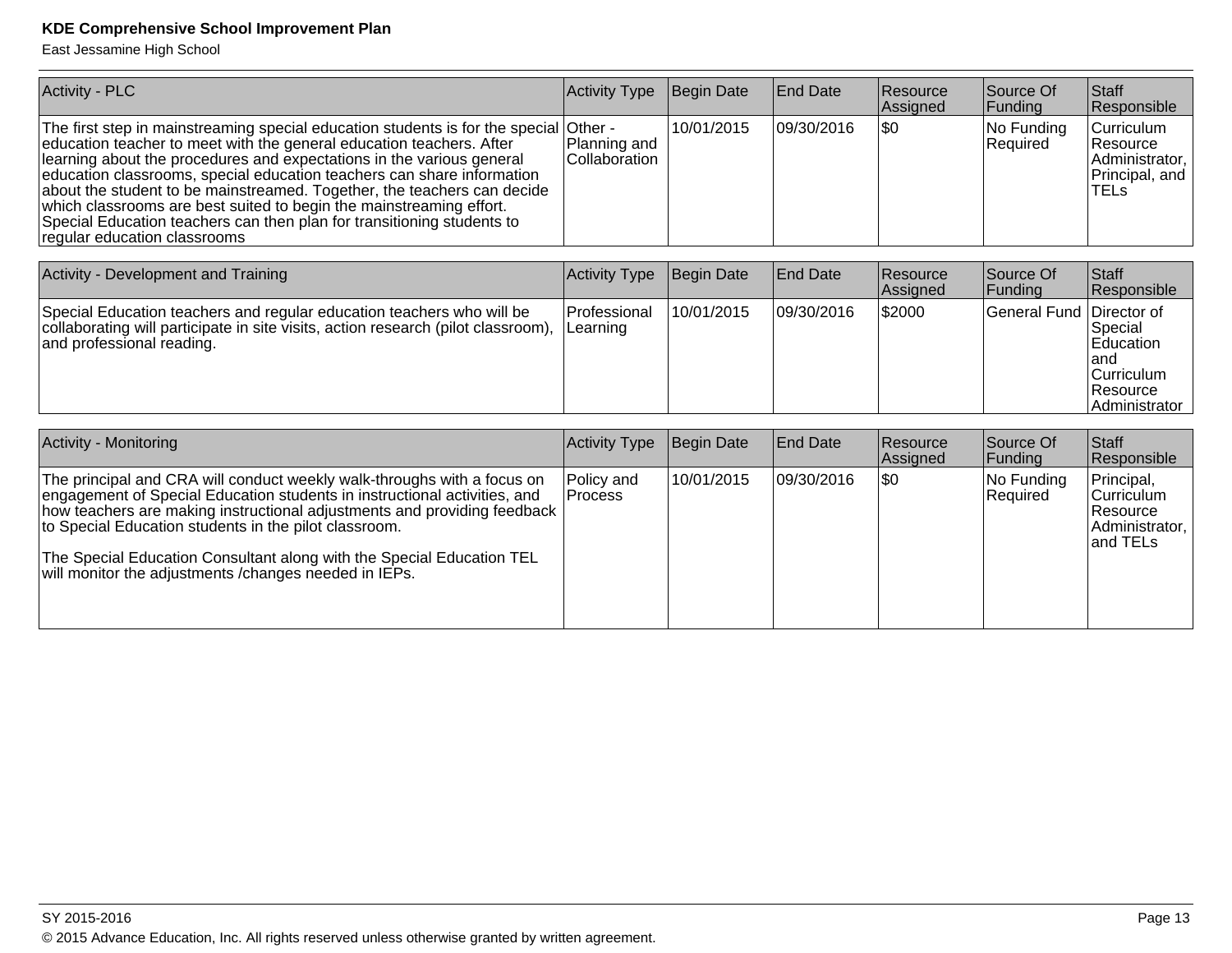| Activity - PLC | Activity Type | Begin Date | End Date | Resource Assigned | Source Of Funding | Staff Responsible |
|---|---|---|---|---|---|---|
| The first step in mainstreaming special education students is for the special education teacher to meet with the general education teachers. After learning about the procedures and expectations in the various general education classrooms, special education teachers can share information about the student to be mainstreamed. Together, the teachers can decide which classrooms are best suited to begin the mainstreaming effort. Special Education teachers can then plan for transitioning students to regular education classrooms | Other - Planning and Collaboration | 10/01/2015 | 09/30/2016 | $0 | No Funding Required | Curriculum Resource Administrator, Principal, and TELs |

| Activity - Development and Training | Activity Type | Begin Date | End Date | Resource Assigned | Source Of Funding | Staff Responsible |
|---|---|---|---|---|---|---|
| Special Education teachers and regular education teachers who will be collaborating will participate in site visits, action research (pilot classroom), and professional reading. | Professional Learning | 10/01/2015 | 09/30/2016 | $2000 | General Fund | Director of Special Education and Curriculum Resource Administrator |

| Activity - Monitoring | Activity Type | Begin Date | End Date | Resource Assigned | Source Of Funding | Staff Responsible |
|---|---|---|---|---|---|---|
| The principal and CRA will conduct weekly walk-throughs with a focus on engagement of Special Education students in instructional activities, and how teachers are making instructional adjustments and providing feedback to Special Education students in the pilot classroom.<br><br>The Special Education Consultant along with the Special Education TEL will monitor the adjustments /changes needed in IEPs. | Policy and Process | 10/01/2015 | 09/30/2016 | $0 | No Funding Required | Principal, Curriculum Resource Administrator, and TELs |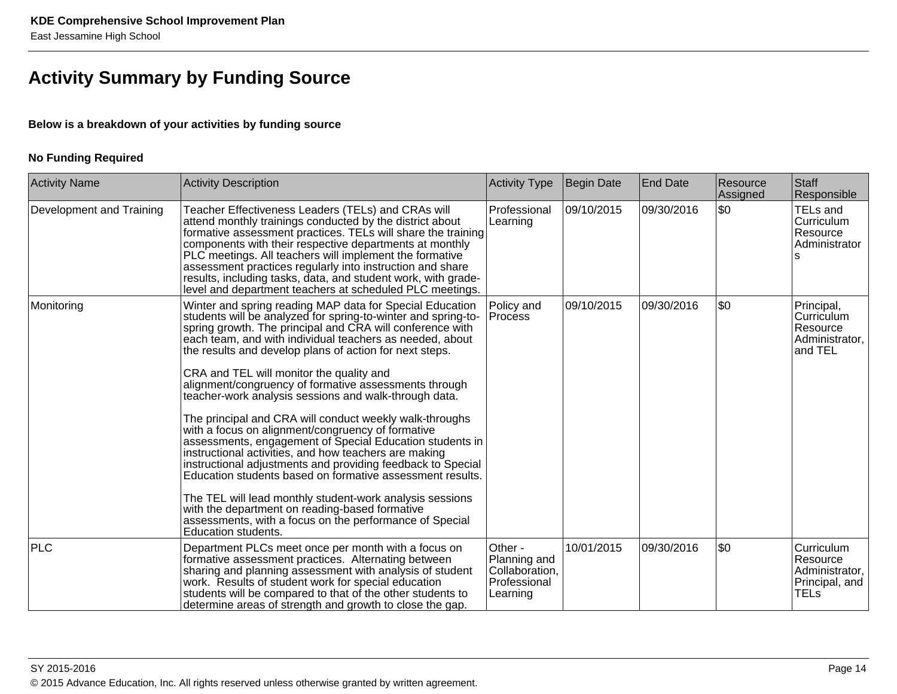# Activity Summary by Funding Source

**Below is a breakdown of your activities by funding source**

**No Funding Required**

| Activity Name | Activity Description | Activity Type | Begin Date | End Date | Resource Assigned | Staff Responsible |
|---|---|---|---|---|---|---|
| Development and Training | Teacher Effectiveness Leaders (TELs) and CRAs will attend monthly trainings conducted by the district about formative assessment practices. TELs will share the training components with their respective departments at monthly PLC meetings. All teachers will implement the formative assessment practices regularly into instruction and share results, including tasks, data, and student work, with grade-level and department teachers at scheduled PLC meetings. | Professional Learning | 09/10/2015 | 09/30/2016 | $0 | TELs and Curriculum Resource Administrators |
| Monitoring | Winter and spring reading MAP data for Special Education students will be analyzed for spring-to-winter and spring-to-spring growth. The principal and CRA will conference with each team, and with individual teachers as needed, about the results and develop plans of action for next steps.<br><br>CRA and TEL will monitor the quality and alignment/congruency of formative assessments through teacher-work analysis sessions and walk-through data.<br><br>The principal and CRA will conduct weekly walk-throughs with a focus on alignment/congruency of formative assessments, engagement of Special Education students in instructional activities, and how teachers are making instructional adjustments and providing feedback to Special Education students based on formative assessment results.<br><br>The TEL will lead monthly student-work analysis sessions with the department on reading-based formative assessments, with a focus on the performance of Special Education students. | Policy and Process | 09/10/2015 | 09/30/2016 | $0 | Principal, Curriculum Resource Administrator, and TEL |
| PLC | Department PLCs meet once per month with a focus on formative assessment practices. Alternating between sharing and planning assessment with analysis of student work. Results of student work for special education students will be compared to that of the other students to determine areas of strength and growth to close the gap. | Other - Planning and Collaboration, Professional Learning | 10/01/2015 | 09/30/2016 | $0 | Curriculum Resource Administrator, Principal, and TELs |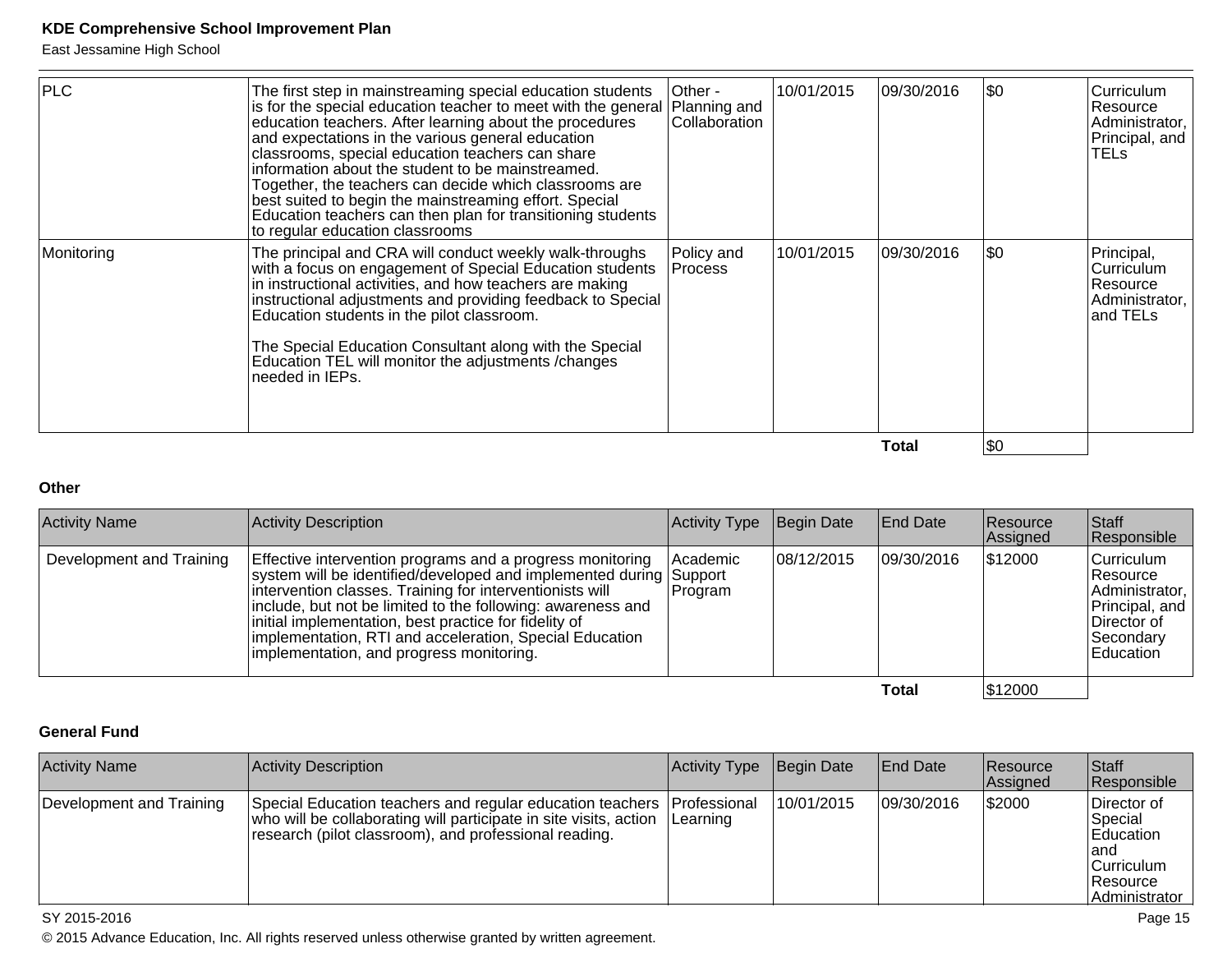| Activity Name | Activity Description | Activity Type | Begin Date | End Date | Resource Assigned | Staff Responsible |
|---|---|---|---|---|---|---|
| PLC | The first step in mainstreaming special education students is for the special education teacher to meet with the general education teachers. After learning about the procedures and expectations in the various general education classrooms, special education teachers can share information about the student to be mainstreamed. Together, the teachers can decide which classrooms are best suited to begin the mainstreaming effort. Special Education teachers can then plan for transitioning students to regular education classrooms | Other - Planning and Collaboration | 10/01/2015 | 09/30/2016 | $0 | Curriculum Resource Administrator, Principal, and TELs |
| Monitoring | The principal and CRA will conduct weekly walk-throughs with a focus on engagement of Special Education students in instructional activities, and how teachers are making instructional adjustments and providing feedback to Special Education students in the pilot classroom.<br><br>The Special Education Consultant along with the Special Education TEL will monitor the adjustments /changes needed in IEPs. | Policy and Process | 10/01/2015 | 09/30/2016 | $0 | Principal, Curriculum Resource Administrator, and TELs |
| | | | | **Total** | $0 | |

### Other

| Activity Name | Activity Description | Activity Type | Begin Date | End Date | Resource Assigned | Staff Responsible |
|---|---|---|---|---|---|---|
| Development and Training | Effective intervention programs and a progress monitoring system will be identified/developed and implemented during intervention classes. Training for interventionists will include, but not be limited to the following: awareness and initial implementation, best practice for fidelity of implementation, RTI and acceleration, Special Education implementation, and progress monitoring. | Academic Support Program | 08/12/2015 | 09/30/2016 | $12000 | Curriculum Resource Administrator, Principal, and Director of Secondary Education |
| | | | | **Total** | $12000 | |

### General Fund

| Activity Name | Activity Description | Activity Type | Begin Date | End Date | Resource Assigned | Staff Responsible |
|---|---|---|---|---|---|---|
| Development and Training | Special Education teachers and regular education teachers who will be collaborating will participate in site visits, action research (pilot classroom), and professional reading. | Professional Learning | 10/01/2015 | 09/30/2016 | $2000 | Director of Special Education and Curriculum Resource Administrator |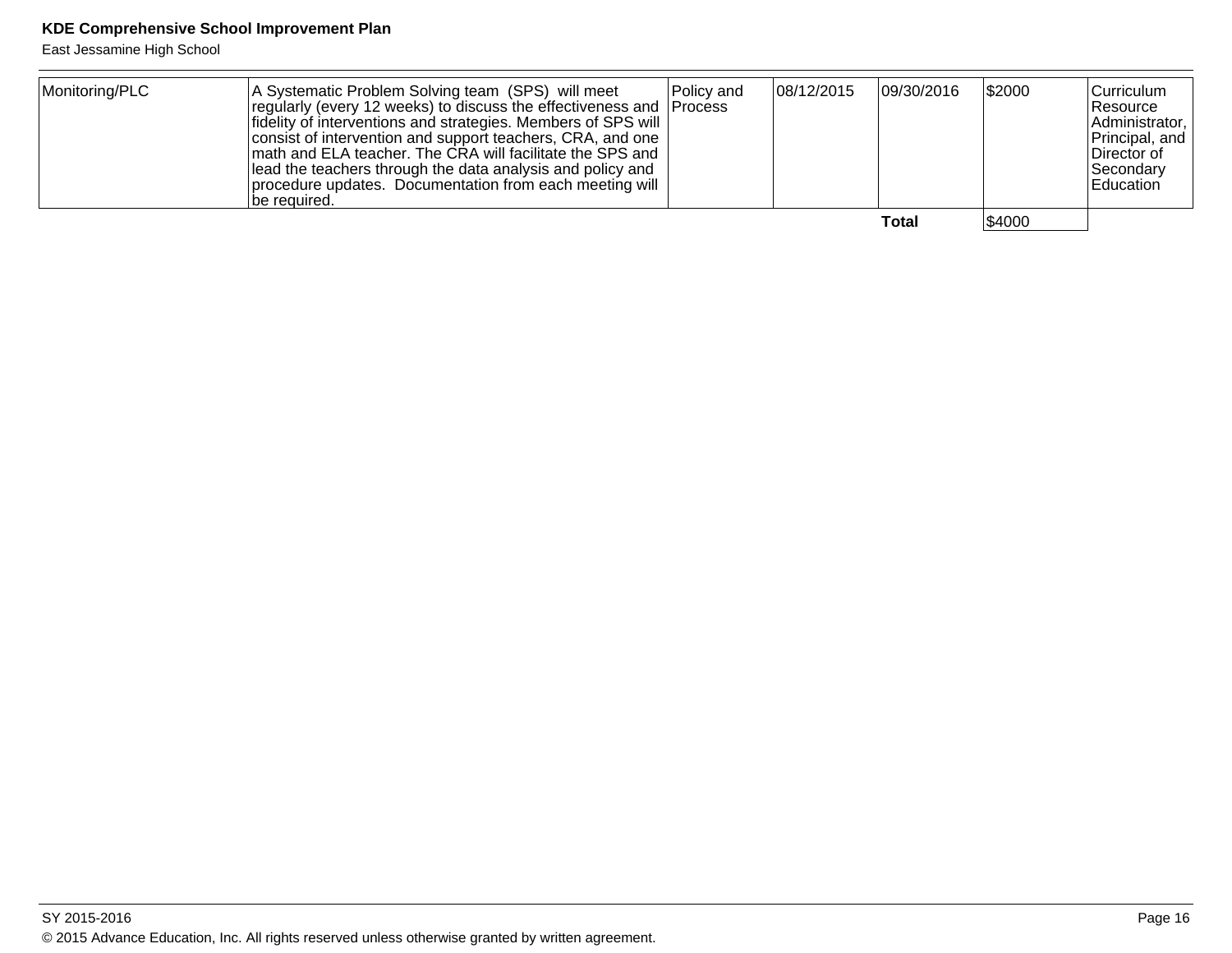| | | | | | | |
|---|---|---|---|---|---|---|
| Monitoring/PLC | A Systematic Problem Solving team (SPS) will meet regularly (every 12 weeks) to discuss the effectiveness and fidelity of interventions and strategies. Members of SPS will consist of intervention and support teachers, CRA, and one math and ELA teacher. The CRA will facilitate the SPS and lead the teachers through the data analysis and policy and procedure updates. Documentation from each meeting will be required. | Policy and Process | 08/12/2015 | 09/30/2016 | $2000 | Curriculum Resource Administrator, Principal, and Director of Secondary Education |
| | | | | **Total** | $4000 | |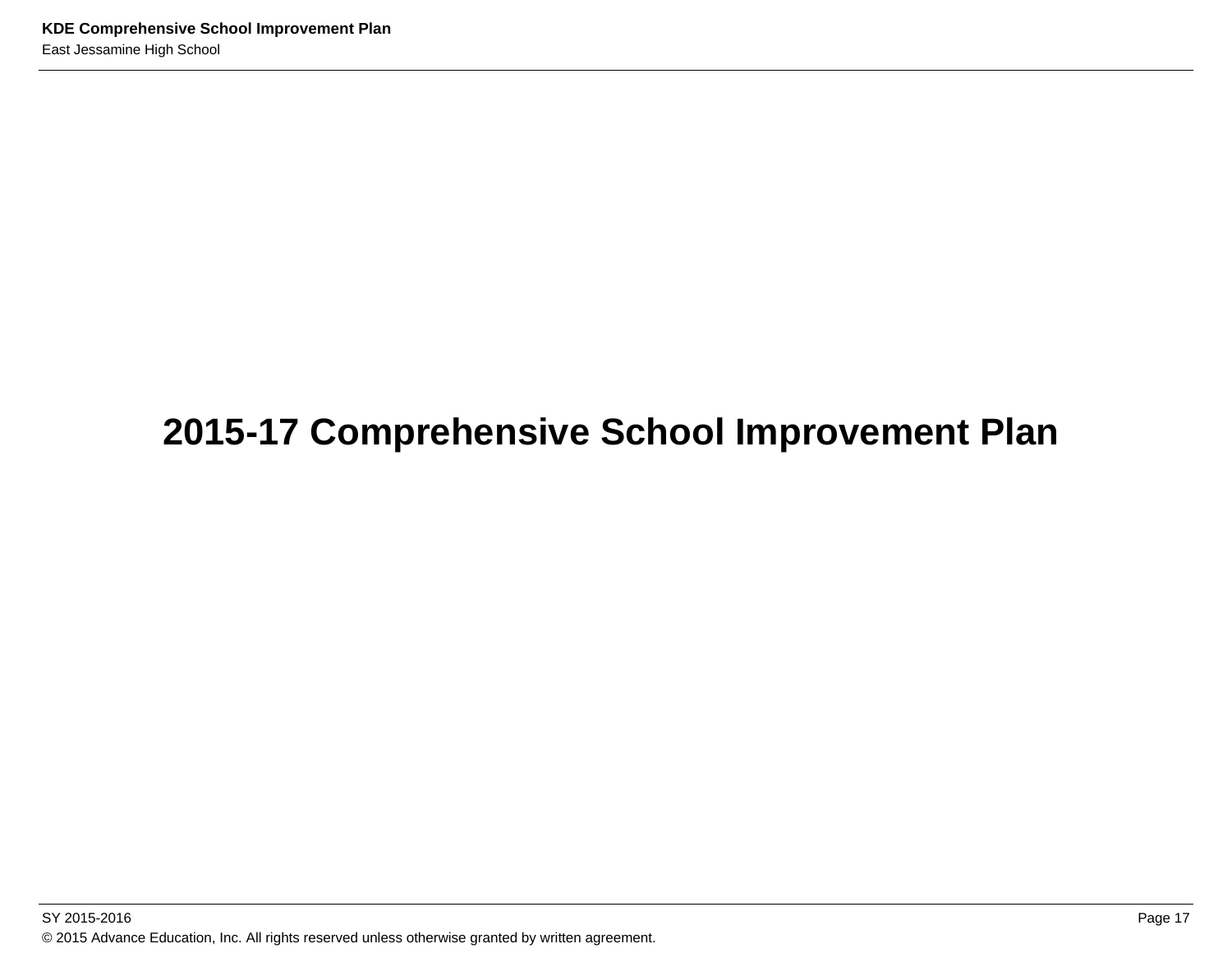# 2015-17 Comprehensive School Improvement Plan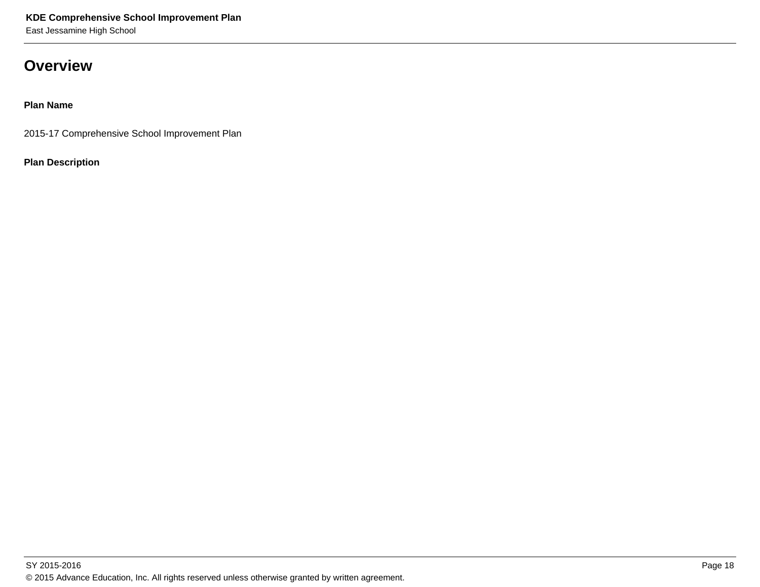# Overview

**Plan Name**

2015-17 Comprehensive School Improvement Plan

**Plan Description**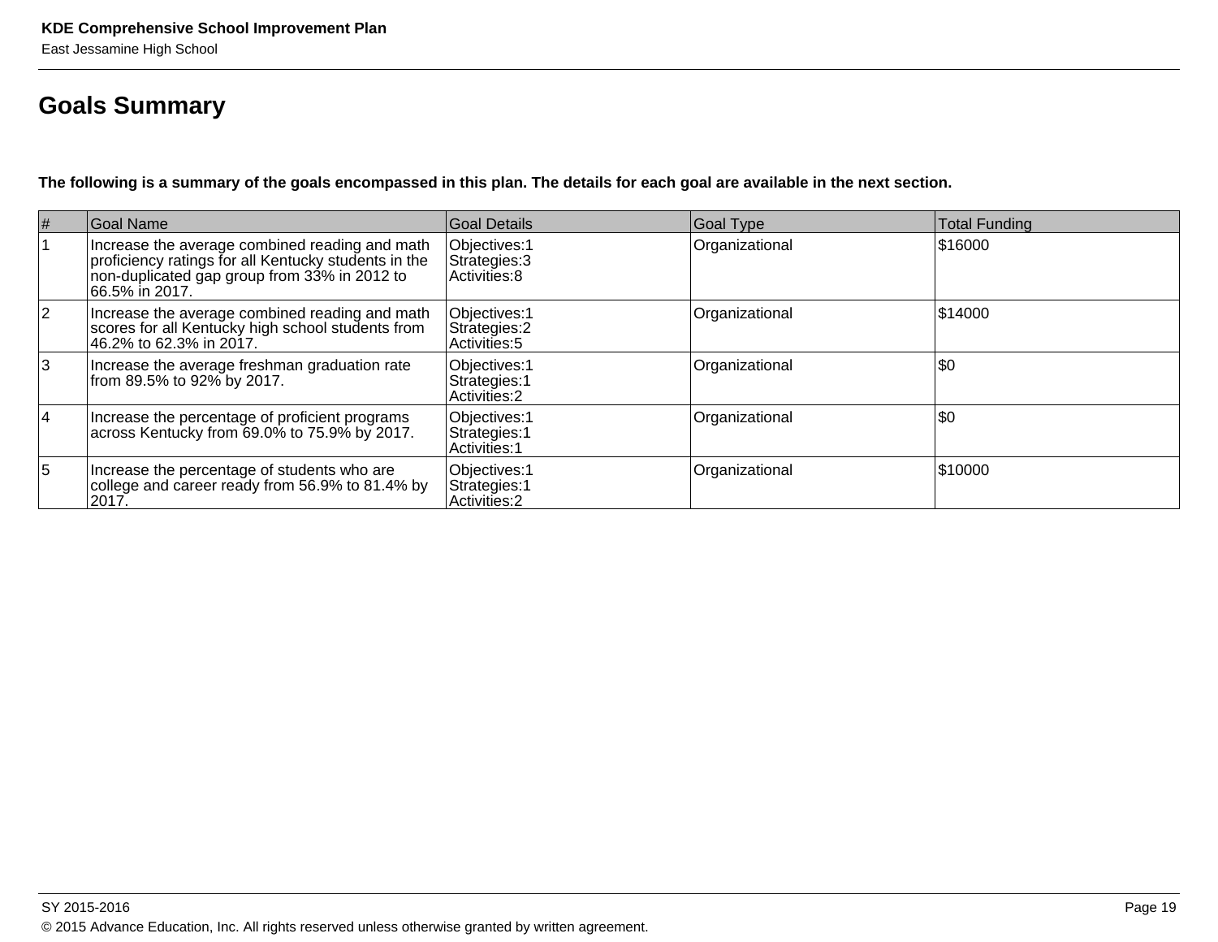## Goals Summary

**The following is a summary of the goals encompassed in this plan. The details for each goal are available in the next section.**

| # | Goal Name | Goal Details | Goal Type | Total Funding |
|---|---|---|---|---|
| 1 | Increase the average combined reading and math proficiency ratings for all Kentucky students in the non-duplicated gap group from 33% in 2012 to 66.5% in 2017. | Objectives:1<br>Strategies:3<br>Activities:8 | Organizational | $16000 |
| 2 | Increase the average combined reading and math scores for all Kentucky high school students from 46.2% to 62.3% in 2017. | Objectives:1<br>Strategies:2<br>Activities:5 | Organizational | $14000 |
| 3 | Increase the average freshman graduation rate from 89.5% to 92% by 2017. | Objectives:1<br>Strategies:1<br>Activities:2 | Organizational | $0 |
| 4 | Increase the percentage of proficient programs across Kentucky from 69.0% to 75.9% by 2017. | Objectives:1<br>Strategies:1<br>Activities:1 | Organizational | $0 |
| 5 | Increase the percentage of students who are college and career ready from 56.9% to 81.4% by 2017. | Objectives:1<br>Strategies:1<br>Activities:2 | Organizational | $10000 |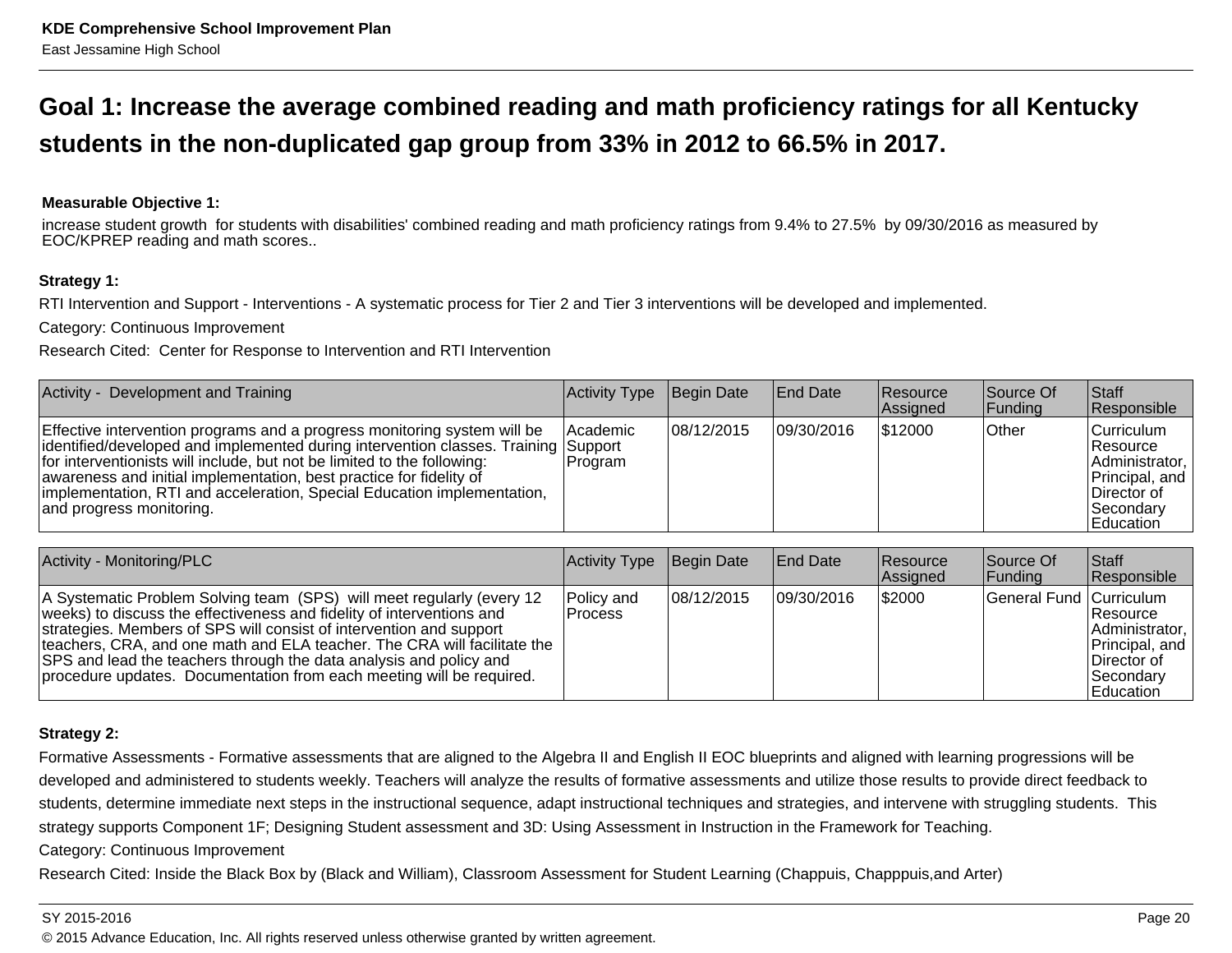## Goal 1: Increase the average combined reading and math proficiency ratings for all Kentucky students in the non-duplicated gap group from 33% in 2012 to 66.5% in 2017.

**Measurable Objective 1:**

increase student growth for students with disabilities' combined reading and math proficiency ratings from 9.4% to 27.5% by 09/30/2016 as measured by EOC/KPREP reading and math scores..

**Strategy 1:**

RTI Intervention and Support - Interventions - A systematic process for Tier 2 and Tier 3 interventions will be developed and implemented.

Category: Continuous Improvement

Research Cited: Center for Response to Intervention and RTI Intervention

| Activity - Development and Training | Activity Type | Begin Date | End Date | Resource Assigned | Source Of Funding | Staff Responsible |
|---|---|---|---|---|---|---|
| Effective intervention programs and a progress monitoring system will be identified/developed and implemented during intervention classes. Training for interventionists will include, but not be limited to the following: awareness and initial implementation, best practice for fidelity of implementation, RTI and acceleration, Special Education implementation, and progress monitoring. | Academic Support Program | 08/12/2015 | 09/30/2016 | $12000 | Other | Curriculum Resource Administrator, Principal, and Director of Secondary Education |

| Activity - Monitoring/PLC | Activity Type | Begin Date | End Date | Resource Assigned | Source Of Funding | Staff Responsible |
|---|---|---|---|---|---|---|
| A Systematic Problem Solving team (SPS) will meet regularly (every 12 weeks) to discuss the effectiveness and fidelity of interventions and strategies. Members of SPS will consist of intervention and support teachers, CRA, and one math and ELA teacher. The CRA will facilitate the SPS and lead the teachers through the data analysis and policy and procedure updates. Documentation from each meeting will be required. | Policy and Process | 08/12/2015 | 09/30/2016 | $2000 | General Fund | Curriculum Resource Administrator, Principal, and Director of Secondary Education |

**Strategy 2:**

Formative Assessments - Formative assessments that are aligned to the Algebra II and English II EOC blueprints and aligned with learning progressions will be developed and administered to students weekly. Teachers will analyze the results of formative assessments and utilize those results to provide direct feedback to students, determine immediate next steps in the instructional sequence, adapt instructional techniques and strategies, and intervene with struggling students. This strategy supports Component 1F; Designing Student assessment and 3D: Using Assessment in Instruction in the Framework for Teaching.

Category: Continuous Improvement

Research Cited: Inside the Black Box by (Black and William), Classroom Assessment for Student Learning (Chappuis, Chapppuis,and Arter)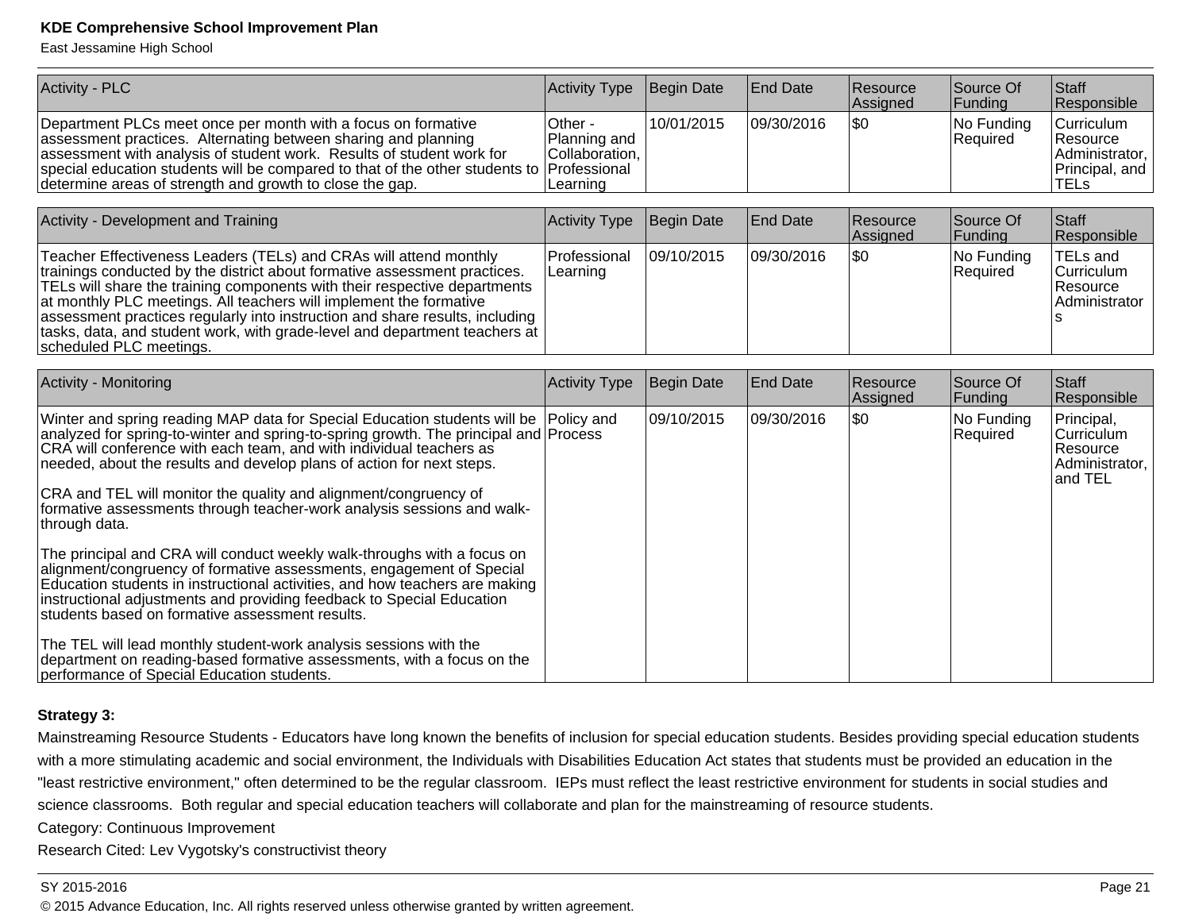| Activity - PLC | Activity Type | Begin Date | End Date | Resource Assigned | Source Of Funding | Staff Responsible |
|---|---|---|---|---|---|---|
| Department PLCs meet once per month with a focus on formative assessment practices. Alternating between sharing and planning assessment with analysis of student work. Results of student work for special education students will be compared to that of the other students to determine areas of strength and growth to close the gap. | Other - Planning and Collaboration, Professional Learning | 10/01/2015 | 09/30/2016 | $0 | No Funding Required | Curriculum Resource Administrator, Principal, and TELs |

| Activity - Development and Training | Activity Type | Begin Date | End Date | Resource Assigned | Source Of Funding | Staff Responsible |
|---|---|---|---|---|---|---|
| Teacher Effectiveness Leaders (TELs) and CRAs will attend monthly trainings conducted by the district about formative assessment practices. TELs will share the training components with their respective departments at monthly PLC meetings. All teachers will implement the formative assessment practices regularly into instruction and share results, including tasks, data, and student work, with grade-level and department teachers at scheduled PLC meetings. | Professional Learning | 09/10/2015 | 09/30/2016 | $0 | No Funding Required | TELs and Curriculum Resource Administrators |

| Activity - Monitoring | Activity Type | Begin Date | End Date | Resource Assigned | Source Of Funding | Staff Responsible |
|---|---|---|---|---|---|---|
| Winter and spring reading MAP data for Special Education students will be analyzed for spring-to-winter and spring-to-spring growth. The principal and CRA will conference with each team, and with individual teachers as needed, about the results and develop plans of action for next steps.<br><br>CRA and TEL will monitor the quality and alignment/congruency of formative assessments through teacher-work analysis sessions and walk-through data.<br><br>The principal and CRA will conduct weekly walk-throughs with a focus on alignment/congruency of formative assessments, engagement of Special Education students in instructional activities, and how teachers are making instructional adjustments and providing feedback to Special Education students based on formative assessment results.<br><br>The TEL will lead monthly student-work analysis sessions with the department on reading-based formative assessments, with a focus on the performance of Special Education students. | Policy and Process | 09/10/2015 | 09/30/2016 | $0 | No Funding Required | Principal, Curriculum Resource Administrator, and TEL |

**Strategy 3:**

Mainstreaming Resource Students - Educators have long known the benefits of inclusion for special education students. Besides providing special education students with a more stimulating academic and social environment, the Individuals with Disabilities Education Act states that students must be provided an education in the "least restrictive environment," often determined to be the regular classroom. IEPs must reflect the least restrictive environment for students in social studies and science classrooms. Both regular and special education teachers will collaborate and plan for the mainstreaming of resource students.

Category: Continuous Improvement

Research Cited: Lev Vygotsky's constructivist theory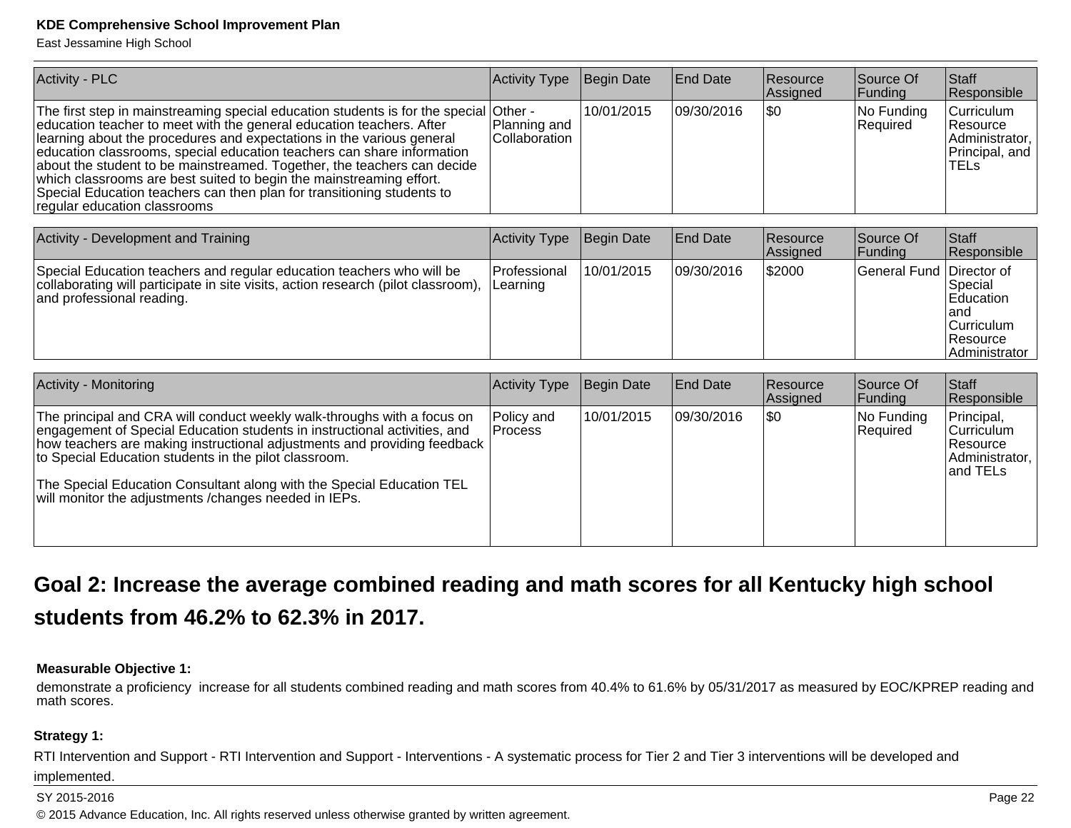| Activity - PLC | Activity Type | Begin Date | End Date | Resource Assigned | Source Of Funding | Staff Responsible |
|---|---|---|---|---|---|---|
| The first step in mainstreaming special education students is for the special education teacher to meet with the general education teachers. After learning about the procedures and expectations in the various general education classrooms, special education teachers can share information about the student to be mainstreamed. Together, the teachers can decide which classrooms are best suited to begin the mainstreaming effort. Special Education teachers can then plan for transitioning students to regular education classrooms | Other - Planning and Collaboration | 10/01/2015 | 09/30/2016 | $0 | No Funding Required | Curriculum Resource Administrator, Principal, and TELs |

| Activity - Development and Training | Activity Type | Begin Date | End Date | Resource Assigned | Source Of Funding | Staff Responsible |
|---|---|---|---|---|---|---|
| Special Education teachers and regular education teachers who will be collaborating will participate in site visits, action research (pilot classroom), and professional reading. | Professional Learning | 10/01/2015 | 09/30/2016 | $2000 | General Fund | Director of Special Education and Curriculum Resource Administrator |

| Activity - Monitoring | Activity Type | Begin Date | End Date | Resource Assigned | Source Of Funding | Staff Responsible |
|---|---|---|---|---|---|---|
| The principal and CRA will conduct weekly walk-throughs with a focus on engagement of Special Education students in instructional activities, and how teachers are making instructional adjustments and providing feedback to Special Education students in the pilot classroom.<br><br>The Special Education Consultant along with the Special Education TEL will monitor the adjustments /changes needed in IEPs. | Policy and Process | 10/01/2015 | 09/30/2016 | $0 | No Funding Required | Principal, Curriculum Resource Administrator, and TELs |

## Goal 2: Increase the average combined reading and math scores for all Kentucky high school students from 46.2% to 62.3% in 2017.

**Measurable Objective 1:**

demonstrate a proficiency increase for all students combined reading and math scores from 40.4% to 61.6% by 05/31/2017 as measured by EOC/KPREP reading and math scores.

**Strategy 1:**

RTI Intervention and Support - RTI Intervention and Support - Interventions - A systematic process for Tier 2 and Tier 3 interventions will be developed and implemented.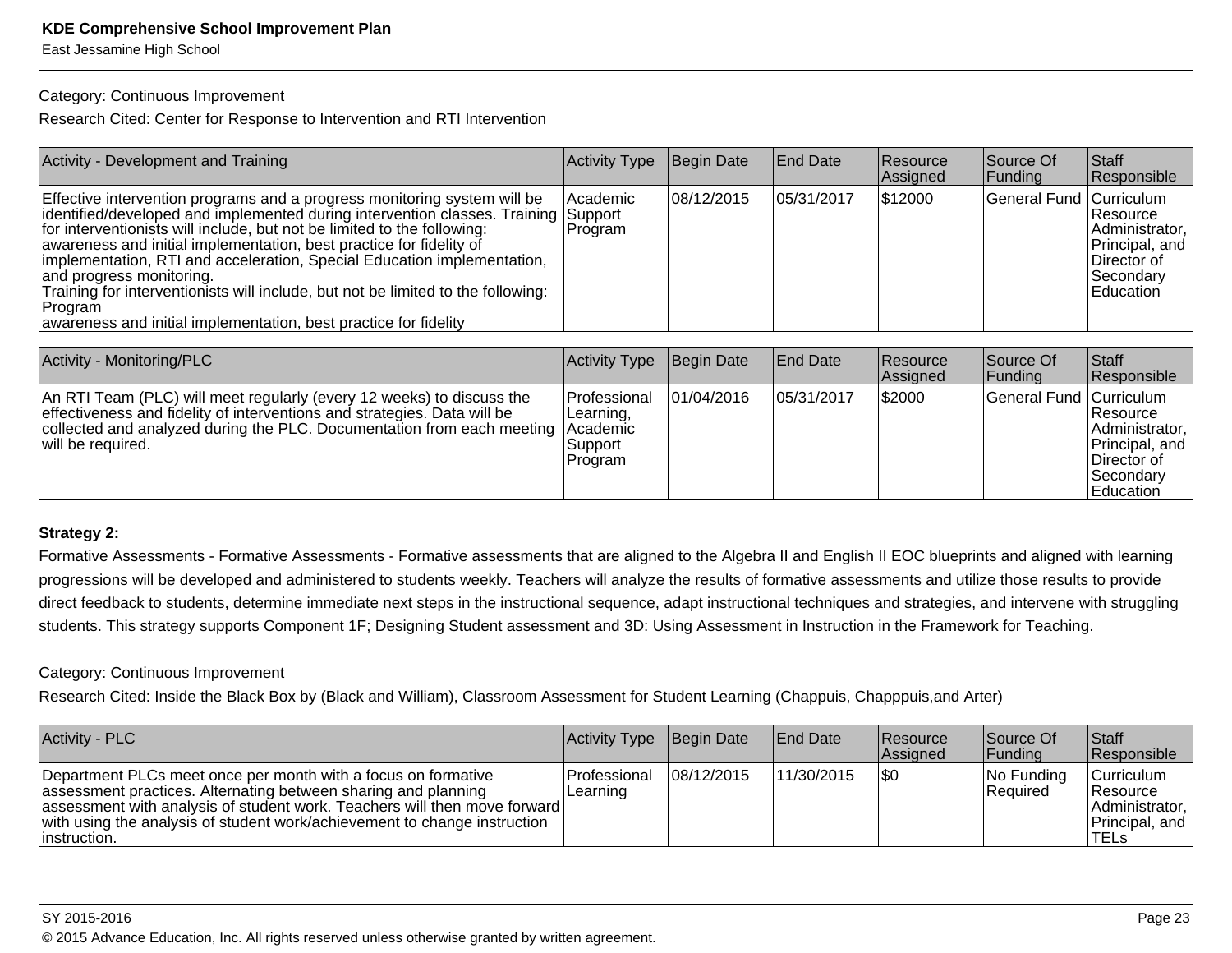Category: Continuous Improvement

Research Cited: Center for Response to Intervention and RTI Intervention

| Activity - Development and Training | Activity Type | Begin Date | End Date | Resource Assigned | Source Of Funding | Staff Responsible |
| --- | --- | --- | --- | --- | --- | --- |
| Effective intervention programs and a progress monitoring system will be identified/developed and implemented during intervention classes. Training for interventionists will include, but not be limited to the following: awareness and initial implementation, best practice for fidelity of implementation, RTI and acceleration, Special Education implementation, and progress monitoring.<br>Training for interventionists will include, but not be limited to the following: Program<br>awareness and initial implementation, best practice for fidelity | Academic Support Program | 08/12/2015 | 05/31/2017 | $12000 | General Fund | Curriculum Resource Administrator, Principal, and Director of Secondary Education |

| Activity - Monitoring/PLC | Activity Type | Begin Date | End Date | Resource Assigned | Source Of Funding | Staff Responsible |
| --- | --- | --- | --- | --- | --- | --- |
| An RTI Team (PLC) will meet regularly (every 12 weeks) to discuss the effectiveness and fidelity of interventions and strategies. Data will be collected and analyzed during the PLC. Documentation from each meeting will be required. | Professional Learning, Academic Support Program | 01/04/2016 | 05/31/2017 | $2000 | General Fund | Curriculum Resource Administrator, Principal, and Director of Secondary Education |

**Strategy 2:**

Formative Assessments - Formative Assessments - Formative assessments that are aligned to the Algebra II and English II EOC blueprints and aligned with learning progressions will be developed and administered to students weekly. Teachers will analyze the results of formative assessments and utilize those results to provide direct feedback to students, determine immediate next steps in the instructional sequence, adapt instructional techniques and strategies, and intervene with struggling students. This strategy supports Component 1F; Designing Student assessment and 3D: Using Assessment in Instruction in the Framework for Teaching.

Category: Continuous Improvement

Research Cited: Inside the Black Box by (Black and William), Classroom Assessment for Student Learning (Chappuis, Chapppuis,and Arter)

| Activity - PLC | Activity Type | Begin Date | End Date | Resource Assigned | Source Of Funding | Staff Responsible |
| --- | --- | --- | --- | --- | --- | --- |
| Department PLCs meet once per month with a focus on formative assessment practices. Alternating between sharing and planning assessment with analysis of student work. Teachers will then move forward with using the analysis of student work/achievement to change instruction instruction. | Professional Learning | 08/12/2015 | 11/30/2015 | $0 | No Funding Required | Curriculum Resource Administrator, Principal, and TELs |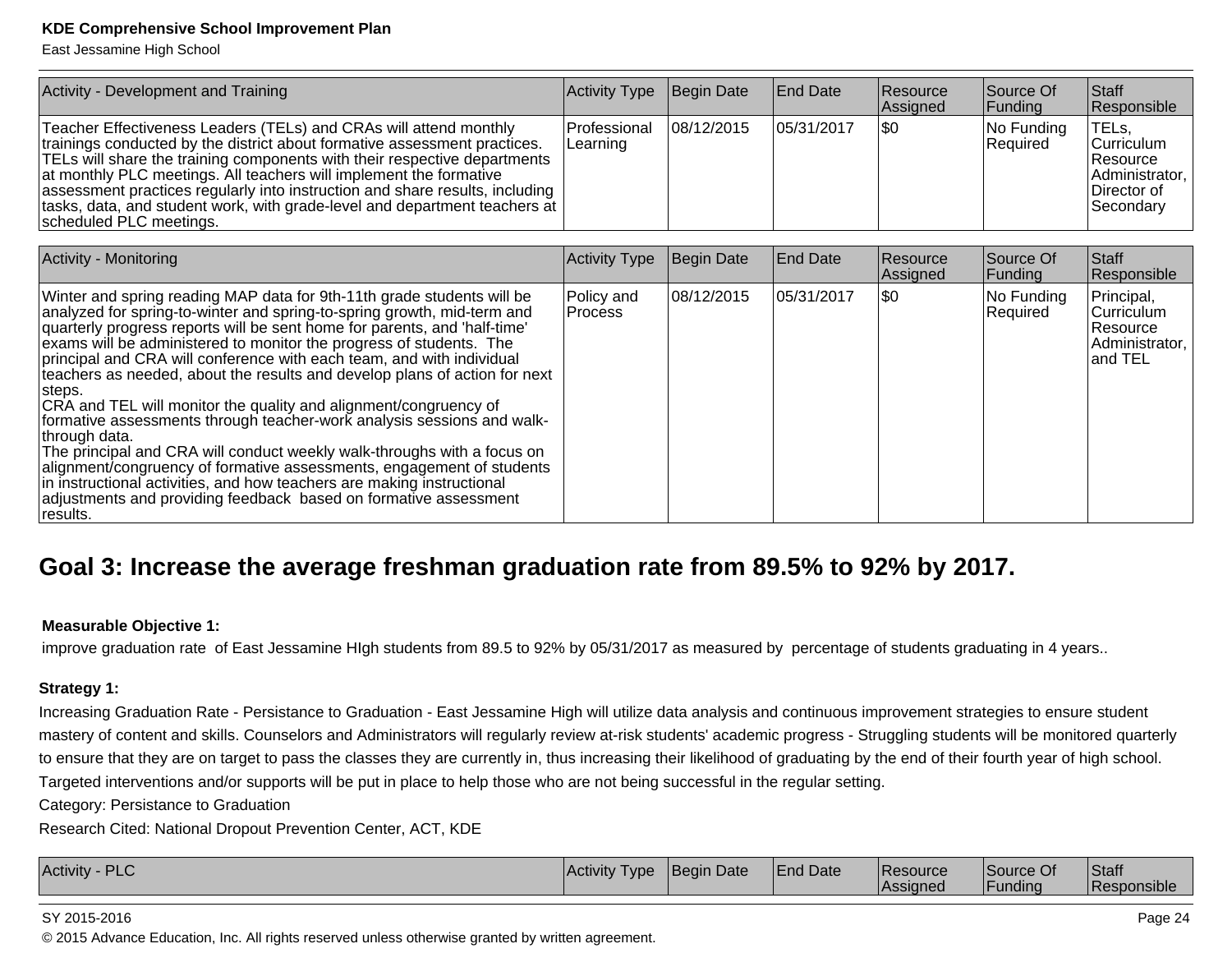| Activity - Development and Training | Activity Type | Begin Date | End Date | Resource Assigned | Source Of Funding | Staff Responsible |
|---|---|---|---|---|---|---|
| Teacher Effectiveness Leaders (TELs) and CRAs will attend monthly trainings conducted by the district about formative assessment practices. TELs will share the training components with their respective departments at monthly PLC meetings. All teachers will implement the formative assessment practices regularly into instruction and share results, including tasks, data, and student work, with grade-level and department teachers at scheduled PLC meetings. | Professional Learning | 08/12/2015 | 05/31/2017 | $0 | No Funding Required | TELs, Curriculum Resource Administrator, Director of Secondary |

| Activity - Monitoring | Activity Type | Begin Date | End Date | Resource Assigned | Source Of Funding | Staff Responsible |
|---|---|---|---|---|---|---|
| Winter and spring reading MAP data for 9th-11th grade students will be analyzed for spring-to-winter and spring-to-spring growth, mid-term and quarterly progress reports will be sent home for parents, and 'half-time' exams will be administered to monitor the progress of students. The principal and CRA will conference with each team, and with individual teachers as needed, about the results and develop plans of action for next steps.<br>CRA and TEL will monitor the quality and alignment/congruency of formative assessments through teacher-work analysis sessions and walk-through data.<br>The principal and CRA will conduct weekly walk-throughs with a focus on alignment/congruency of formative assessments, engagement of students in instructional activities, and how teachers are making instructional adjustments and providing feedback based on formative assessment results. | Policy and Process | 08/12/2015 | 05/31/2017 | $0 | No Funding Required | Principal, Curriculum Resource Administrator, and TEL |

## Goal 3: Increase the average freshman graduation rate from 89.5% to 92% by 2017.

**Measurable Objective 1:**

improve graduation rate of East Jessamine HIgh students from 89.5 to 92% by 05/31/2017 as measured by percentage of students graduating in 4 years..

**Strategy 1:**

Increasing Graduation Rate - Persistance to Graduation - East Jessamine High will utilize data analysis and continuous improvement strategies to ensure student mastery of content and skills. Counselors and Administrators will regularly review at-risk students' academic progress - Struggling students will be monitored quarterly to ensure that they are on target to pass the classes they are currently in, thus increasing their likelihood of graduating by the end of their fourth year of high school. Targeted interventions and/or supports will be put in place to help those who are not being successful in the regular setting.

Category: Persistance to Graduation

Research Cited: National Dropout Prevention Center, ACT, KDE

| Activity - PLC | Activity Type | Begin Date | End Date | Resource Assigned | Source Of Funding | Staff Responsible |
|---|---|---|---|---|---|---|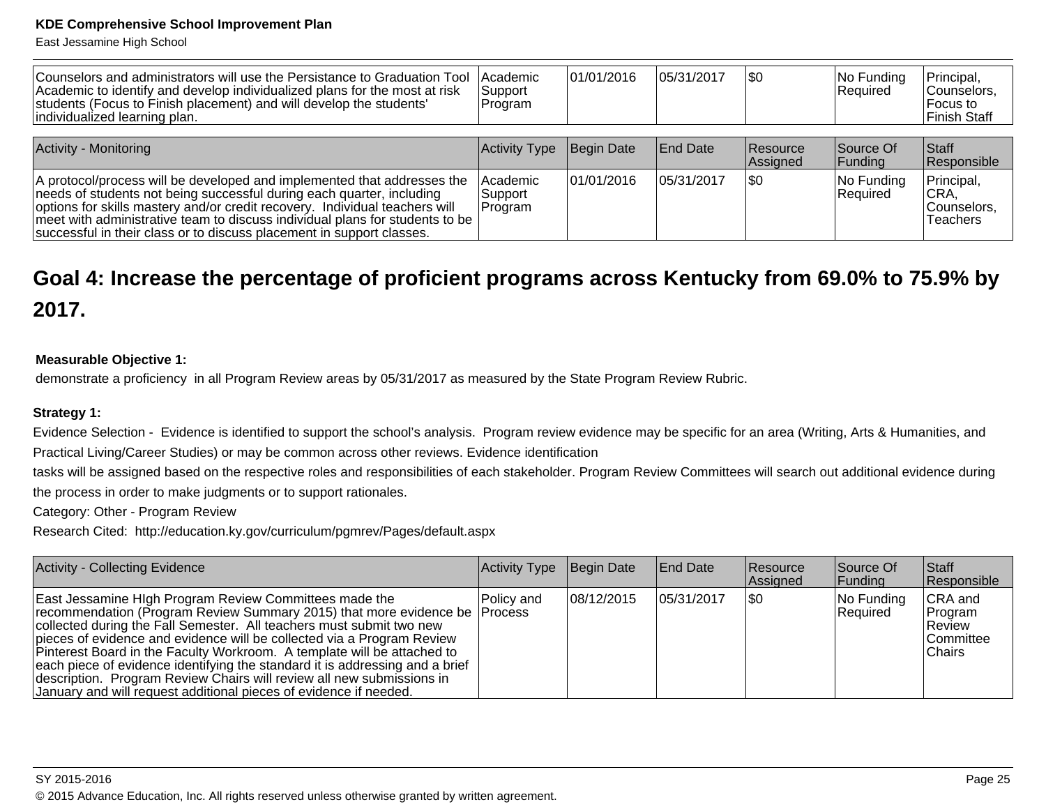| | | | | | | |
|---|---|---|---|---|---|---|
| Counselors and administrators will use the Persistance to Graduation Tool Academic to identify and develop individualized plans for the most at risk students (Focus to Finish placement) and will develop the students' individualized learning plan. | Academic Support Program | 01/01/2016 | 05/31/2017 | $0 | No Funding Required | Principal, Counselors, Focus to Finish Staff |

| Activity - Monitoring | Activity Type | Begin Date | End Date | Resource Assigned | Source Of Funding | Staff Responsible |
|---|---|---|---|---|---|---|
| A protocol/process will be developed and implemented that addresses the needs of students not being successful during each quarter, including options for skills mastery and/or credit recovery. Individual teachers will meet with administrative team to discuss individual plans for students to be successful in their class or to discuss placement in support classes. | Academic Support Program | 01/01/2016 | 05/31/2017 | $0 | No Funding Required | Principal, CRA, Counselors, Teachers |

## Goal 4: Increase the percentage of proficient programs across Kentucky from 69.0% to 75.9% by 2017.

**Measurable Objective 1:**

demonstrate a proficiency in all Program Review areas by 05/31/2017 as measured by the State Program Review Rubric.

**Strategy 1:**

Evidence Selection - Evidence is identified to support the school's analysis. Program review evidence may be specific for an area (Writing, Arts & Humanities, and Practical Living/Career Studies) or may be common across other reviews. Evidence identification tasks will be assigned based on the respective roles and responsibilities of each stakeholder. Program Review Committees will search out additional evidence during the process in order to make judgments or to support rationales.

Category: Other - Program Review

Research Cited: http://education.ky.gov/curriculum/pgmrev/Pages/default.aspx

| Activity - Collecting Evidence | Activity Type | Begin Date | End Date | Resource Assigned | Source Of Funding | Staff Responsible |
|---|---|---|---|---|---|---|
| East Jessamine HIgh Program Review Committees made the recommendation (Program Review Summary 2015) that more evidence be collected during the Fall Semester. All teachers must submit two new pieces of evidence and evidence will be collected via a Program Review Pinterest Board in the Faculty Workroom. A template will be attached to each piece of evidence identifying the standard it is addressing and a brief description. Program Review Chairs will review all new submissions in January and will request additional pieces of evidence if needed. | Policy and Process | 08/12/2015 | 05/31/2017 | $0 | No Funding Required | CRA and Program Review Committee Chairs |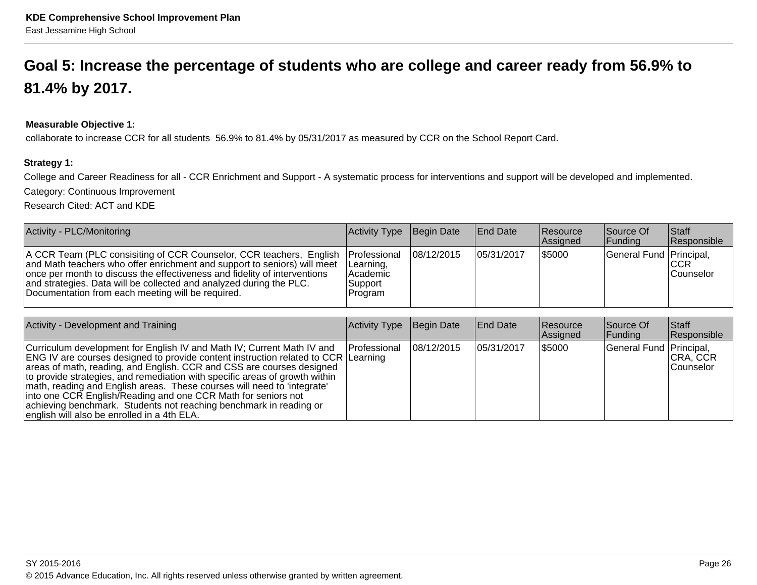## Goal 5: Increase the percentage of students who are college and career ready from 56.9% to 81.4% by 2017.

**Measurable Objective 1:**
collaborate to increase CCR for all students 56.9% to 81.4% by 05/31/2017 as measured by CCR on the School Report Card.

**Strategy 1:**
College and Career Readiness for all - CCR Enrichment and Support - A systematic process for interventions and support will be developed and implemented.
Category: Continuous Improvement
Research Cited: ACT and KDE

| Activity - PLC/Monitoring | Activity Type | Begin Date | End Date | Resource Assigned | Source Of Funding | Staff Responsible |
|---|---|---|---|---|---|---|
| A CCR Team (PLC consisiting of CCR Counselor, CCR teachers, English and Math teachers who offer enrichment and support to seniors) will meet once per month to discuss the effectiveness and fidelity of interventions and strategies. Data will be collected and analyzed during the PLC. Documentation from each meeting will be required. | Professional Learning, Academic Support Program | 08/12/2015 | 05/31/2017 | $5000 | General Fund | Principal, CCR Counselor |

| Activity - Development and Training | Activity Type | Begin Date | End Date | Resource Assigned | Source Of Funding | Staff Responsible |
|---|---|---|---|---|---|---|
| Curriculum development for English IV and Math IV; Current Math IV and ENG IV are courses designed to provide content instruction related to CCR areas of math, reading, and English. CCR and CSS are courses designed to provide strategies, and remediation with specific areas of growth within math, reading and English areas. These courses will need to 'integrate' into one CCR English/Reading and one CCR Math for seniors not achieving benchmark. Students not reaching benchmark in reading or english will also be enrolled in a 4th ELA. | Professional Learning | 08/12/2015 | 05/31/2017 | $5000 | General Fund | Principal, CRA, CCR Counselor |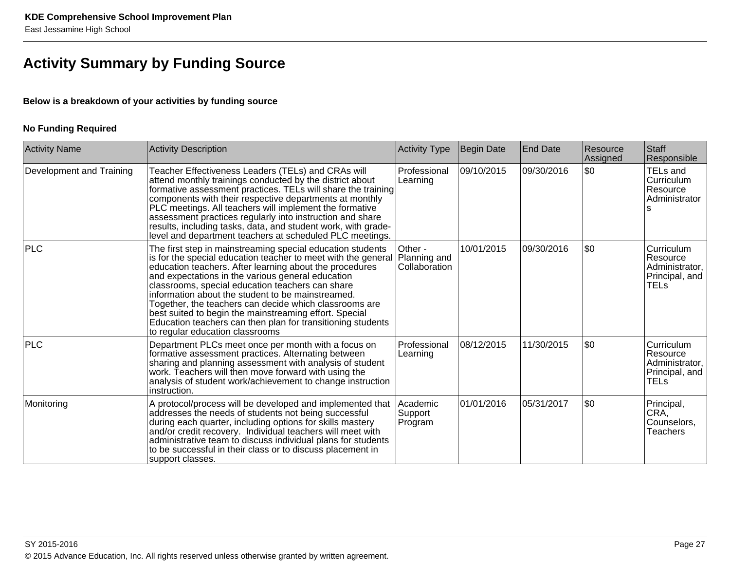# Activity Summary by Funding Source

**Below is a breakdown of your activities by funding source**

**No Funding Required**

| Activity Name | Activity Description | Activity Type | Begin Date | End Date | Resource Assigned | Staff Responsible |
|---|---|---|---|---|---|---|
| Development and Training | Teacher Effectiveness Leaders (TELs) and CRAs will attend monthly trainings conducted by the district about formative assessment practices. TELs will share the training components with their respective departments at monthly PLC meetings. All teachers will implement the formative assessment practices regularly into instruction and share results, including tasks, data, and student work, with grade-level and department teachers at scheduled PLC meetings. | Professional Learning | 09/10/2015 | 09/30/2016 | $0 | TELs and Curriculum Resource Administrators |
| PLC | The first step in mainstreaming special education students is for the special education teacher to meet with the general education teachers. After learning about the procedures and expectations in the various general education classrooms, special education teachers can share information about the student to be mainstreamed. Together, the teachers can decide which classrooms are best suited to begin the mainstreaming effort. Special Education teachers can then plan for transitioning students to regular education classrooms | Other - Planning and Collaboration | 10/01/2015 | 09/30/2016 | $0 | Curriculum Resource Administrator, Principal, and TELs |
| PLC | Department PLCs meet once per month with a focus on formative assessment practices. Alternating between sharing and planning assessment with analysis of student work. Teachers will then move forward with using the analysis of student work/achievement to change instruction instruction. | Professional Learning | 08/12/2015 | 11/30/2015 | $0 | Curriculum Resource Administrator, Principal, and TELs |
| Monitoring | A protocol/process will be developed and implemented that addresses the needs of students not being successful during each quarter, including options for skills mastery and/or credit recovery. Individual teachers will meet with administrative team to discuss individual plans for students to be successful in their class or to discuss placement in support classes. | Academic Support Program | 01/01/2016 | 05/31/2017 | $0 | Principal, CRA, Counselors, Teachers |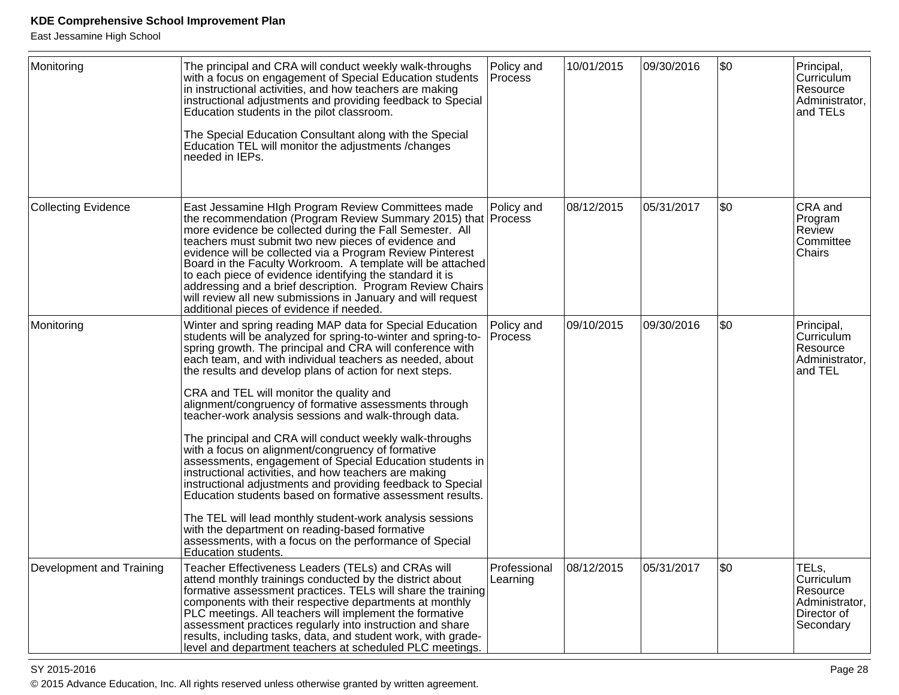| Monitoring | The principal and CRA will conduct weekly walk-throughs with a focus on engagement of Special Education students in instructional activities, and how teachers are making instructional adjustments and providing feedback to Special Education students in the pilot classroom.<br><br>The Special Education Consultant along with the Special Education TEL will monitor the adjustments /changes needed in IEPs. | Policy and Process | 10/01/2015 | 09/30/2016 | $0 | Principal, Curriculum Resource Administrator, and TELs |
|---|---|---|---|---|---|---|
| Collecting Evidence | East Jessamine HIgh Program Review Committees made the recommendation (Program Review Summary 2015) that more evidence be collected during the Fall Semester.  All teachers must submit two new pieces of evidence and evidence will be collected via a Program Review Pinterest Board in the Faculty Workroom.  A template will be attached to each piece of evidence identifying the standard it is addressing and a brief description.  Program Review Chairs will review all new submissions in January and will request additional pieces of evidence if needed. | Policy and Process | 08/12/2015 | 05/31/2017 | $0 | CRA and Program Review Committee Chairs |
| Monitoring | Winter and spring reading MAP data for Special Education students will be analyzed for spring-to-winter and spring-to-spring growth. The principal and CRA will conference with each team, and with individual teachers as needed, about the results and develop plans of action for next steps.<br><br>CRA and TEL will monitor the quality and alignment/congruency of formative assessments through teacher-work analysis sessions and walk-through data.<br><br>The principal and CRA will conduct weekly walk-throughs with a focus on alignment/congruency of formative assessments, engagement of Special Education students in instructional activities, and how teachers are making instructional adjustments and providing feedback to Special Education students based on formative assessment results.<br><br>The TEL will lead monthly student-work analysis sessions with the department on reading-based formative assessments, with a focus on the performance of Special Education students. | Policy and Process | 09/10/2015 | 09/30/2016 | $0 | Principal, Curriculum Resource Administrator, and TEL |
| Development and Training | Teacher Effectiveness Leaders (TELs) and CRAs will attend monthly trainings conducted by the district about formative assessment practices. TELs will share the training components with their respective departments at monthly PLC meetings. All teachers will implement the formative assessment practices regularly into instruction and share results, including tasks, data, and student work, with grade-level and department teachers at scheduled PLC meetings. | Professional Learning | 08/12/2015 | 05/31/2017 | $0 | TELs, Curriculum Resource Administrator, Director of Secondary |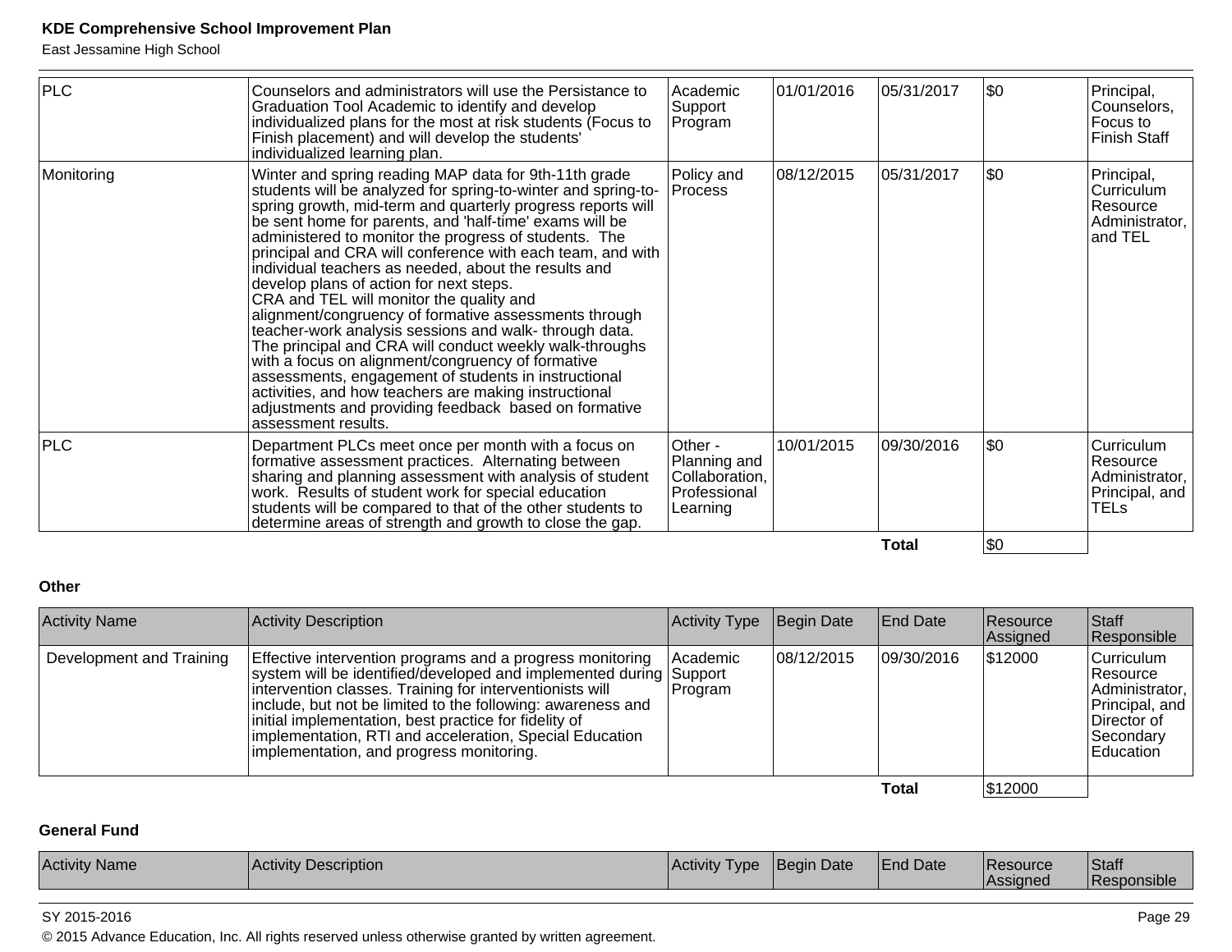| | | | | | | |
|---|---|---|---|---|---|---|
| PLC | Counselors and administrators will use the Persistance to Graduation Tool Academic to identify and develop individualized plans for the most at risk students (Focus to Finish placement) and will develop the students' individualized learning plan. | Academic Support Program | 01/01/2016 | 05/31/2017 | $0 | Principal, Counselors, Focus to Finish Staff |
| Monitoring | Winter and spring reading MAP data for 9th-11th grade students will be analyzed for spring-to-winter and spring-to-spring growth, mid-term and quarterly progress reports will be sent home for parents, and 'half-time' exams will be administered to monitor the progress of students. The principal and CRA will conference with each team, and with individual teachers as needed, about the results and develop plans of action for next steps.<br>CRA and TEL will monitor the quality and alignment/congruency of formative assessments through teacher-work analysis sessions and walk- through data. The principal and CRA will conduct weekly walk-throughs with a focus on alignment/congruency of formative assessments, engagement of students in instructional activities, and how teachers are making instructional adjustments and providing feedback based on formative assessment results. | Policy and Process | 08/12/2015 | 05/31/2017 | $0 | Principal, Curriculum Resource Administrator, and TEL |
| PLC | Department PLCs meet once per month with a focus on formative assessment practices. Alternating between sharing and planning assessment with analysis of student work. Results of student work for special education students will be compared to that of the other students to determine areas of strength and growth to close the gap. | Other - Planning and Collaboration, Professional Learning | 10/01/2015 | 09/30/2016 | $0 | Curriculum Resource Administrator, Principal, and TELs |
| | | | | **Total** | $0 | |

**Other**

| Activity Name | Activity Description | Activity Type | Begin Date | End Date | Resource Assigned | Staff Responsible |
|---|---|---|---|---|---|---|
| Development and Training | Effective intervention programs and a progress monitoring system will be identified/developed and implemented during intervention classes. Training for interventionists will include, but not be limited to the following: awareness and initial implementation, best practice for fidelity of implementation, RTI and acceleration, Special Education implementation, and progress monitoring. | Academic Support Program | 08/12/2015 | 09/30/2016 | $12000 | Curriculum Resource Administrator, Principal, and Director of Secondary Education |
| | | | | **Total** | $12000 | |

**General Fund**

| Activity Name | Activity Description | Activity Type | Begin Date | End Date | Resource Assigned | Staff Responsible |
|---|---|---|---|---|---|---|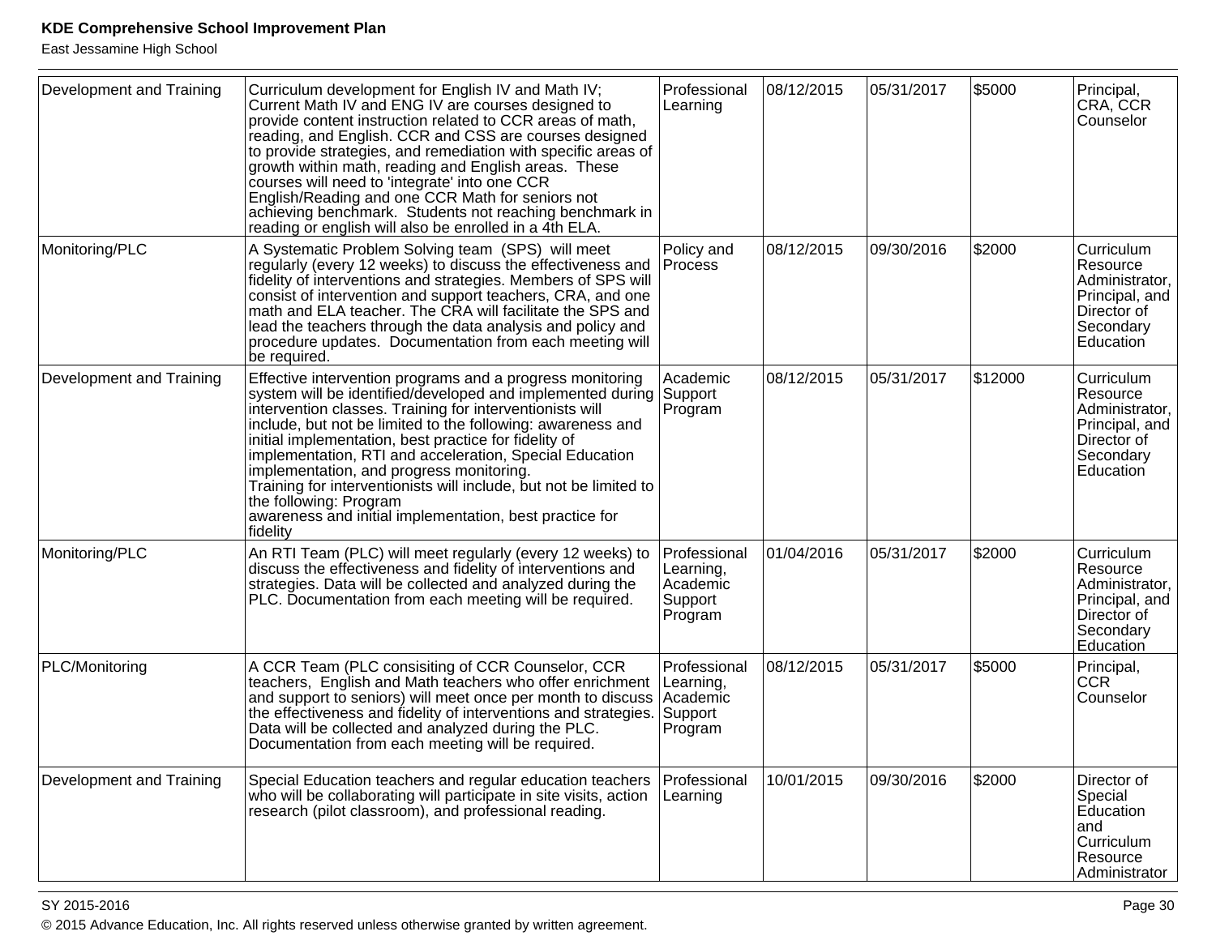| | | | | | | |
|---|---|---|---|---|---|---|
| Development and Training | Curriculum development for English IV and Math IV; Current Math IV and ENG IV are courses designed to provide content instruction related to CCR areas of math, reading, and English. CCR and CSS are courses designed to provide strategies, and remediation with specific areas of growth within math, reading and English areas. These courses will need to 'integrate' into one CCR English/Reading and one CCR Math for seniors not achieving benchmark. Students not reaching benchmark in reading or english will also be enrolled in a 4th ELA. | Professional Learning | 08/12/2015 | 05/31/2017 | $5000 | Principal, CRA, CCR Counselor |
| Monitoring/PLC | A Systematic Problem Solving team (SPS) will meet regularly (every 12 weeks) to discuss the effectiveness and fidelity of interventions and strategies. Members of SPS will consist of intervention and support teachers, CRA, and one math and ELA teacher. The CRA will facilitate the SPS and lead the teachers through the data analysis and policy and procedure updates. Documentation from each meeting will be required. | Policy and Process | 08/12/2015 | 09/30/2016 | $2000 | Curriculum Resource Administrator, Principal, and Director of Secondary Education |
| Development and Training | Effective intervention programs and a progress monitoring system will be identified/developed and implemented during intervention classes. Training for interventionists will include, but not be limited to the following: awareness and initial implementation, best practice for fidelity of implementation, RTI and acceleration, Special Education implementation, and progress monitoring.<br>Training for interventionists will include, but not be limited to the following: Program awareness and initial implementation, best practice for fidelity | Academic Support Program | 08/12/2015 | 05/31/2017 | $12000 | Curriculum Resource Administrator, Principal, and Director of Secondary Education |
| Monitoring/PLC | An RTI Team (PLC) will meet regularly (every 12 weeks) to discuss the effectiveness and fidelity of interventions and strategies. Data will be collected and analyzed during the PLC. Documentation from each meeting will be required. | Professional Learning, Academic Support Program | 01/04/2016 | 05/31/2017 | $2000 | Curriculum Resource Administrator, Principal, and Director of Secondary Education |
| PLC/Monitoring | A CCR Team (PLC consisiting of CCR Counselor, CCR teachers, English and Math teachers who offer enrichment and support to seniors) will meet once per month to discuss the effectiveness and fidelity of interventions and strategies. Data will be collected and analyzed during the PLC. Documentation from each meeting will be required. | Professional Learning, Academic Support Program | 08/12/2015 | 05/31/2017 | $5000 | Principal, CCR Counselor |
| Development and Training | Special Education teachers and regular education teachers who will be collaborating will participate in site visits, action research (pilot classroom), and professional reading. | Professional Learning | 10/01/2015 | 09/30/2016 | $2000 | Director of Special Education and Curriculum Resource Administrator |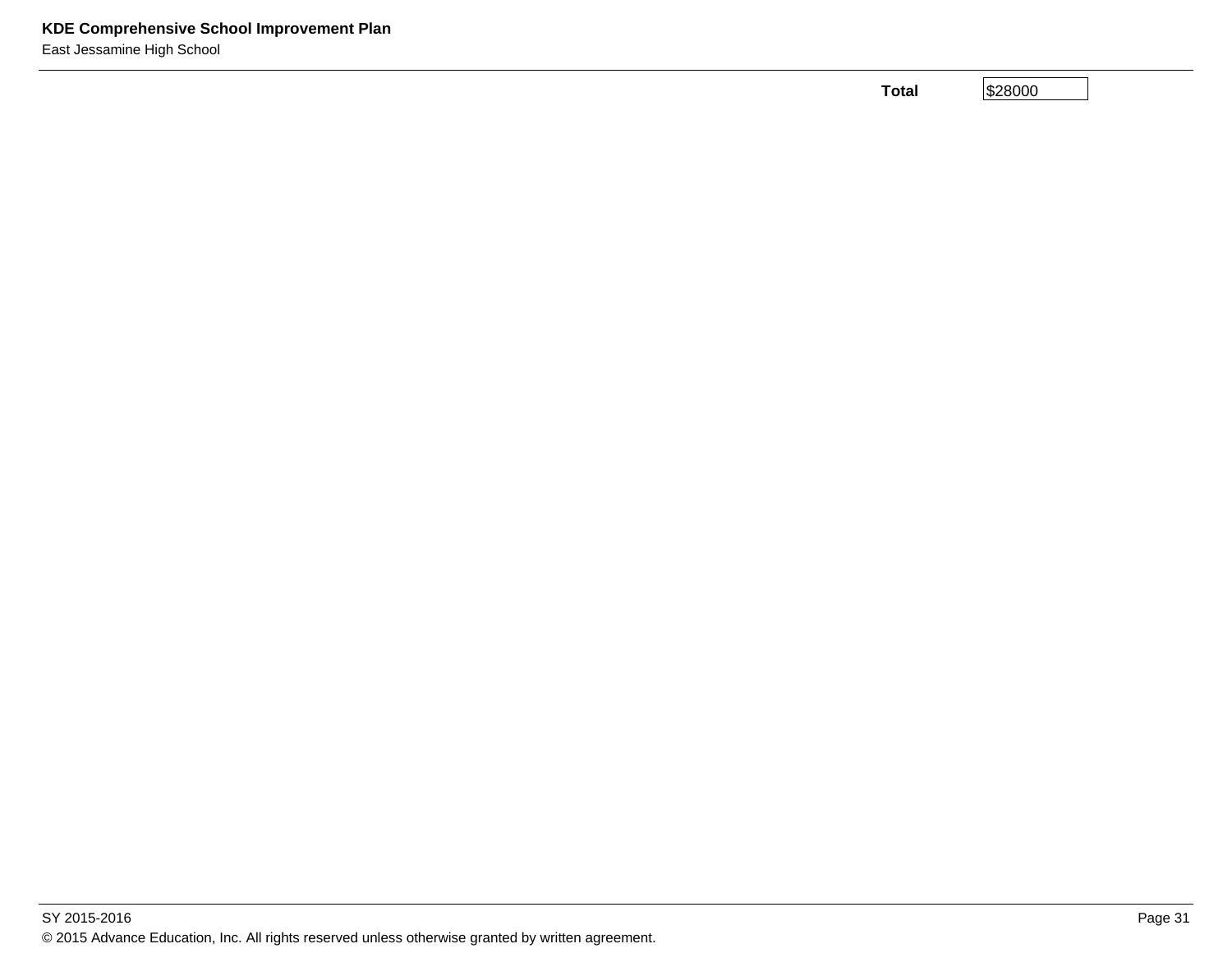| Total | $28000 |
|---|---|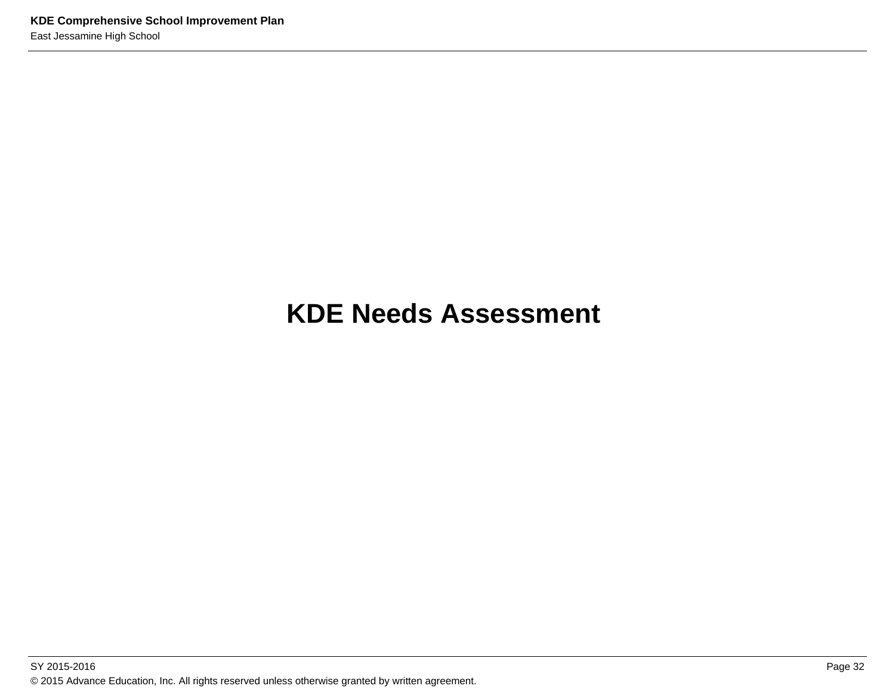# KDE Needs Assessment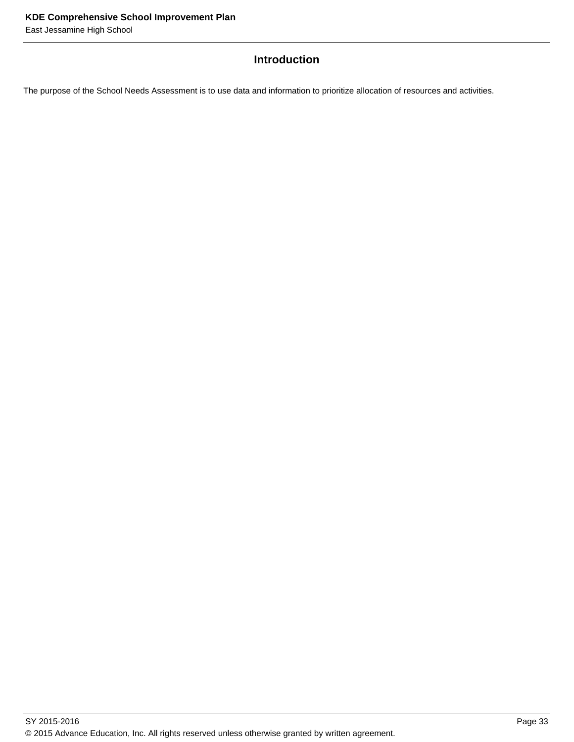## Introduction

The purpose of the School Needs Assessment is to use data and information to prioritize allocation of resources and activities.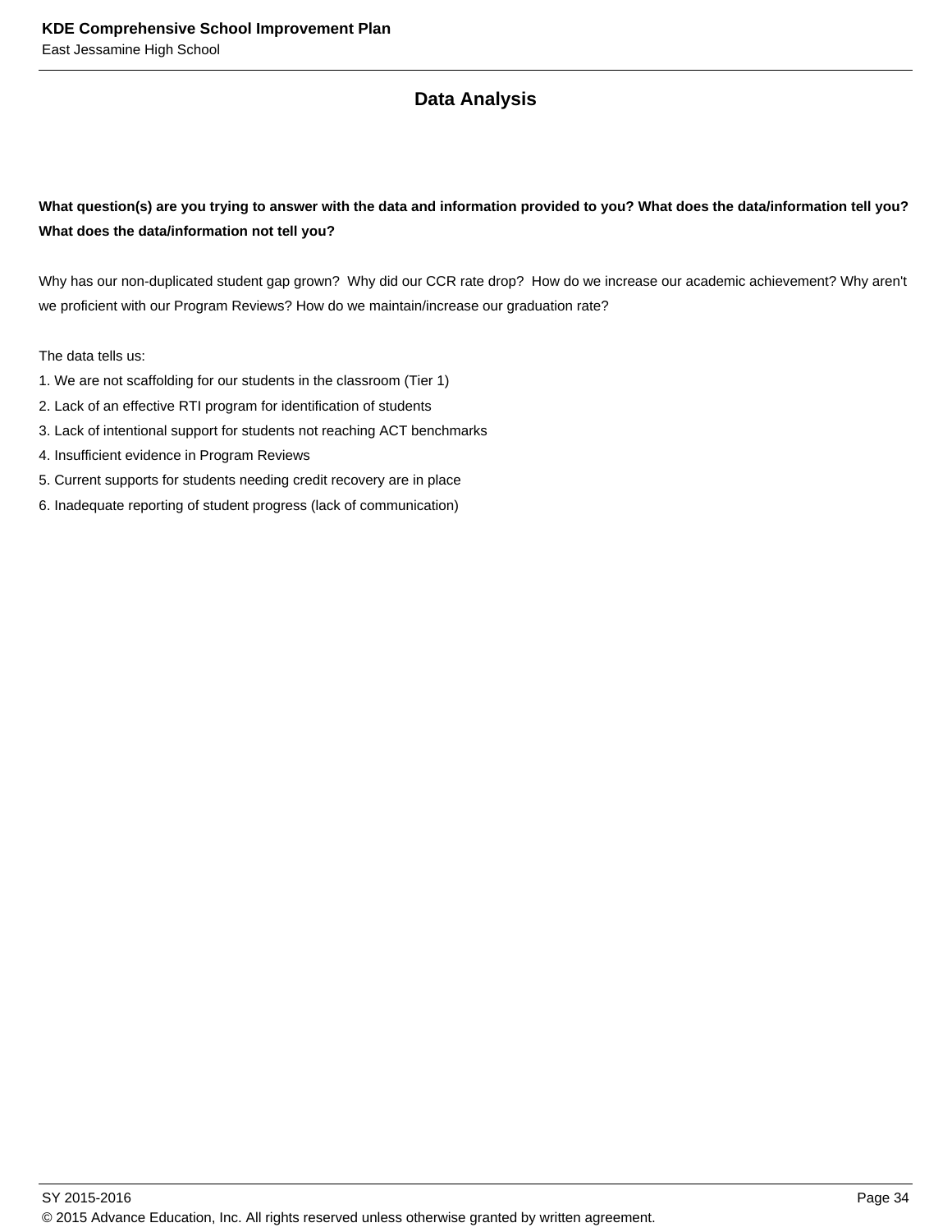## Data Analysis

**What question(s) are you trying to answer with the data and information provided to you? What does the data/information tell you? What does the data/information not tell you?**

Why has our non-duplicated student gap grown? Why did our CCR rate drop? How do we increase our academic achievement? Why aren't we proficient with our Program Reviews? How do we maintain/increase our graduation rate?

The data tells us:
1. We are not scaffolding for our students in the classroom (Tier 1)
2. Lack of an effective RTI program for identification of students
3. Lack of intentional support for students not reaching ACT benchmarks
4. Insufficient evidence in Program Reviews
5. Current supports for students needing credit recovery are in place
6. Inadequate reporting of student progress (lack of communication)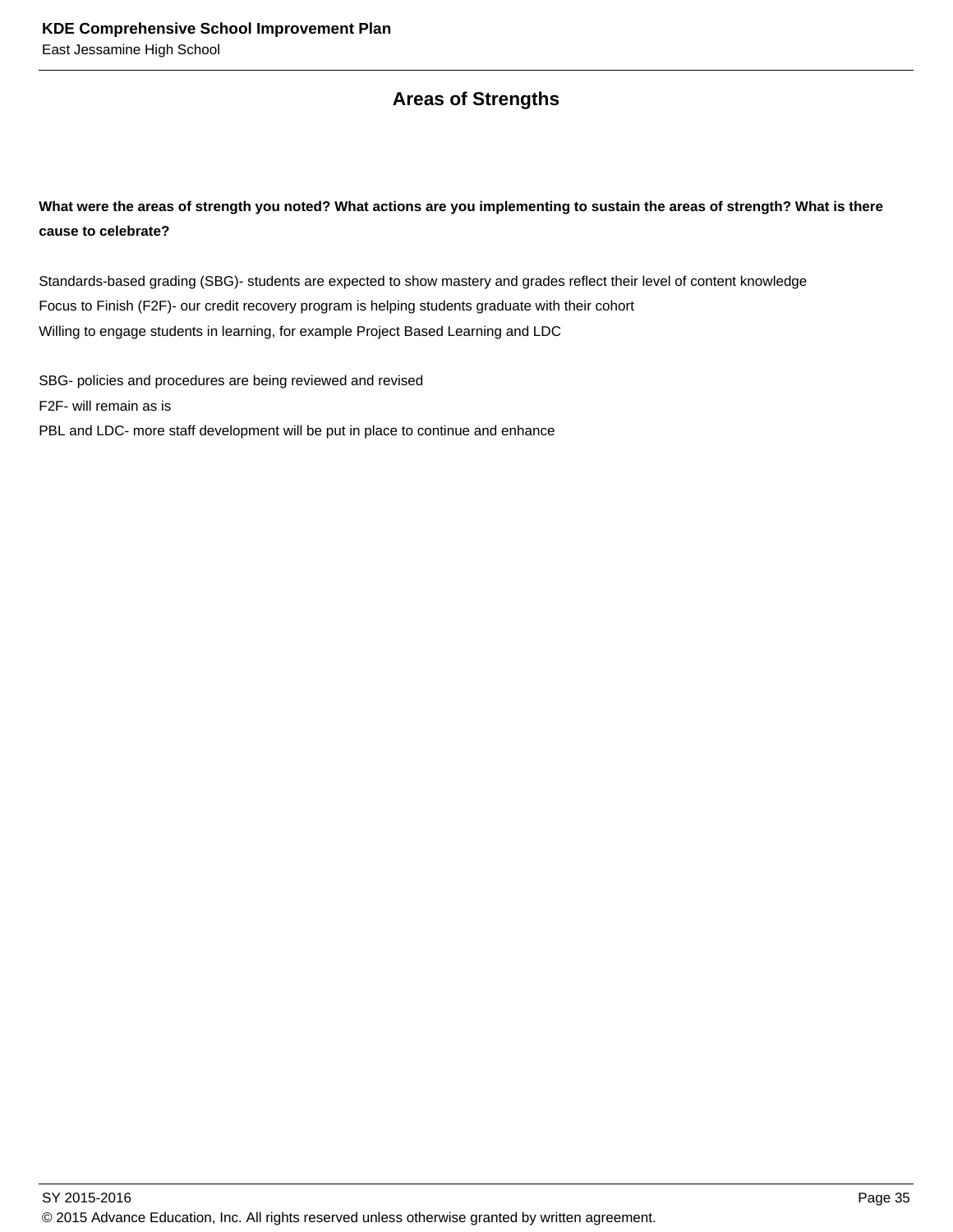## Areas of Strengths

**What were the areas of strength you noted? What actions are you implementing to sustain the areas of strength? What is there cause to celebrate?**

Standards-based grading (SBG)- students are expected to show mastery and grades reflect their level of content knowledge
Focus to Finish (F2F)- our credit recovery program is helping students graduate with their cohort
Willing to engage students in learning, for example Project Based Learning and LDC

SBG- policies and procedures are being reviewed and revised
F2F- will remain as is
PBL and LDC- more staff development will be put in place to continue and enhance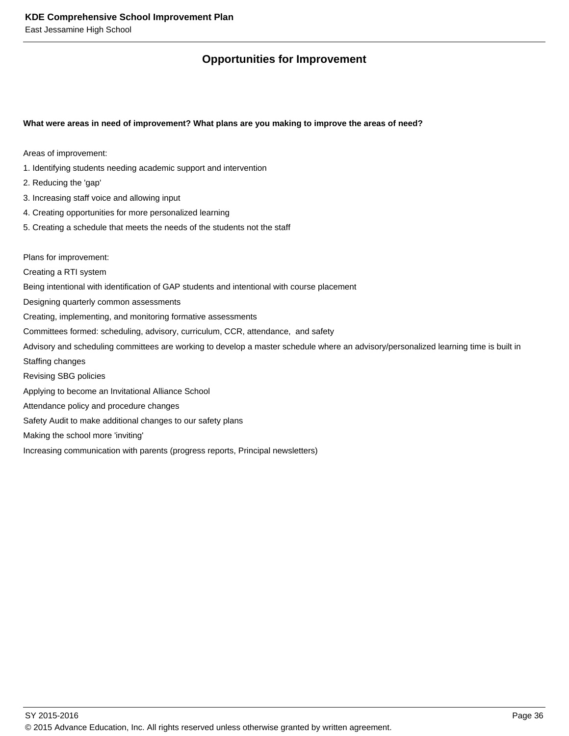## Opportunities for Improvement

**What were areas in need of improvement? What plans are you making to improve the areas of need?**

Areas of improvement:

1. Identifying students needing academic support and intervention
2. Reducing the 'gap'
3. Increasing staff voice and allowing input
4. Creating opportunities for more personalized learning
5. Creating a schedule that meets the needs of the students not the staff

Plans for improvement:

Creating a RTI system

Being intentional with identification of GAP students and intentional with course placement

Designing quarterly common assessments

Creating, implementing, and monitoring formative assessments

Committees formed: scheduling, advisory, curriculum, CCR, attendance, and safety

Advisory and scheduling committees are working to develop a master schedule where an advisory/personalized learning time is built in

Staffing changes

Revising SBG policies

Applying to become an Invitational Alliance School

Attendance policy and procedure changes

Safety Audit to make additional changes to our safety plans

Making the school more 'inviting'

Increasing communication with parents (progress reports, Principal newsletters)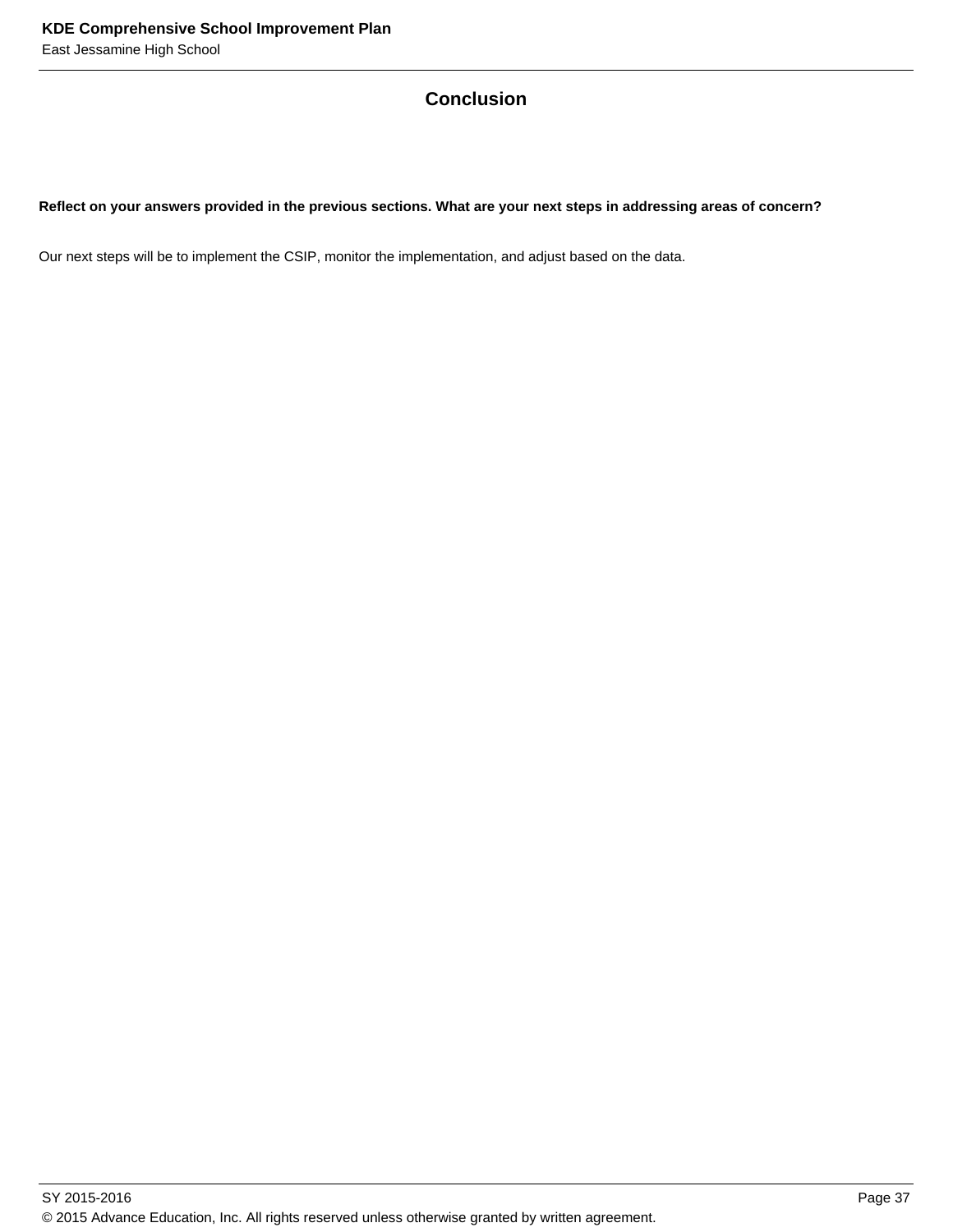## Conclusion

**Reflect on your answers provided in the previous sections. What are your next steps in addressing areas of concern?**

Our next steps will be to implement the CSIP, monitor the implementation, and adjust based on the data.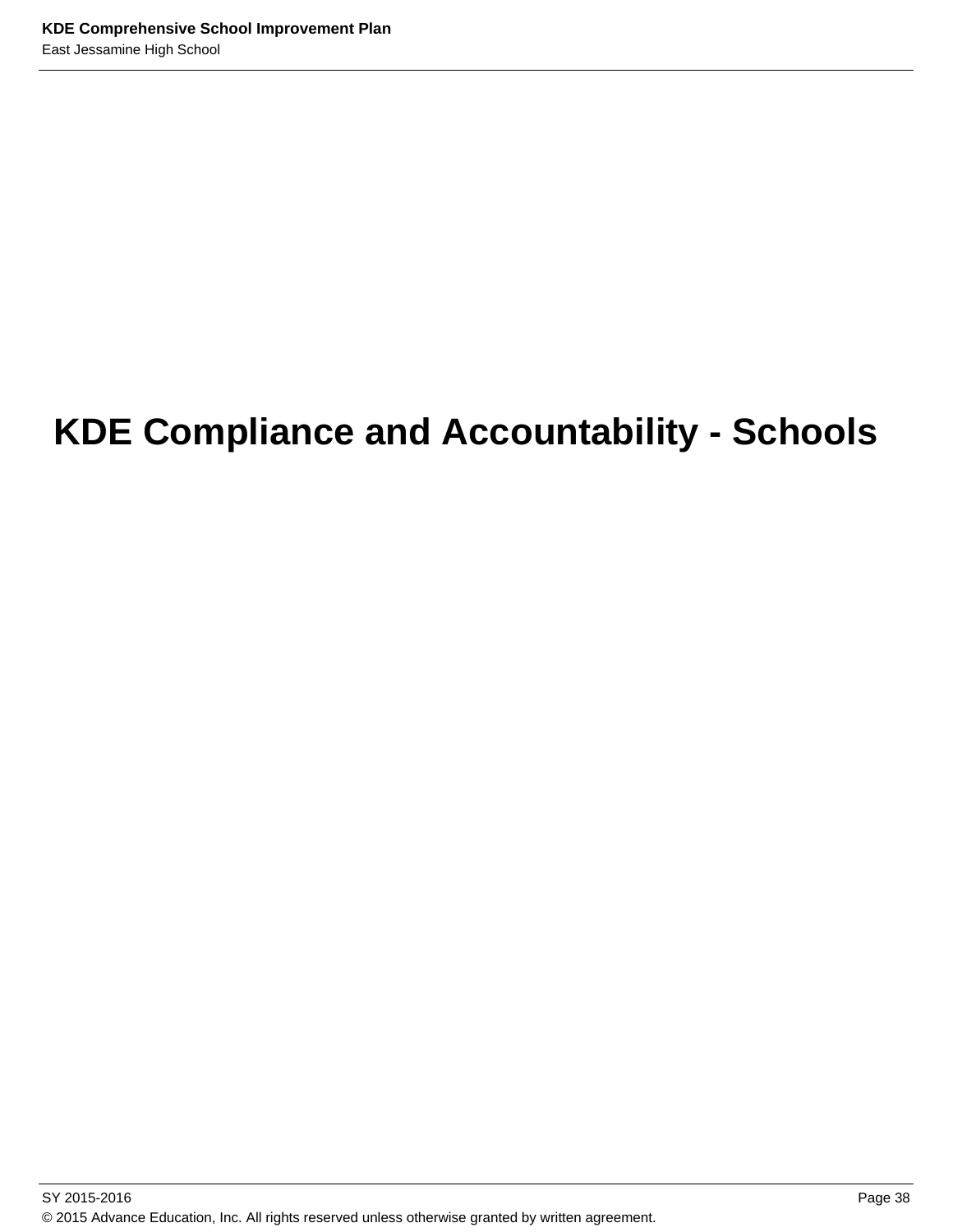# KDE Compliance and Accountability - Schools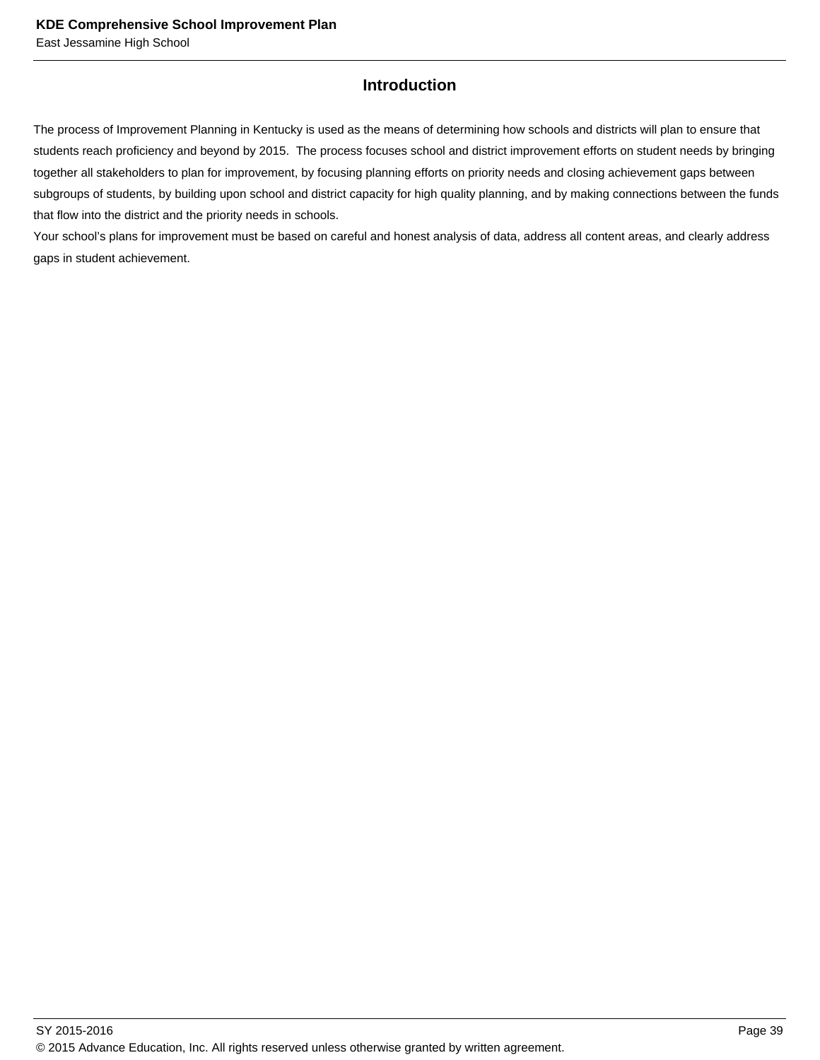## Introduction

The process of Improvement Planning in Kentucky is used as the means of determining how schools and districts will plan to ensure that students reach proficiency and beyond by 2015. The process focuses school and district improvement efforts on student needs by bringing together all stakeholders to plan for improvement, by focusing planning efforts on priority needs and closing achievement gaps between subgroups of students, by building upon school and district capacity for high quality planning, and by making connections between the funds that flow into the district and the priority needs in schools.

Your school's plans for improvement must be based on careful and honest analysis of data, address all content areas, and clearly address gaps in student achievement.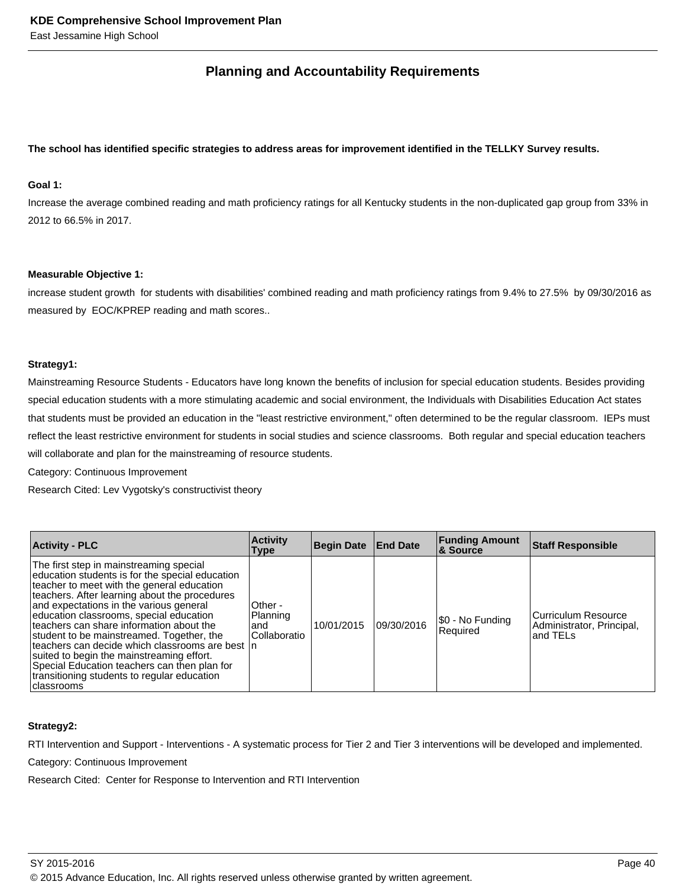## Planning and Accountability Requirements

**The school has identified specific strategies to address areas for improvement identified in the TELLKY Survey results.**

**Goal 1:**

Increase the average combined reading and math proficiency ratings for all Kentucky students in the non-duplicated gap group from 33% in 2012 to 66.5% in 2017.

**Measurable Objective 1:**

increase student growth for students with disabilities' combined reading and math proficiency ratings from 9.4% to 27.5% by 09/30/2016 as measured by EOC/KPREP reading and math scores..

**Strategy1:**

Mainstreaming Resource Students - Educators have long known the benefits of inclusion for special education students. Besides providing special education students with a more stimulating academic and social environment, the Individuals with Disabilities Education Act states that students must be provided an education in the "least restrictive environment," often determined to be the regular classroom. IEPs must reflect the least restrictive environment for students in social studies and science classrooms. Both regular and special education teachers will collaborate and plan for the mainstreaming of resource students.

Category: Continuous Improvement

Research Cited: Lev Vygotsky's constructivist theory

| Activity - PLC | Activity Type | Begin Date | End Date | Funding Amount & Source | Staff Responsible |
|---|---|---|---|---|---|
| The first step in mainstreaming special education students is for the special education teacher to meet with the general education teachers. After learning about the procedures and expectations in the various general education classrooms, special education teachers can share information about the student to be mainstreamed. Together, the teachers can decide which classrooms are best suited to begin the mainstreaming effort. Special Education teachers can then plan for transitioning students to regular education classrooms | Other - Planning and Collaboration | 10/01/2015 | 09/30/2016 | $0 - No Funding Required | Curriculum Resource Administrator, Principal, and TELs |

**Strategy2:**

RTI Intervention and Support - Interventions - A systematic process for Tier 2 and Tier 3 interventions will be developed and implemented.

Category: Continuous Improvement

Research Cited: Center for Response to Intervention and RTI Intervention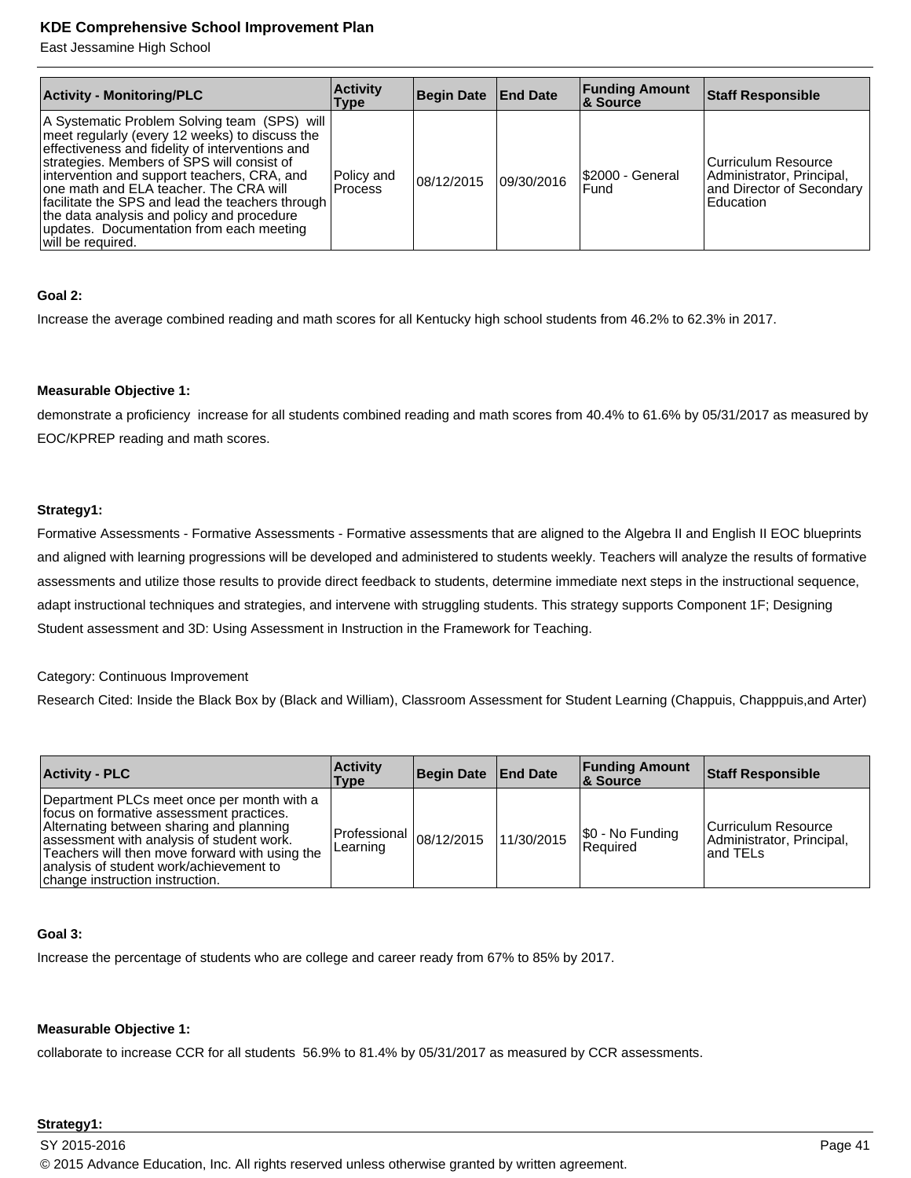| Activity - Monitoring/PLC | Activity Type | Begin Date | End Date | Funding Amount & Source | Staff Responsible |
|---|---|---|---|---|---|
| A Systematic Problem Solving team (SPS) will meet regularly (every 12 weeks) to discuss the effectiveness and fidelity of interventions and strategies. Members of SPS will consist of intervention and support teachers, CRA, and one math and ELA teacher. The CRA will facilitate the SPS and lead the teachers through the data analysis and policy and procedure updates. Documentation from each meeting will be required. | Policy and Process | 08/12/2015 | 09/30/2016 | $2000 - General Fund | Curriculum Resource Administrator, Principal, and Director of Secondary Education |

**Goal 2:**

Increase the average combined reading and math scores for all Kentucky high school students from 46.2% to 62.3% in 2017.

**Measurable Objective 1:**

demonstrate a proficiency increase for all students combined reading and math scores from 40.4% to 61.6% by 05/31/2017 as measured by EOC/KPREP reading and math scores.

**Strategy1:**

Formative Assessments - Formative Assessments - Formative assessments that are aligned to the Algebra II and English II EOC blueprints and aligned with learning progressions will be developed and administered to students weekly. Teachers will analyze the results of formative assessments and utilize those results to provide direct feedback to students, determine immediate next steps in the instructional sequence, adapt instructional techniques and strategies, and intervene with struggling students. This strategy supports Component 1F; Designing Student assessment and 3D: Using Assessment in Instruction in the Framework for Teaching.

Category: Continuous Improvement

Research Cited: Inside the Black Box by (Black and William), Classroom Assessment for Student Learning (Chappuis, Chapppuis,and Arter)

| Activity - PLC | Activity Type | Begin Date | End Date | Funding Amount & Source | Staff Responsible |
|---|---|---|---|---|---|
| Department PLCs meet once per month with a focus on formative assessment practices. Alternating between sharing and planning assessment with analysis of student work. Teachers will then move forward with using the analysis of student work/achievement to change instruction instruction. | Professional Learning | 08/12/2015 | 11/30/2015 | $0 - No Funding Required | Curriculum Resource Administrator, Principal, and TELs |

**Goal 3:**

Increase the percentage of students who are college and career ready from 67% to 85% by 2017.

**Measurable Objective 1:**

collaborate to increase CCR for all students 56.9% to 81.4% by 05/31/2017 as measured by CCR assessments.

**Strategy1:**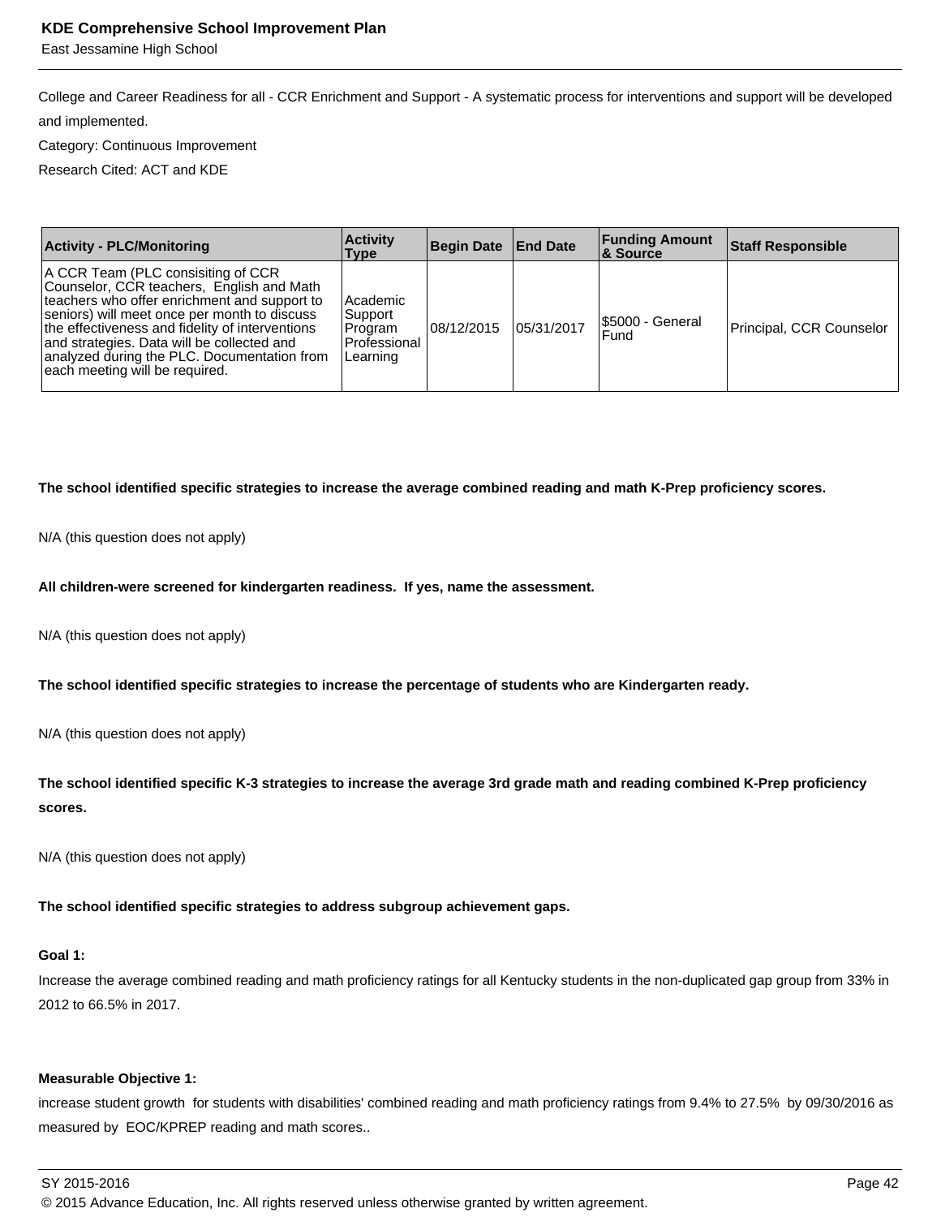College and Career Readiness for all - CCR Enrichment and Support - A systematic process for interventions and support will be developed and implemented.

Category: Continuous Improvement

Research Cited: ACT and KDE

| Activity - PLC/Monitoring | Activity Type | Begin Date | End Date | Funding Amount & Source | Staff Responsible |
|---|---|---|---|---|---|
| A CCR Team (PLC consisiting of CCR Counselor, CCR teachers, English and Math teachers who offer enrichment and support to seniors) will meet once per month to discuss the effectiveness and fidelity of interventions and strategies. Data will be collected and analyzed during the PLC. Documentation from each meeting will be required. | Academic Support Program Professional Learning | 08/12/2015 | 05/31/2017 | $5000 - General Fund | Principal, CCR Counselor |

**The school identified specific strategies to increase the average combined reading and math K-Prep proficiency scores.**

N/A (this question does not apply)

**All children-were screened for kindergarten readiness. If yes, name the assessment.**

N/A (this question does not apply)

**The school identified specific strategies to increase the percentage of students who are Kindergarten ready.**

N/A (this question does not apply)

**The school identified specific K-3 strategies to increase the average 3rd grade math and reading combined K-Prep proficiency scores.**

N/A (this question does not apply)

**The school identified specific strategies to address subgroup achievement gaps.**

**Goal 1:**

Increase the average combined reading and math proficiency ratings for all Kentucky students in the non-duplicated gap group from 33% in 2012 to 66.5% in 2017.

**Measurable Objective 1:**

increase student growth for students with disabilities' combined reading and math proficiency ratings from 9.4% to 27.5% by 09/30/2016 as measured by EOC/KPREP reading and math scores..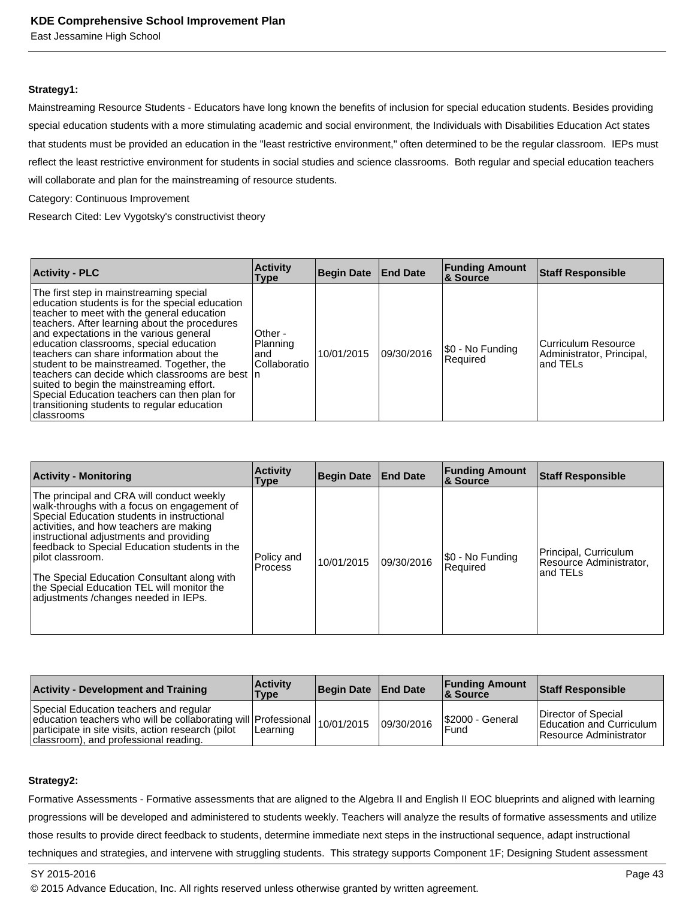**Strategy1:**

Mainstreaming Resource Students - Educators have long known the benefits of inclusion for special education students. Besides providing special education students with a more stimulating academic and social environment, the Individuals with Disabilities Education Act states that students must be provided an education in the "least restrictive environment," often determined to be the regular classroom. IEPs must reflect the least restrictive environment for students in social studies and science classrooms. Both regular and special education teachers will collaborate and plan for the mainstreaming of resource students.

Category: Continuous Improvement

Research Cited: Lev Vygotsky's constructivist theory

| Activity - PLC | Activity Type | Begin Date | End Date | Funding Amount & Source | Staff Responsible |
|---|---|---|---|---|---|
| The first step in mainstreaming special education students is for the special education teacher to meet with the general education teachers. After learning about the procedures and expectations in the various general education classrooms, special education teachers can share information about the student to be mainstreamed. Together, the teachers can decide which classrooms are best suited to begin the mainstreaming effort. Special Education teachers can then plan for transitioning students to regular education classrooms | Other - Planning and Collaboration | 10/01/2015 | 09/30/2016 | $0 - No Funding Required | Curriculum Resource Administrator, Principal, and TELs |

| Activity - Monitoring | Activity Type | Begin Date | End Date | Funding Amount & Source | Staff Responsible |
|---|---|---|---|---|---|
| The principal and CRA will conduct weekly walk-throughs with a focus on engagement of Special Education students in instructional activities, and how teachers are making instructional adjustments and providing feedback to Special Education students in the pilot classroom.<br><br>The Special Education Consultant along with the Special Education TEL will monitor the adjustments /changes needed in IEPs. | Policy and Process | 10/01/2015 | 09/30/2016 | $0 - No Funding Required | Principal, Curriculum Resource Administrator, and TELs |

| Activity - Development and Training | Activity Type | Begin Date | End Date | Funding Amount & Source | Staff Responsible |
|---|---|---|---|---|---|
| Special Education teachers and regular education teachers who will be collaborating will participate in site visits, action research (pilot classroom), and professional reading. | Professional Learning | 10/01/2015 | 09/30/2016 | $2000 - General Fund | Director of Special Education and Curriculum Resource Administrator |

**Strategy2:**

Formative Assessments - Formative assessments that are aligned to the Algebra II and English II EOC blueprints and aligned with learning progressions will be developed and administered to students weekly. Teachers will analyze the results of formative assessments and utilize those results to provide direct feedback to students, determine immediate next steps in the instructional sequence, adapt instructional techniques and strategies, and intervene with struggling students. This strategy supports Component 1F; Designing Student assessment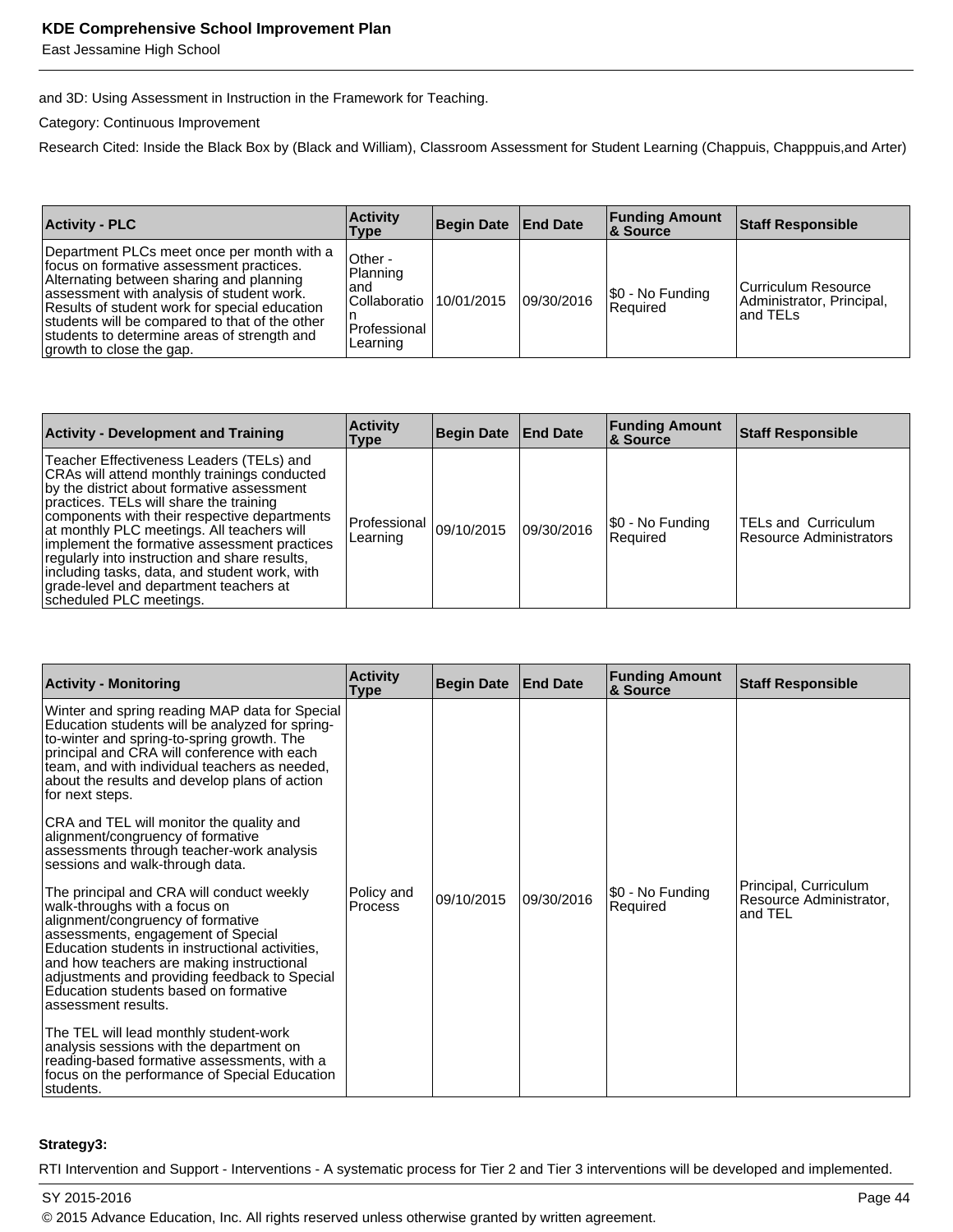and 3D: Using Assessment in Instruction in the Framework for Teaching.

Category: Continuous Improvement

Research Cited: Inside the Black Box by (Black and William), Classroom Assessment for Student Learning (Chappuis, Chapppuis,and Arter)

| Activity - PLC | Activity Type | Begin Date | End Date | Funding Amount & Source | Staff Responsible |
|---|---|---|---|---|---|
| Department PLCs meet once per month with a focus on formative assessment practices. Alternating between sharing and planning assessment with analysis of student work. Results of student work for special education students will be compared to that of the other students to determine areas of strength and growth to close the gap. | Other - Planning and Collaboration Professional Learning | 10/01/2015 | 09/30/2016 | $0 - No Funding Required | Curriculum Resource Administrator, Principal, and TELs |

| Activity - Development and Training | Activity Type | Begin Date | End Date | Funding Amount & Source | Staff Responsible |
|---|---|---|---|---|---|
| Teacher Effectiveness Leaders (TELs) and CRAs will attend monthly trainings conducted by the district about formative assessment practices. TELs will share the training components with their respective departments at monthly PLC meetings. All teachers will implement the formative assessment practices regularly into instruction and share results, including tasks, data, and student work, with grade-level and department teachers at scheduled PLC meetings. | Professional Learning | 09/10/2015 | 09/30/2016 | $0 - No Funding Required | TELs and Curriculum Resource Administrators |

| Activity - Monitoring | Activity Type | Begin Date | End Date | Funding Amount & Source | Staff Responsible |
|---|---|---|---|---|---|
| Winter and spring reading MAP data for Special Education students will be analyzed for spring-to-winter and spring-to-spring growth. The principal and CRA will conference with each team, and with individual teachers as needed, about the results and develop plans of action for next steps.<br><br>CRA and TEL will monitor the quality and alignment/congruency of formative assessments through teacher-work analysis sessions and walk-through data.<br><br>The principal and CRA will conduct weekly walk-throughs with a focus on alignment/congruency of formative assessments, engagement of Special Education students in instructional activities, and how teachers are making instructional adjustments and providing feedback to Special Education students based on formative assessment results.<br><br>The TEL will lead monthly student-work analysis sessions with the department on reading-based formative assessments, with a focus on the performance of Special Education students. | Policy and Process | 09/10/2015 | 09/30/2016 | $0 - No Funding Required | Principal, Curriculum Resource Administrator, and TEL |

**Strategy3:**

RTI Intervention and Support - Interventions - A systematic process for Tier 2 and Tier 3 interventions will be developed and implemented.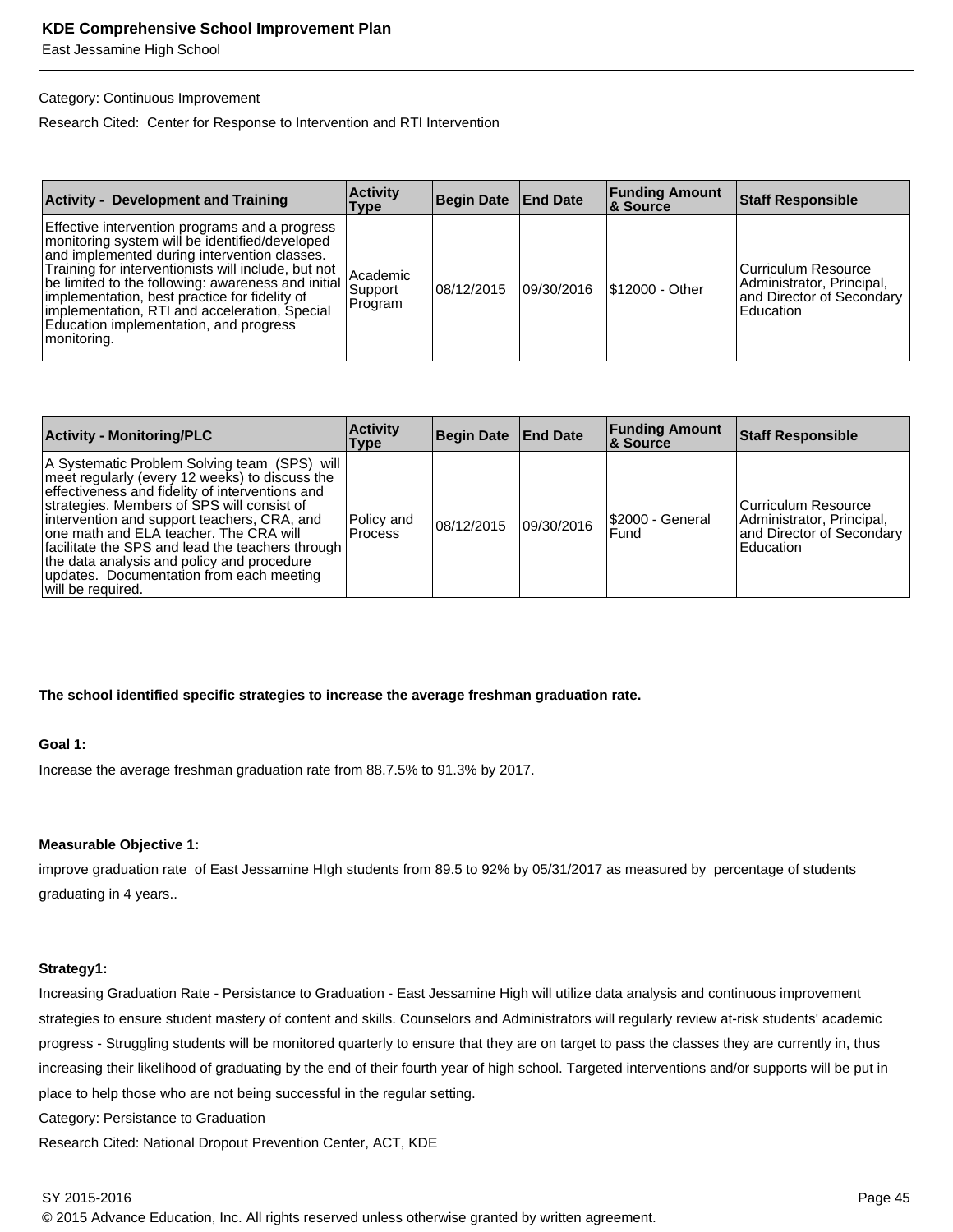Category: Continuous Improvement

Research Cited:  Center for Response to Intervention and RTI Intervention

| Activity -  Development and Training | Activity Type | Begin Date | End Date | Funding Amount & Source | Staff Responsible |
|---|---|---|---|---|---|
| Effective intervention programs and a progress monitoring system will be identified/developed and implemented during intervention classes. Training for interventionists will include, but not be limited to the following: awareness and initial implementation, best practice for fidelity of implementation, RTI and acceleration, Special Education implementation, and progress monitoring. | Academic Support Program | 08/12/2015 | 09/30/2016 | $12000 - Other | Curriculum Resource Administrator, Principal, and Director of Secondary Education |

| Activity - Monitoring/PLC | Activity Type | Begin Date | End Date | Funding Amount & Source | Staff Responsible |
|---|---|---|---|---|---|
| A Systematic Problem Solving team  (SPS)  will meet regularly (every 12 weeks) to discuss the effectiveness and fidelity of interventions and strategies. Members of SPS will consist of intervention and support teachers, CRA, and one math and ELA teacher. The CRA will facilitate the SPS and lead the teachers through the data analysis and policy and procedure updates.  Documentation from each meeting will be required. | Policy and Process | 08/12/2015 | 09/30/2016 | $2000 - General Fund | Curriculum Resource Administrator, Principal, and Director of Secondary Education |

**The school identified specific strategies to increase the average freshman graduation rate.**

**Goal 1:**

Increase the average freshman graduation rate from 88.7.5% to 91.3% by 2017.

**Measurable Objective 1:**

improve graduation rate  of East Jessamine HIgh students from 89.5 to 92% by 05/31/2017 as measured by  percentage of students graduating in 4 years..

**Strategy1:**

Increasing Graduation Rate - Persistance to Graduation - East Jessamine High will utilize data analysis and continuous improvement strategies to ensure student mastery of content and skills. Counselors and Administrators will regularly review at-risk students' academic progress - Struggling students will be monitored quarterly to ensure that they are on target to pass the classes they are currently in, thus increasing their likelihood of graduating by the end of their fourth year of high school. Targeted interventions and/or supports will be put in place to help those who are not being successful in the regular setting.

Category: Persistance to Graduation

Research Cited: National Dropout Prevention Center, ACT, KDE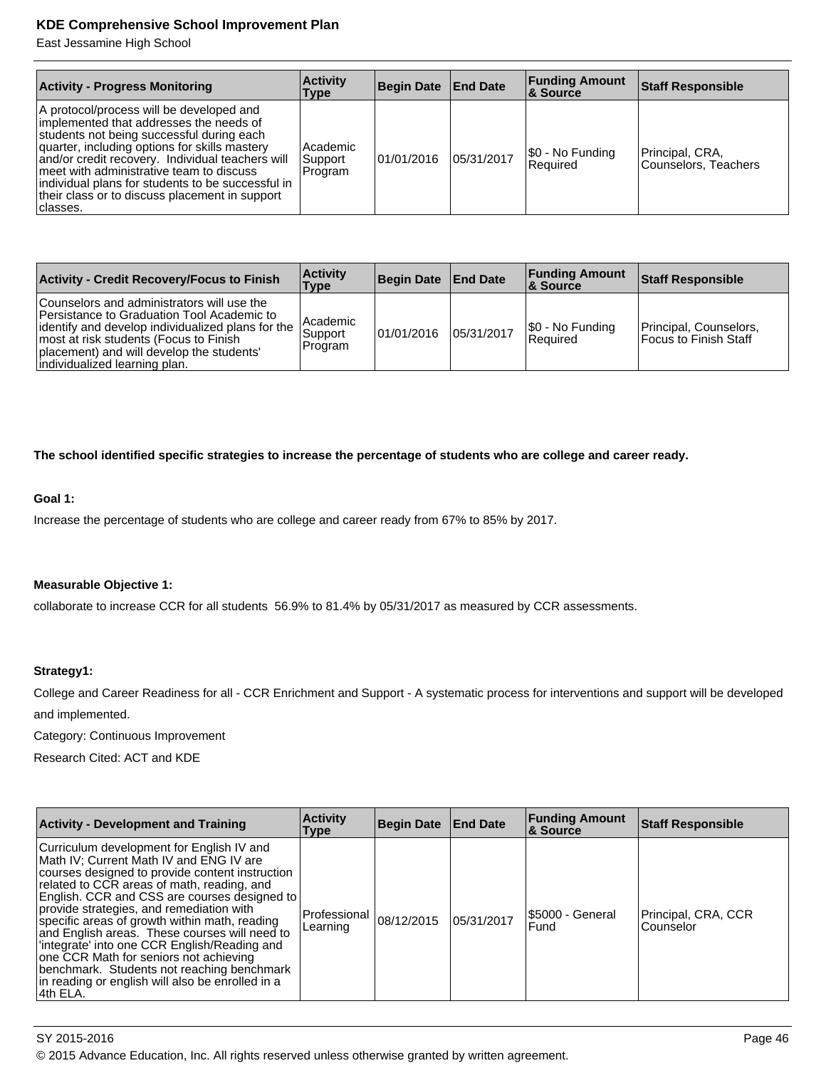| Activity - Progress Monitoring | Activity Type | Begin Date | End Date | Funding Amount & Source | Staff Responsible |
|---|---|---|---|---|---|
| A protocol/process will be developed and implemented that addresses the needs of students not being successful during each quarter, including options for skills mastery and/or credit recovery.  Individual teachers will meet with administrative team to discuss individual plans for students to be successful in their class or to discuss placement in support classes. | Academic Support Program | 01/01/2016 | 05/31/2017 | $0 - No Funding Required | Principal, CRA, Counselors, Teachers |

| Activity - Credit Recovery/Focus to Finish | Activity Type | Begin Date | End Date | Funding Amount & Source | Staff Responsible |
|---|---|---|---|---|---|
| Counselors and administrators will use the Persistance to Graduation Tool Academic to identify and develop individualized plans for the most at risk students (Focus to Finish placement) and will develop the students' individualized learning plan. | Academic Support Program | 01/01/2016 | 05/31/2017 | $0 - No Funding Required | Principal, Counselors, Focus to Finish Staff |

**The school identified specific strategies to increase the percentage of students who are college and career ready.**

**Goal 1:**

Increase the percentage of students who are college and career ready from 67% to 85% by 2017.

**Measurable Objective 1:**

collaborate to increase CCR for all students  56.9% to 81.4% by 05/31/2017 as measured by CCR assessments.

**Strategy1:**

College and Career Readiness for all - CCR Enrichment and Support - A systematic process for interventions and support will be developed and implemented.

Category: Continuous Improvement

Research Cited: ACT and KDE

| Activity - Development and Training | Activity Type | Begin Date | End Date | Funding Amount & Source | Staff Responsible |
|---|---|---|---|---|---|
| Curriculum development for English IV and Math IV; Current Math IV and ENG IV are courses designed to provide content instruction related to CCR areas of math, reading, and English. CCR and CSS are courses designed to provide strategies, and remediation with specific areas of growth within math, reading and English areas.  These courses will need to 'integrate' into one CCR English/Reading and one CCR Math for seniors not achieving benchmark.  Students not reaching benchmark in reading or english will also be enrolled in a 4th ELA. | Professional Learning | 08/12/2015 | 05/31/2017 | $5000 - General Fund | Principal, CRA, CCR Counselor |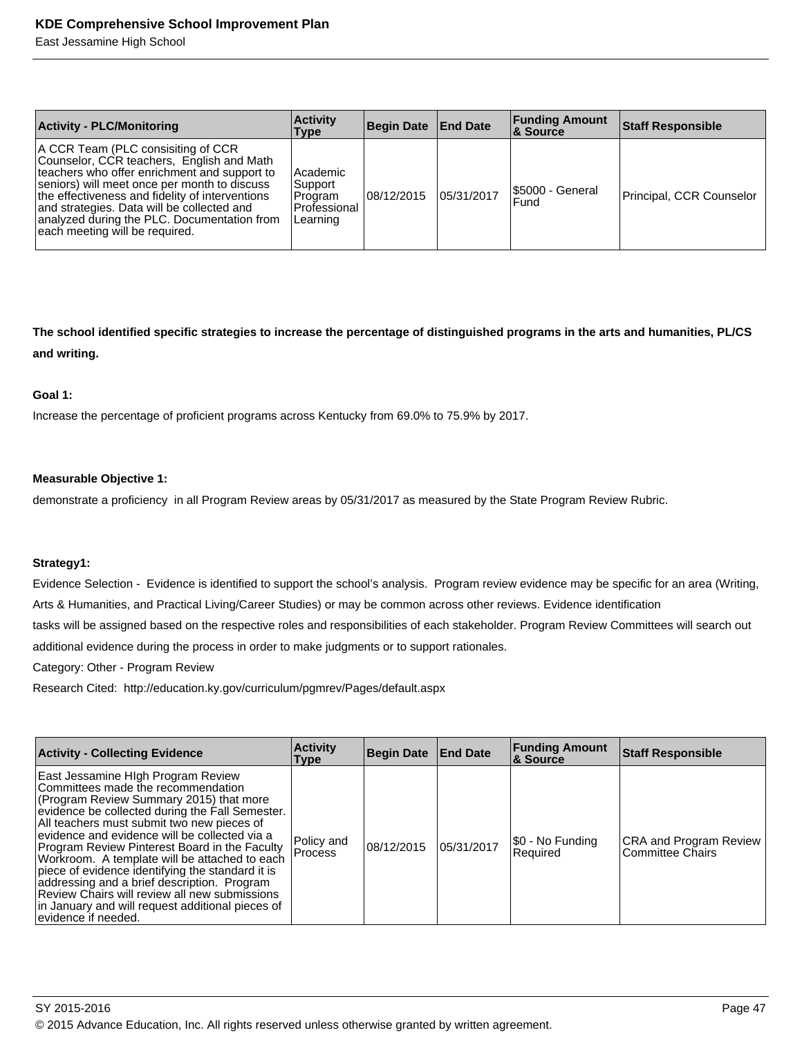| Activity - PLC/Monitoring | Activity Type | Begin Date | End Date | Funding Amount & Source | Staff Responsible |
|---|---|---|---|---|---|
| A CCR Team (PLC consisiting of CCR Counselor, CCR teachers, English and Math teachers who offer enrichment and support to seniors) will meet once per month to discuss the effectiveness and fidelity of interventions and strategies. Data will be collected and analyzed during the PLC. Documentation from each meeting will be required. | Academic Support Program Professional Learning | 08/12/2015 | 05/31/2017 | $5000 - General Fund | Principal, CCR Counselor |

**The school identified specific strategies to increase the percentage of distinguished programs in the arts and humanities, PL/CS and writing.**

**Goal 1:**

Increase the percentage of proficient programs across Kentucky from 69.0% to 75.9% by 2017.

**Measurable Objective 1:**

demonstrate a proficiency in all Program Review areas by 05/31/2017 as measured by the State Program Review Rubric.

**Strategy1:**

Evidence Selection - Evidence is identified to support the school's analysis. Program review evidence may be specific for an area (Writing, Arts & Humanities, and Practical Living/Career Studies) or may be common across other reviews. Evidence identification tasks will be assigned based on the respective roles and responsibilities of each stakeholder. Program Review Committees will search out additional evidence during the process in order to make judgments or to support rationales.

Category: Other - Program Review

Research Cited: http://education.ky.gov/curriculum/pgmrev/Pages/default.aspx

| Activity - Collecting Evidence | Activity Type | Begin Date | End Date | Funding Amount & Source | Staff Responsible |
|---|---|---|---|---|---|
| East Jessamine HIgh Program Review Committees made the recommendation (Program Review Summary 2015) that more evidence be collected during the Fall Semester. All teachers must submit two new pieces of evidence and evidence will be collected via a Program Review Pinterest Board in the Faculty Workroom. A template will be attached to each piece of evidence identifying the standard it is addressing and a brief description. Program Review Chairs will review all new submissions in January and will request additional pieces of evidence if needed. | Policy and Process | 08/12/2015 | 05/31/2017 | $0 - No Funding Required | CRA and Program Review Committee Chairs |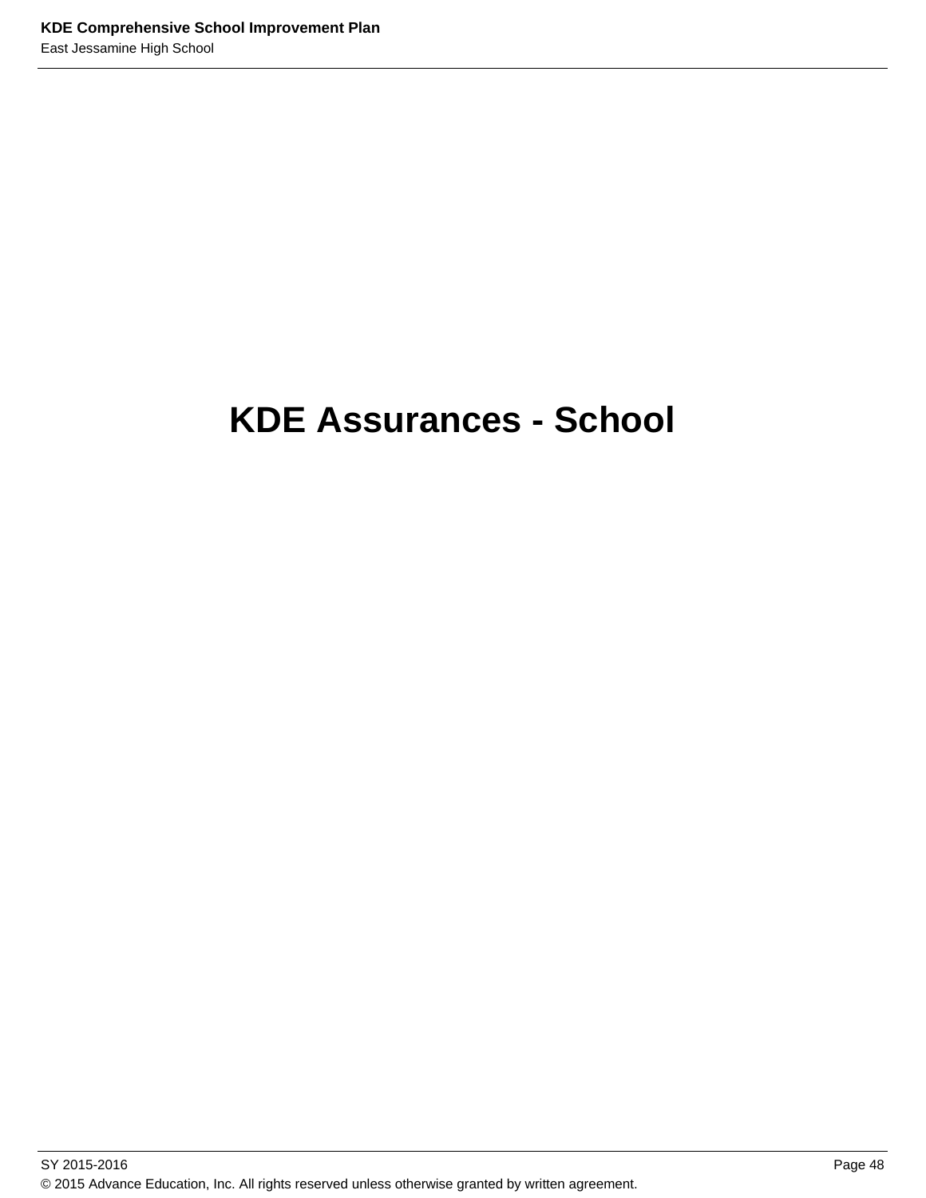# KDE Assurances - School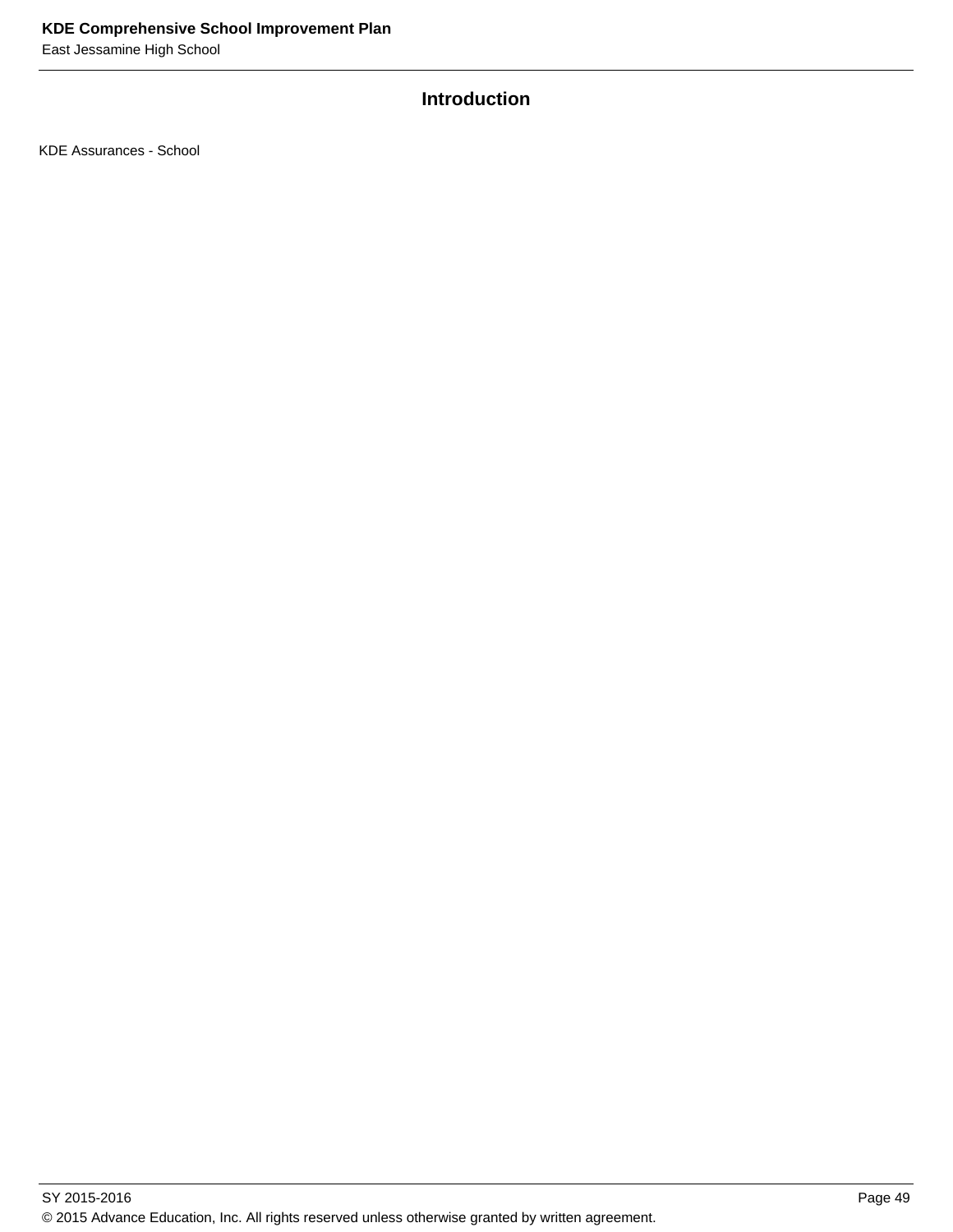## Introduction

KDE Assurances - School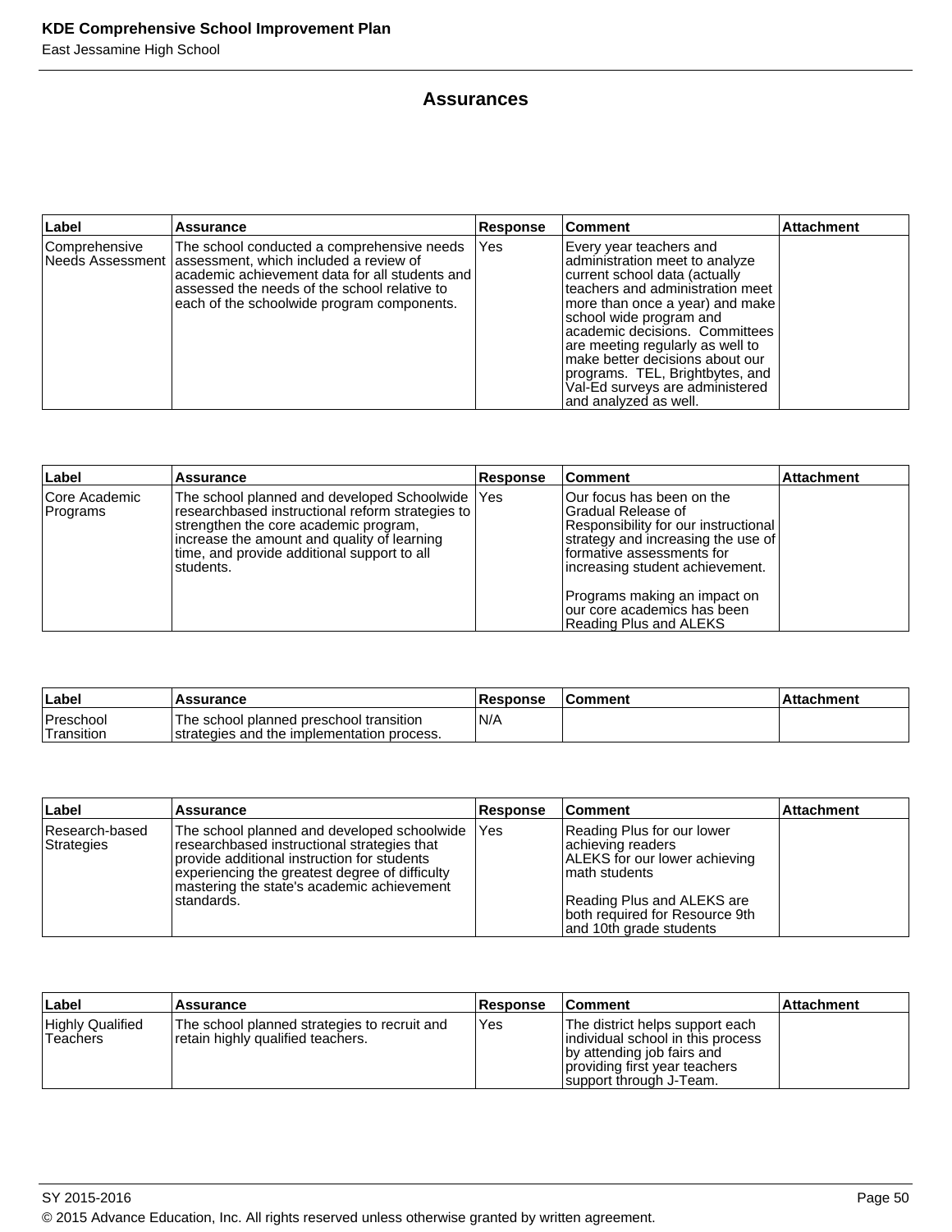## Assurances

| Label | Assurance | Response | Comment | Attachment |
| --- | --- | --- | --- | --- |
| Comprehensive Needs Assessment | The school conducted a comprehensive needs assessment, which included a review of academic achievement data for all students and assessed the needs of the school relative to each of the schoolwide program components. | Yes | Every year teachers and administration meet to analyze current school data (actually teachers and administration meet more than once a year) and make school wide program and academic decisions. Committees are meeting regularly as well to make better decisions about our programs. TEL, Brightbytes, and Val-Ed surveys are administered and analyzed as well. | |

| Label | Assurance | Response | Comment | Attachment |
| --- | --- | --- | --- | --- |
| Core Academic Programs | The school planned and developed Schoolwide researchbased instructional reform strategies to strengthen the core academic program, increase the amount and quality of learning time, and provide additional support to all students. | Yes | Our focus has been on the Gradual Release of Responsibility for our instructional strategy and increasing the use of formative assessments for increasing student achievement.<br><br>Programs making an impact on our core academics has been Reading Plus and ALEKS | |

| Label | Assurance | Response | Comment | Attachment |
| --- | --- | --- | --- | --- |
| Preschool Transition | The school planned preschool transition strategies and the implementation process. | N/A | | |

| Label | Assurance | Response | Comment | Attachment |
| --- | --- | --- | --- | --- |
| Research-based Strategies | The school planned and developed schoolwide researchbased instructional strategies that provide additional instruction for students experiencing the greatest degree of difficulty mastering the state's academic achievement standards. | Yes | Reading Plus for our lower achieving readers<br>ALEKS for our lower achieving math students<br><br>Reading Plus and ALEKS are both required for Resource 9th and 10th grade students | |

| Label | Assurance | Response | Comment | Attachment |
| --- | --- | --- | --- | --- |
| Highly Qualified Teachers | The school planned strategies to recruit and retain highly qualified teachers. | Yes | The district helps support each individual school in this process by attending job fairs and providing first year teachers support through J-Team. | |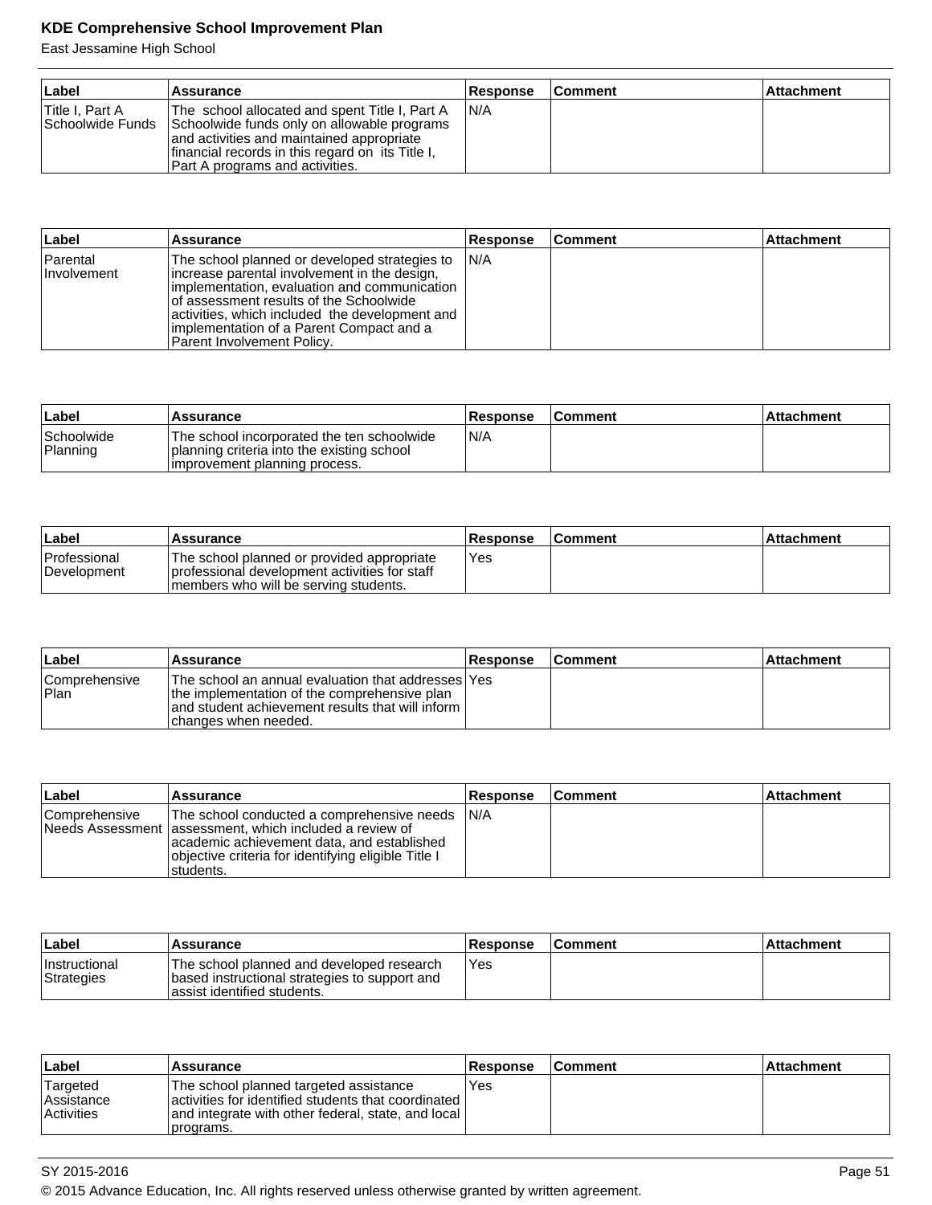| Label | Assurance | Response | Comment | Attachment |
|---|---|---|---|---|
| Title I, Part A Schoolwide Funds | The school allocated and spent Title I, Part A Schoolwide funds only on allowable programs and activities and maintained appropriate financial records in this regard on its Title I, Part A programs and activities. | N/A | | |

| Label | Assurance | Response | Comment | Attachment |
|---|---|---|---|---|
| Parental Involvement | The school planned or developed strategies to increase parental involvement in the design, implementation, evaluation and communication of assessment results of the Schoolwide activities, which included the development and implementation of a Parent Compact and a Parent Involvement Policy. | N/A | | |

| Label | Assurance | Response | Comment | Attachment |
|---|---|---|---|---|
| Schoolwide Planning | The school incorporated the ten schoolwide planning criteria into the existing school improvement planning process. | N/A | | |

| Label | Assurance | Response | Comment | Attachment |
|---|---|---|---|---|
| Professional Development | The school planned or provided appropriate professional development activities for staff members who will be serving students. | Yes | | |

| Label | Assurance | Response | Comment | Attachment |
|---|---|---|---|---|
| Comprehensive Plan | The school an annual evaluation that addresses the implementation of the comprehensive plan and student achievement results that will inform changes when needed. | Yes | | |

| Label | Assurance | Response | Comment | Attachment |
|---|---|---|---|---|
| Comprehensive Needs Assessment | The school conducted a comprehensive needs assessment, which included a review of academic achievement data, and established objective criteria for identifying eligible Title I students. | N/A | | |

| Label | Assurance | Response | Comment | Attachment |
|---|---|---|---|---|
| Instructional Strategies | The school planned and developed research based instructional strategies to support and assist identified students. | Yes | | |

| Label | Assurance | Response | Comment | Attachment |
|---|---|---|---|---|
| Targeted Assistance Activities | The school planned targeted assistance activities for identified students that coordinated and integrate with other federal, state, and local programs. | Yes | | |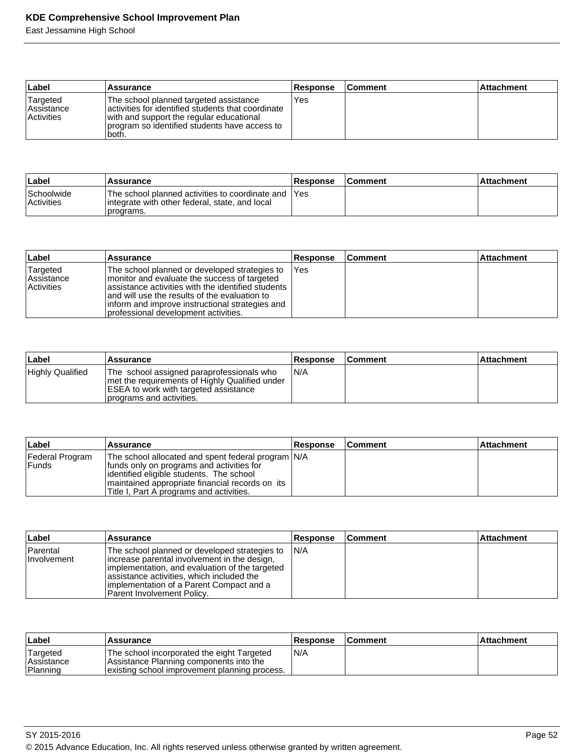| Label | Assurance | Response | Comment | Attachment |
| --- | --- | --- | --- | --- |
| Targeted Assistance Activities | The school planned targeted assistance activities for identified students that coordinate with and support the regular educational program so identified students have access to both. | Yes | | |

| Label | Assurance | Response | Comment | Attachment |
| --- | --- | --- | --- | --- |
| Schoolwide Activities | The school planned activities to coordinate and integrate with other federal, state, and local programs. | Yes | | |

| Label | Assurance | Response | Comment | Attachment |
| --- | --- | --- | --- | --- |
| Targeted Assistance Activities | The school planned or developed strategies to monitor and evaluate the success of targeted assistance activities with the identified students and will use the results of the evaluation to inform and improve instructional strategies and professional development activities. | Yes | | |

| Label | Assurance | Response | Comment | Attachment |
| --- | --- | --- | --- | --- |
| Highly Qualified | The school assigned paraprofessionals who met the requirements of Highly Qualified under ESEA to work with targeted assistance programs and activities. | N/A | | |

| Label | Assurance | Response | Comment | Attachment |
| --- | --- | --- | --- | --- |
| Federal Program Funds | The school allocated and spent federal program funds only on programs and activities for identified eligible students. The school maintained appropriate financial records on its Title I, Part A programs and activities. | N/A | | |

| Label | Assurance | Response | Comment | Attachment |
| --- | --- | --- | --- | --- |
| Parental Involvement | The school planned or developed strategies to increase parental involvement in the design, implementation, and evaluation of the targeted assistance activities, which included the implementation of a Parent Compact and a Parent Involvement Policy. | N/A | | |

| Label | Assurance | Response | Comment | Attachment |
| --- | --- | --- | --- | --- |
| Targeted Assistance Planning | The school incorporated the eight Targeted Assistance Planning components into the existing school improvement planning process. | N/A | | |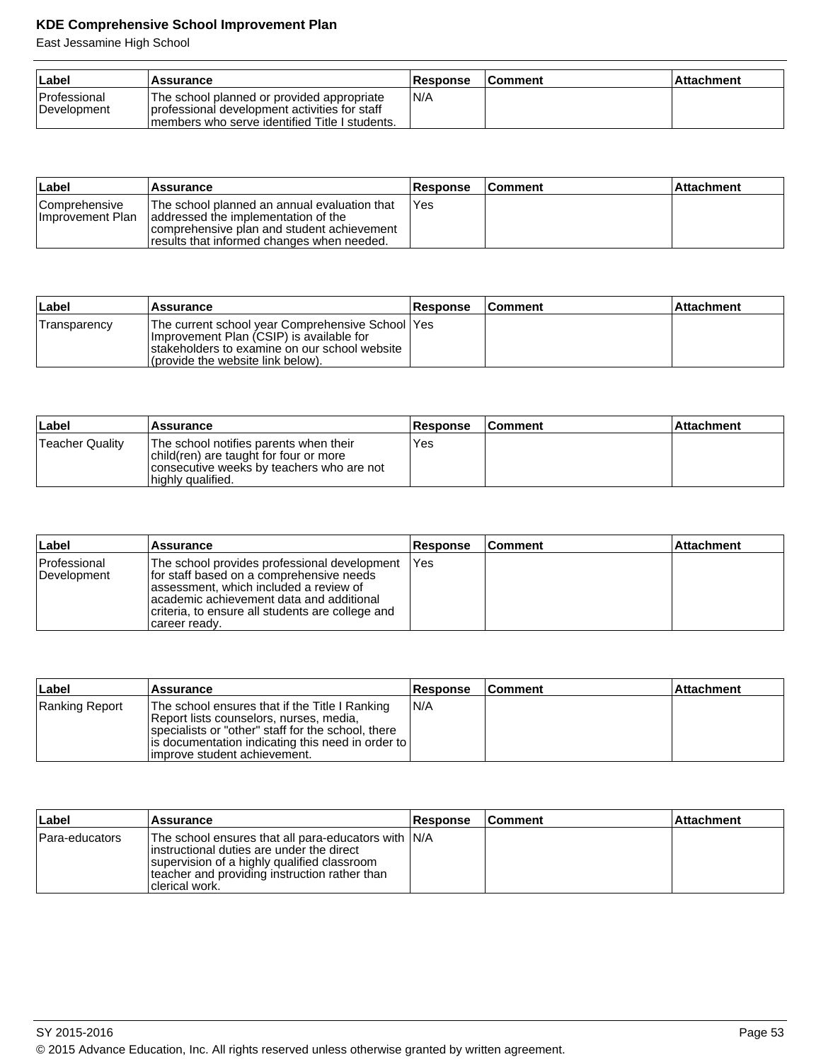| Label | Assurance | Response | Comment | Attachment |
|---|---|---|---|---|
| Professional Development | The school planned or provided appropriate professional development activities for staff members who serve identified Title I students. | N/A | | |

| Label | Assurance | Response | Comment | Attachment |
|---|---|---|---|---|
| Comprehensive Improvement Plan | The school planned an annual evaluation that addressed the implementation of the comprehensive plan and student achievement results that informed changes when needed. | Yes | | |

| Label | Assurance | Response | Comment | Attachment |
|---|---|---|---|---|
| Transparency | The current school year Comprehensive School Improvement Plan (CSIP) is available for stakeholders to examine on our school website (provide the website link below). | Yes | | |

| Label | Assurance | Response | Comment | Attachment |
|---|---|---|---|---|
| Teacher Quality | The school notifies parents when their child(ren) are taught for four or more consecutive weeks by teachers who are not highly qualified. | Yes | | |

| Label | Assurance | Response | Comment | Attachment |
|---|---|---|---|---|
| Professional Development | The school provides professional development for staff based on a comprehensive needs assessment, which included a review of academic achievement data and additional criteria, to ensure all students are college and career ready. | Yes | | |

| Label | Assurance | Response | Comment | Attachment |
|---|---|---|---|---|
| Ranking Report | The school ensures that if the Title I Ranking Report lists counselors, nurses, media, specialists or "other" staff for the school, there is documentation indicating this need in order to improve student achievement. | N/A | | |

| Label | Assurance | Response | Comment | Attachment |
|---|---|---|---|---|
| Para-educators | The school ensures that all para-educators with instructional duties are under the direct supervision of a highly qualified classroom teacher and providing instruction rather than clerical work. | N/A | | |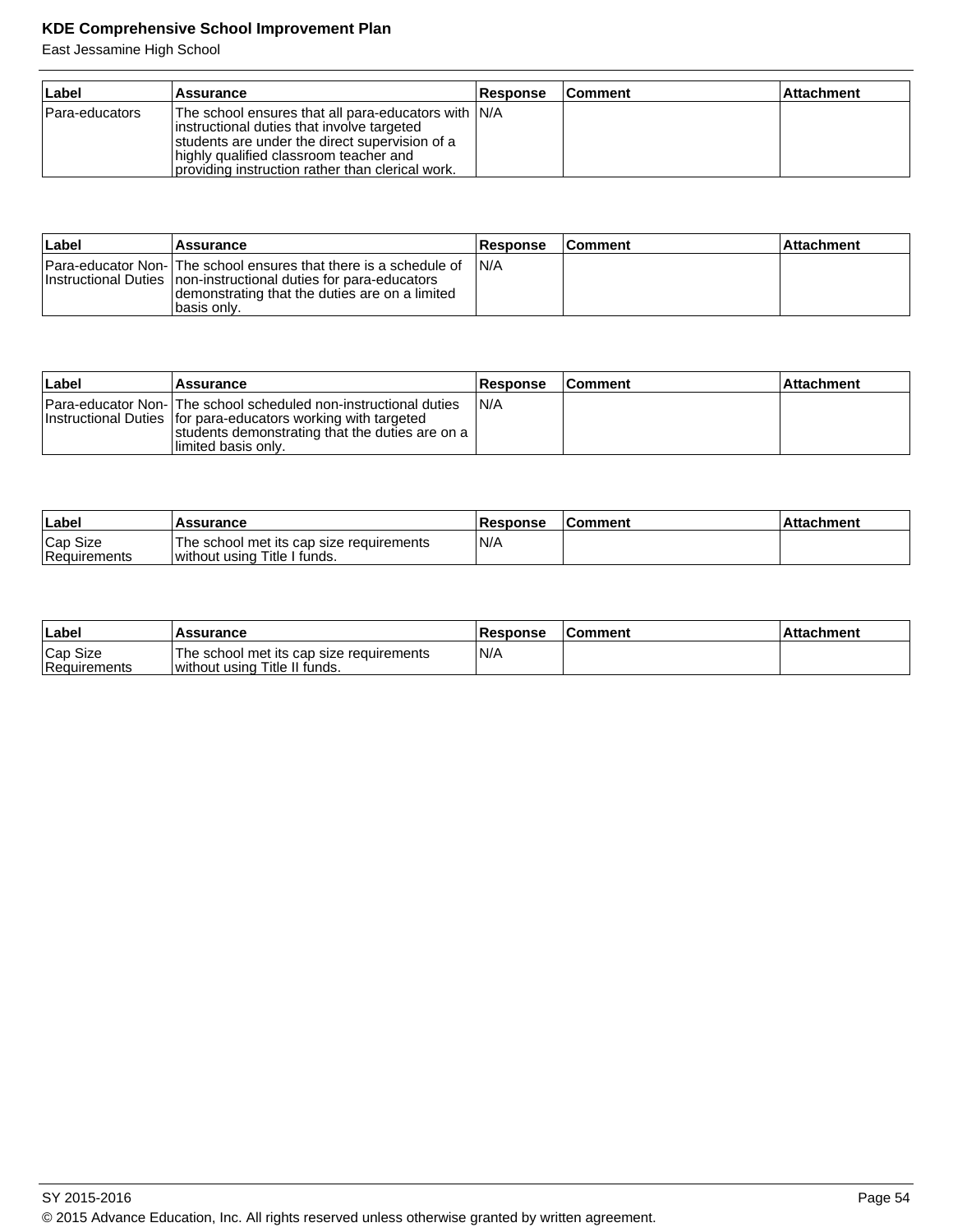| Label | Assurance | Response | Comment | Attachment |
|---|---|---|---|---|
| Para-educators | The school ensures that all para-educators with instructional duties that involve targeted students are under the direct supervision of a highly qualified classroom teacher and providing instruction rather than clerical work. | N/A | | |

| Label | Assurance | Response | Comment | Attachment |
|---|---|---|---|---|
| Para-educator Non-Instructional Duties | The school ensures that there is a schedule of non-instructional duties for para-educators demonstrating that the duties are on a limited basis only. | N/A | | |

| Label | Assurance | Response | Comment | Attachment |
|---|---|---|---|---|
| Para-educator Non-Instructional Duties | The school scheduled non-instructional duties for para-educators working with targeted students demonstrating that the duties are on a limited basis only. | N/A | | |

| Label | Assurance | Response | Comment | Attachment |
|---|---|---|---|---|
| Cap Size Requirements | The school met its cap size requirements without using Title I funds. | N/A | | |

| Label | Assurance | Response | Comment | Attachment |
|---|---|---|---|---|
| Cap Size Requirements | The school met its cap size requirements without using Title II funds. | N/A | | |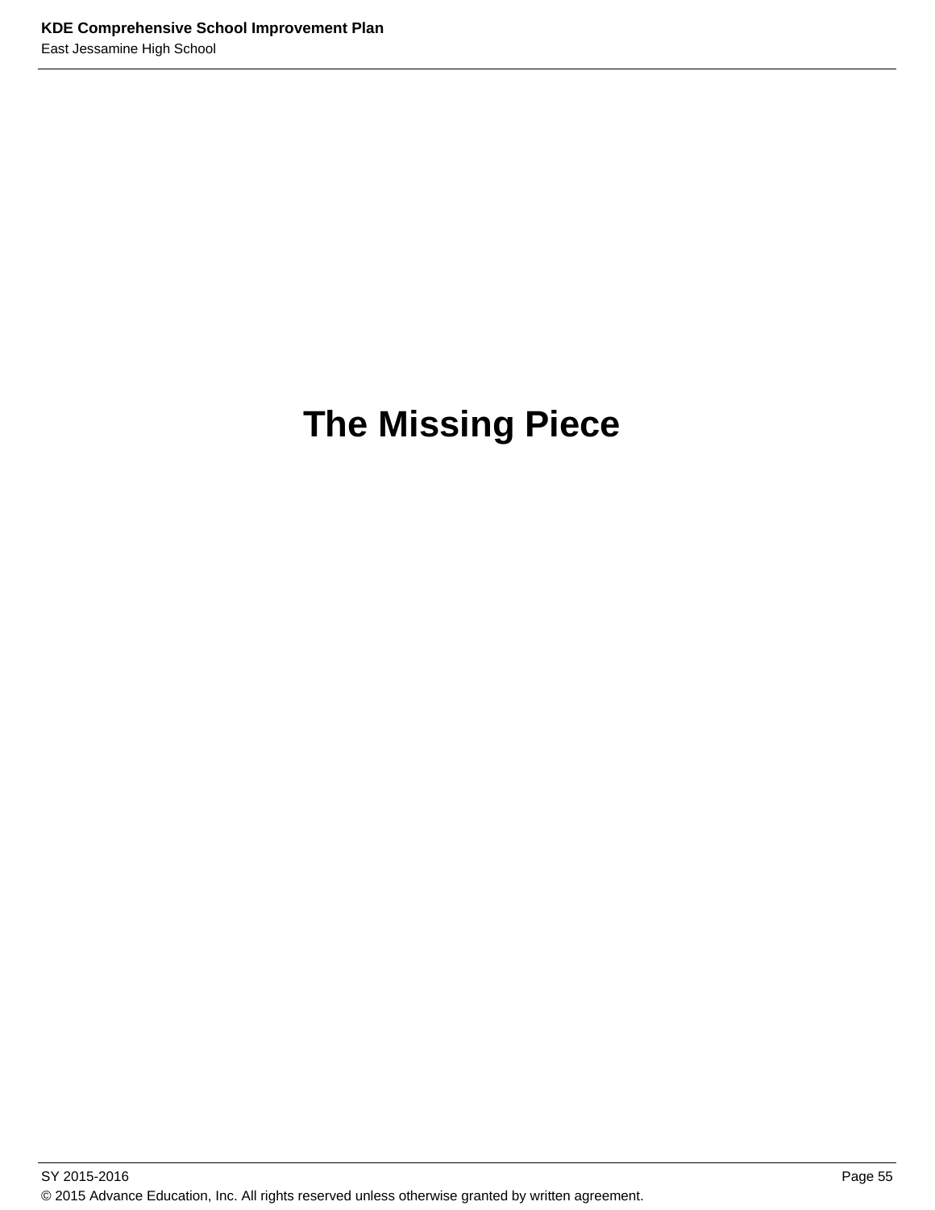# The Missing Piece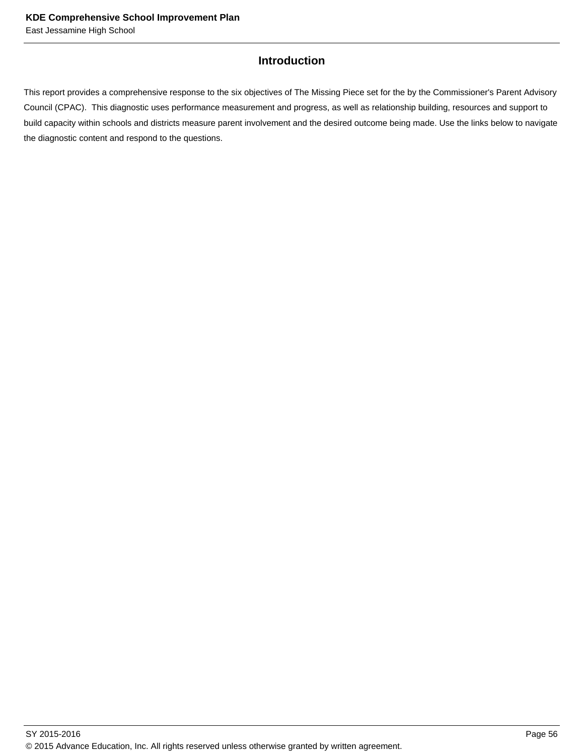## Introduction

This report provides a comprehensive response to the six objectives of The Missing Piece set for the by the Commissioner's Parent Advisory Council (CPAC).  This diagnostic uses performance measurement and progress, as well as relationship building, resources and support to build capacity within schools and districts measure parent involvement and the desired outcome being made. Use the links below to navigate the diagnostic content and respond to the questions.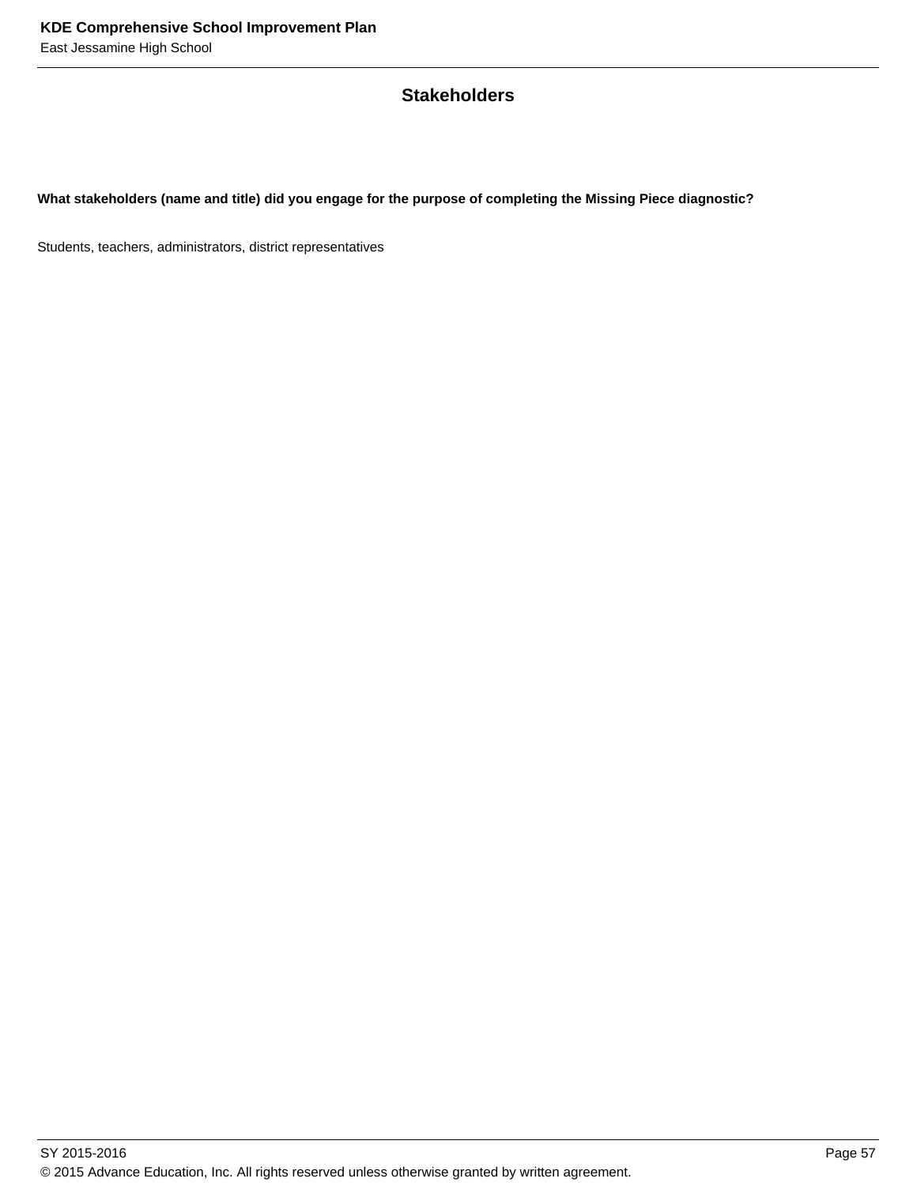## Stakeholders

**What stakeholders (name and title) did you engage for the purpose of completing the Missing Piece diagnostic?**

Students, teachers, administrators, district representatives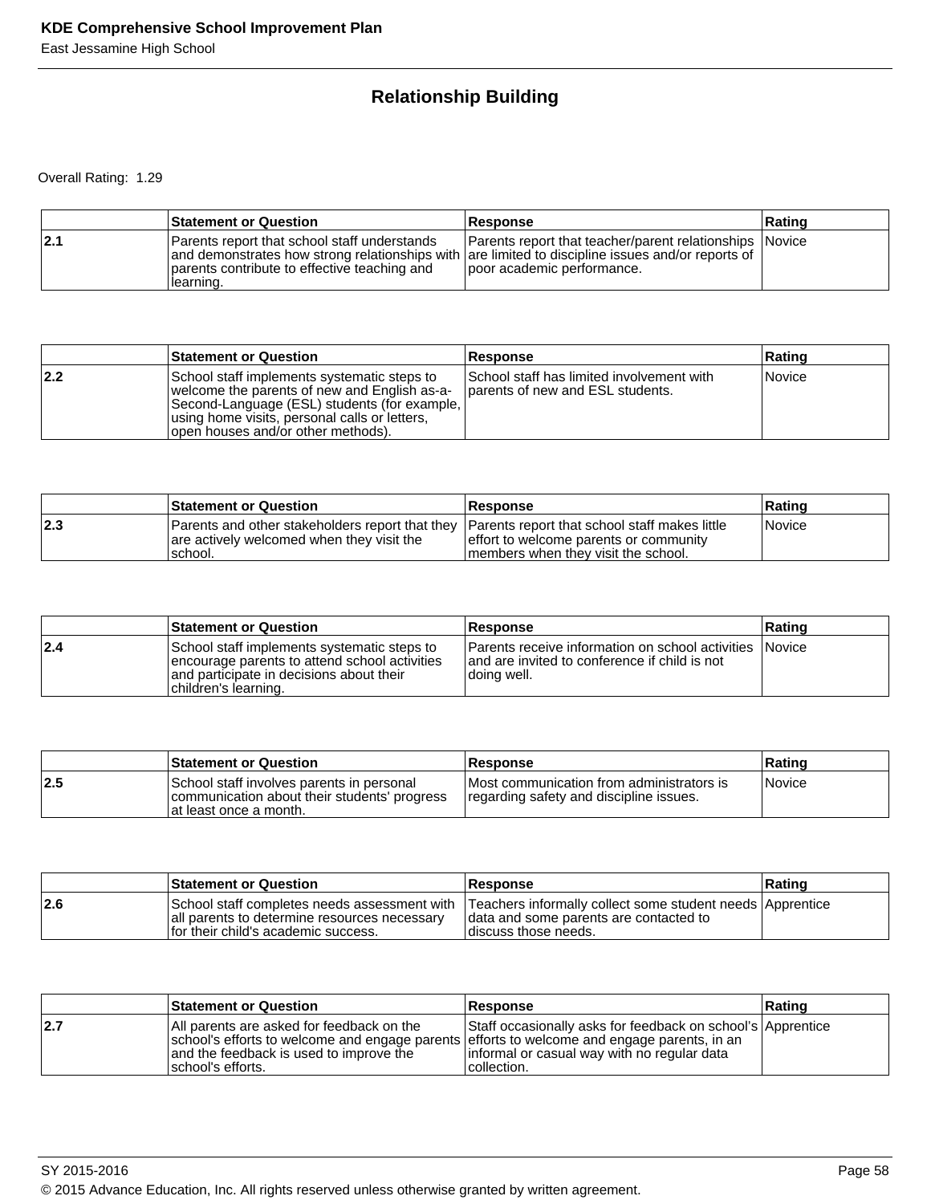## Relationship Building

Overall Rating: 1.29

| | Statement or Question | Response | Rating |
|---|---|---|---|
| 2.1 | Parents report that school staff understands and demonstrates how strong relationships with parents contribute to effective teaching and learning. | Parents report that teacher/parent relationships are limited to discipline issues and/or reports of poor academic performance. | Novice |

| | Statement or Question | Response | Rating |
|---|---|---|---|
| 2.2 | School staff implements systematic steps to welcome the parents of new and English as-a-Second-Language (ESL) students (for example, using home visits, personal calls or letters, open houses and/or other methods). | School staff has limited involvement with parents of new and ESL students. | Novice |

| | Statement or Question | Response | Rating |
|---|---|---|---|
| 2.3 | Parents and other stakeholders report that they are actively welcomed when they visit the school. | Parents report that school staff makes little effort to welcome parents or community members when they visit the school. | Novice |

| | Statement or Question | Response | Rating |
|---|---|---|---|
| 2.4 | School staff implements systematic steps to encourage parents to attend school activities and participate in decisions about their children's learning. | Parents receive information on school activities and are invited to conference if child is not doing well. | Novice |

| | Statement or Question | Response | Rating |
|---|---|---|---|
| 2.5 | School staff involves parents in personal communication about their students' progress at least once a month. | Most communication from administrators is regarding safety and discipline issues. | Novice |

| | Statement or Question | Response | Rating |
|---|---|---|---|
| 2.6 | School staff completes needs assessment with all parents to determine resources necessary for their child's academic success. | Teachers informally collect some student needs data and some parents are contacted to discuss those needs. | Apprentice |

| | Statement or Question | Response | Rating |
|---|---|---|---|
| 2.7 | All parents are asked for feedback on the school's efforts to welcome and engage parents and the feedback is used to improve the school's efforts. | Staff occasionally asks for feedback on school's efforts to welcome and engage parents, in an informal or casual way with no regular data collection. | Apprentice |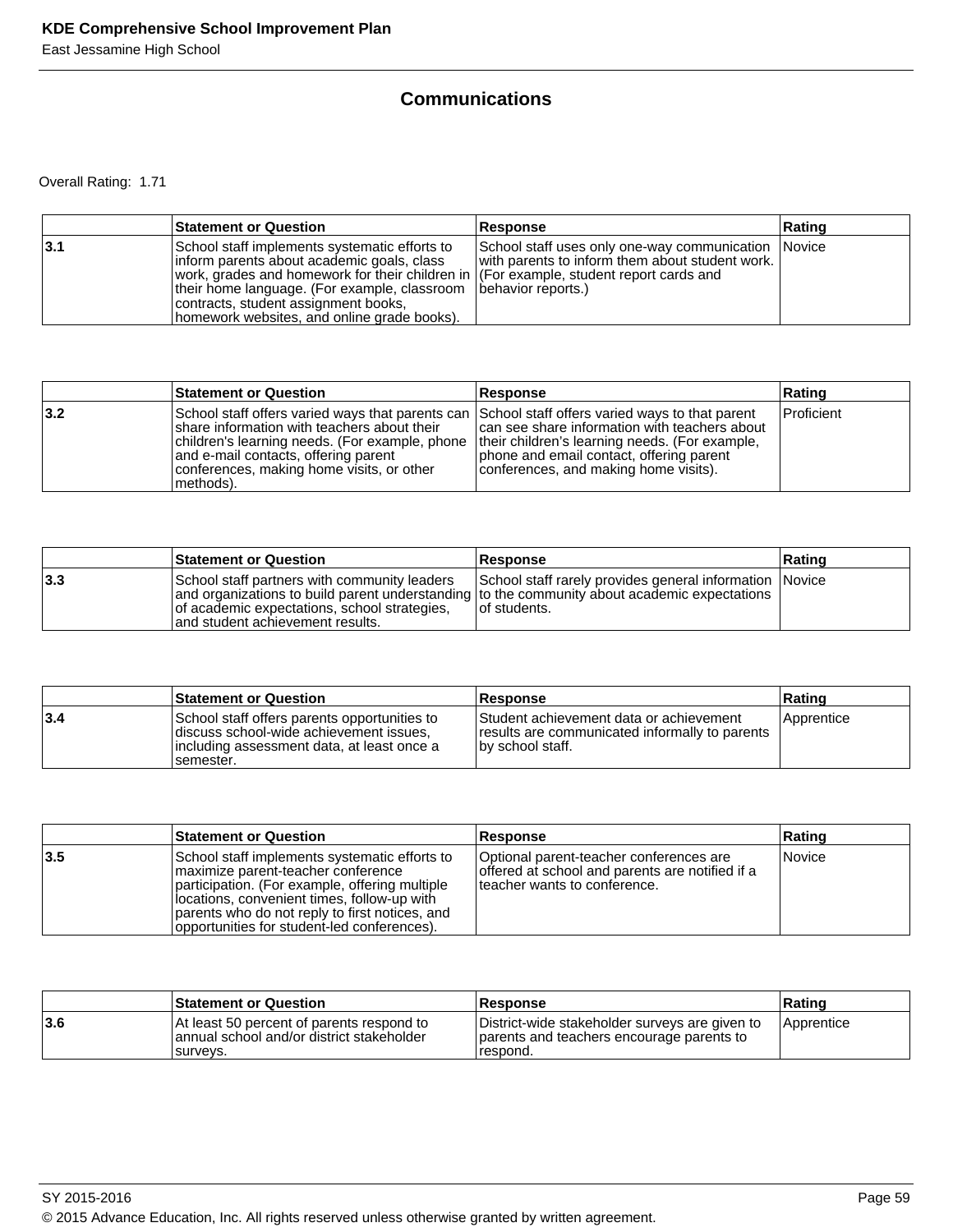## Communications

Overall Rating: 1.71

| | Statement or Question | Response | Rating |
|---|---|---|---|
| 3.1 | School staff implements systematic efforts to inform parents about academic goals, class work, grades and homework for their children in their home language. (For example, classroom contracts, student assignment books, homework websites, and online grade books). | School staff uses only one-way communication with parents to inform them about student work. (For example, student report cards and behavior reports.) | Novice |

| | Statement or Question | Response | Rating |
|---|---|---|---|
| 3.2 | School staff offers varied ways that parents can share information with teachers about their children's learning needs. (For example, phone and e-mail contacts, offering parent conferences, making home visits, or other methods). | School staff offers varied ways to that parent can see share information with teachers about their children's learning needs. (For example, phone and email contact, offering parent conferences, and making home visits). | Proficient |

| | Statement or Question | Response | Rating |
|---|---|---|---|
| 3.3 | School staff partners with community leaders and organizations to build parent understanding of academic expectations, school strategies, and student achievement results. | School staff rarely provides general information to the community about academic expectations of students. | Novice |

| | Statement or Question | Response | Rating |
|---|---|---|---|
| 3.4 | School staff offers parents opportunities to discuss school-wide achievement issues, including assessment data, at least once a semester. | Student achievement data or achievement results are communicated informally to parents by school staff. | Apprentice |

| | Statement or Question | Response | Rating |
|---|---|---|---|
| 3.5 | School staff implements systematic efforts to maximize parent-teacher conference participation. (For example, offering multiple locations, convenient times, follow-up with parents who do not reply to first notices, and opportunities for student-led conferences). | Optional parent-teacher conferences are offered at school and parents are notified if a teacher wants to conference. | Novice |

| | Statement or Question | Response | Rating |
|---|---|---|---|
| 3.6 | At least 50 percent of parents respond to annual school and/or district stakeholder surveys. | District-wide stakeholder surveys are given to parents and teachers encourage parents to respond. | Apprentice |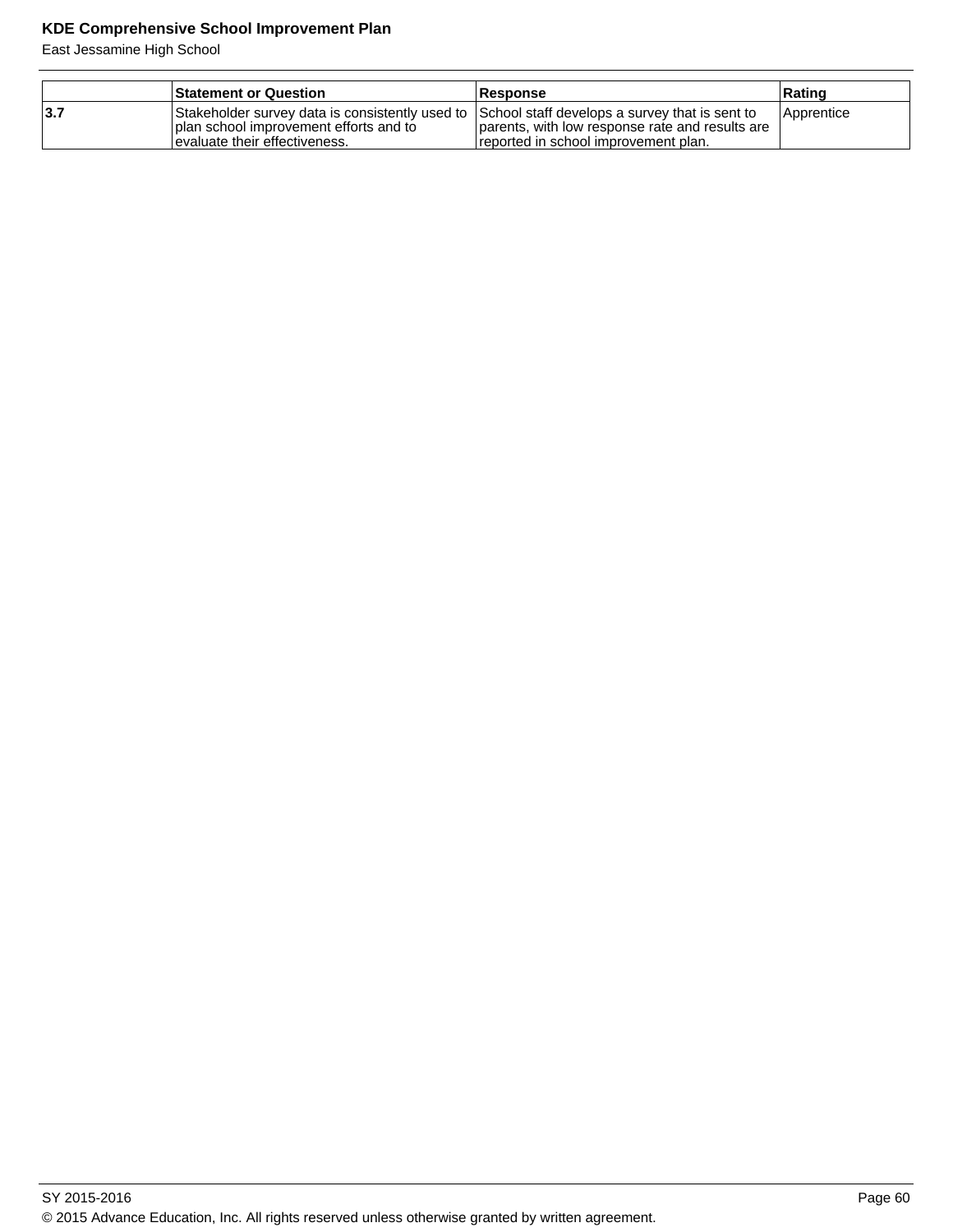| | Statement or Question | Response | Rating |
|---|---|---|---|
| 3.7 | Stakeholder survey data is consistently used to plan school improvement efforts and to evaluate their effectiveness. | School staff develops a survey that is sent to parents, with low response rate and results are reported in school improvement plan. | Apprentice |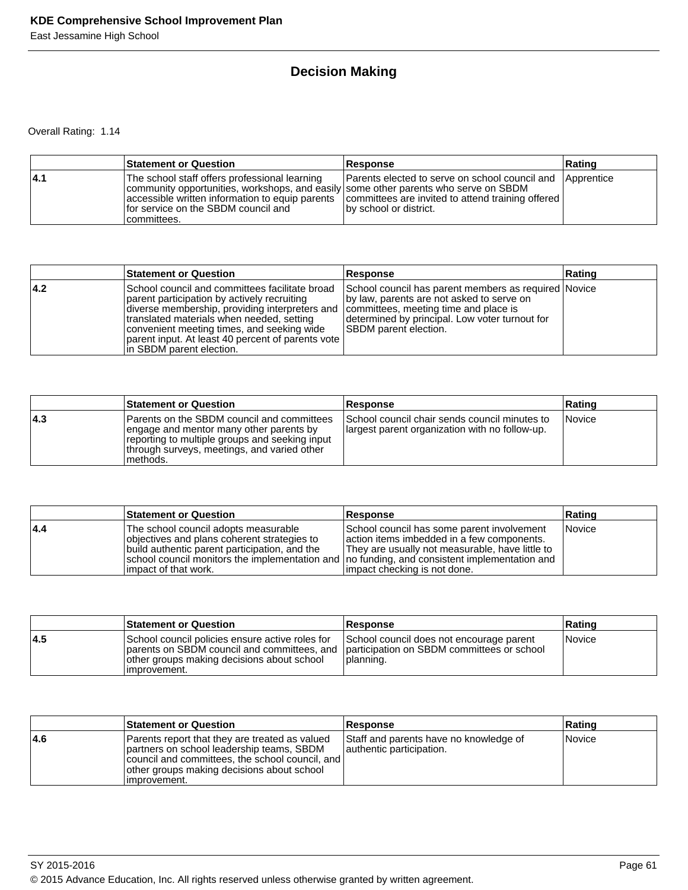## Decision Making

Overall Rating: 1.14

| | Statement or Question | Response | Rating |
|---|---|---|---|
| 4.1 | The school staff offers professional learning community opportunities, workshops, and easily accessible written information to equip parents for service on the SBDM council and committees. | Parents elected to serve on school council and some other parents who serve on SBDM committees are invited to attend training offered by school or district. | Apprentice |

| | Statement or Question | Response | Rating |
|---|---|---|---|
| 4.2 | School council and committees facilitate broad parent participation by actively recruiting diverse membership, providing interpreters and translated materials when needed, setting convenient meeting times, and seeking wide parent input. At least 40 percent of parents vote in SBDM parent election. | School council has parent members as required by law, parents are not asked to serve on committees, meeting time and place is determined by principal. Low voter turnout for SBDM parent election. | Novice |

| | Statement or Question | Response | Rating |
|---|---|---|---|
| 4.3 | Parents on the SBDM council and committees engage and mentor many other parents by reporting to multiple groups and seeking input through surveys, meetings, and varied other methods. | School council chair sends council minutes to largest parent organization with no follow-up. | Novice |

| | Statement or Question | Response | Rating |
|---|---|---|---|
| 4.4 | The school council adopts measurable objectives and plans coherent strategies to build authentic parent participation, and the school council monitors the implementation and impact of that work. | School council has some parent involvement action items imbedded in a few components. They are usually not measurable, have little to no funding, and consistent implementation and impact checking is not done. | Novice |

| | Statement or Question | Response | Rating |
|---|---|---|---|
| 4.5 | School council policies ensure active roles for parents on SBDM council and committees, and other groups making decisions about school improvement. | School council does not encourage parent participation on SBDM committees or school planning. | Novice |

| | Statement or Question | Response | Rating |
|---|---|---|---|
| 4.6 | Parents report that they are treated as valued partners on school leadership teams, SBDM council and committees, the school council, and other groups making decisions about school improvement. | Staff and parents have no knowledge of authentic participation. | Novice |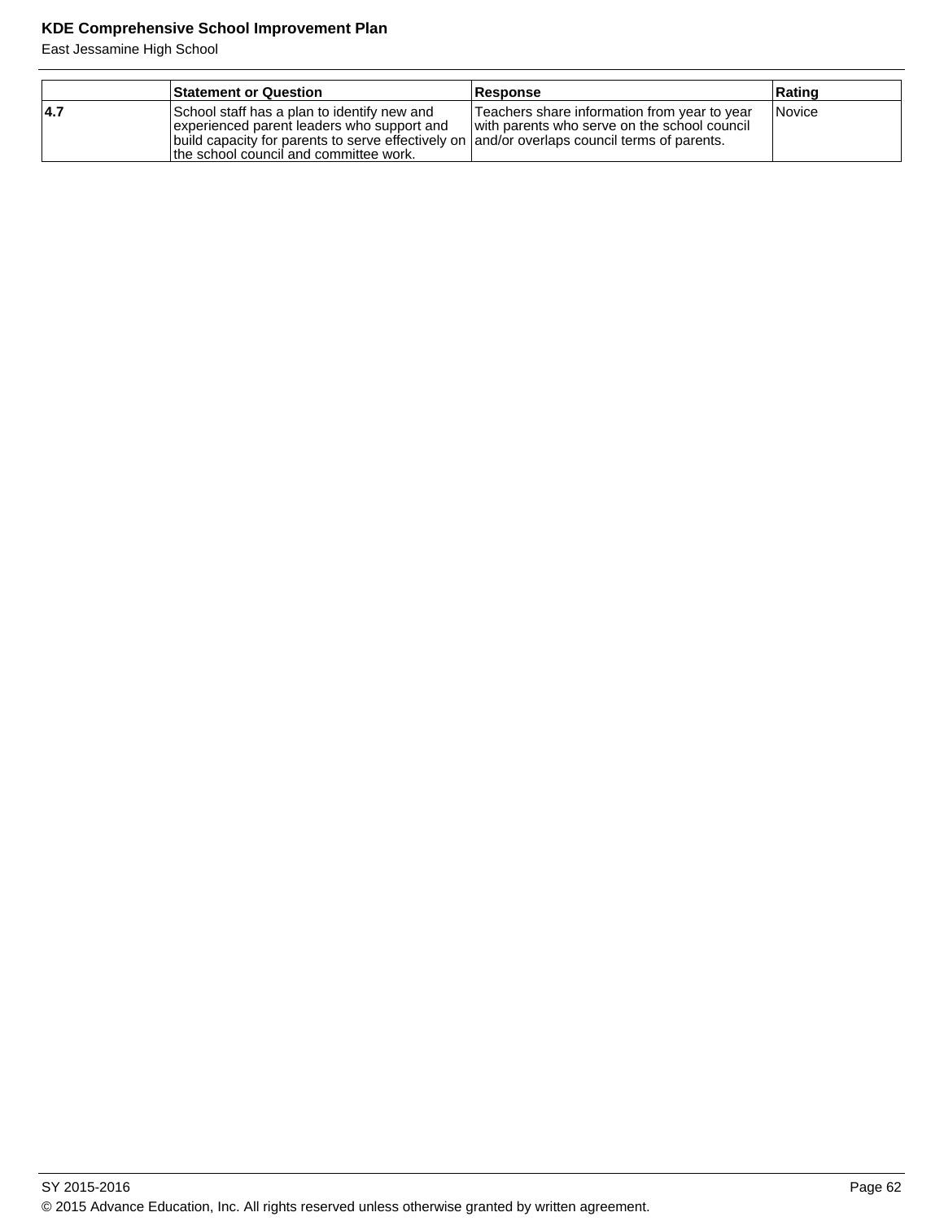| | Statement or Question | Response | Rating |
|---|---|---|---|
| **4.7** | School staff has a plan to identify new and experienced parent leaders who support and build capacity for parents to serve effectively on the school council and committee work. | Teachers share information from year to year with parents who serve on the school council and/or overlaps council terms of parents. | Novice |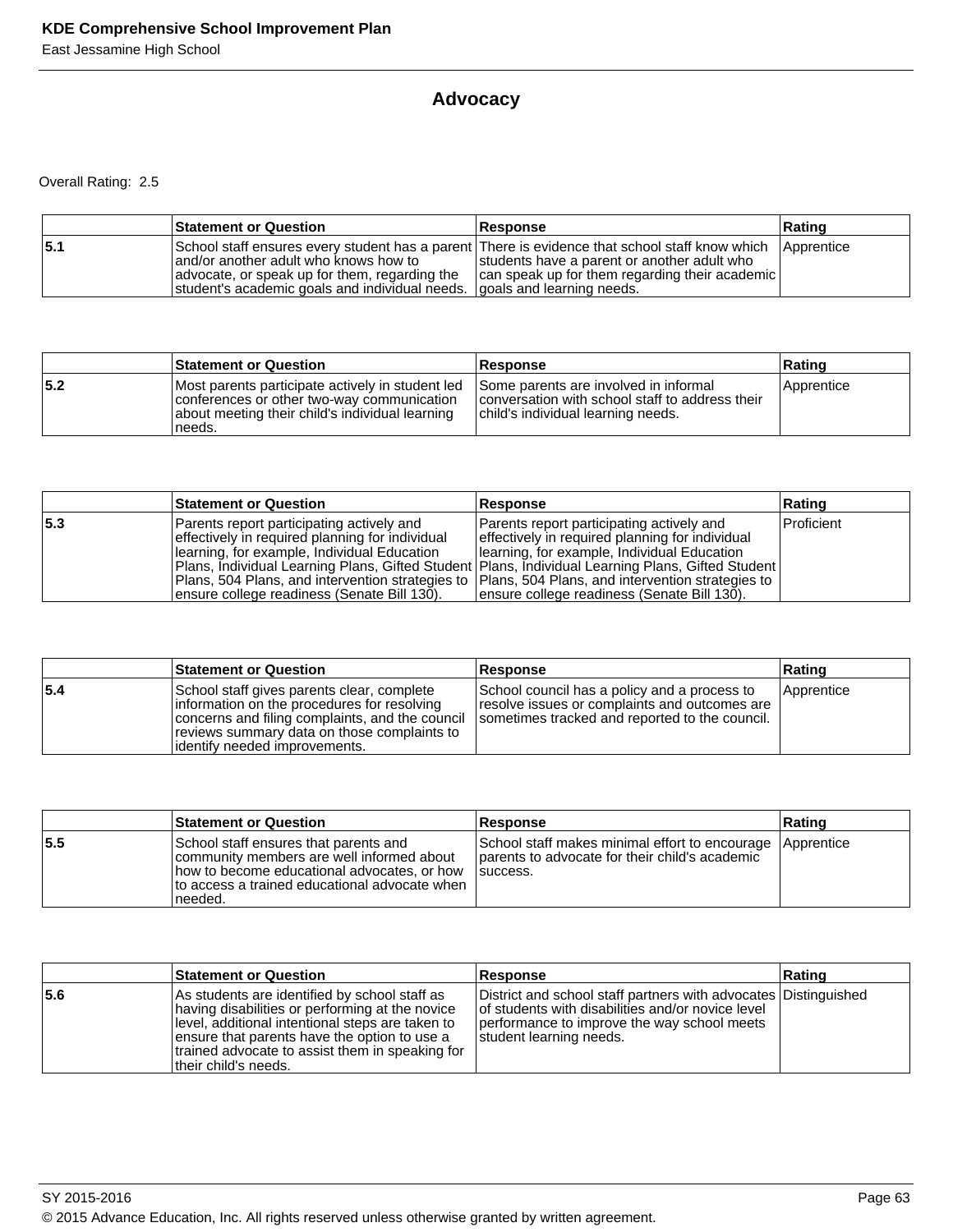## Advocacy

Overall Rating: 2.5

| | Statement or Question | Response | Rating |
|---|---|---|---|
| 5.1 | School staff ensures every student has a parent and/or another adult who knows how to advocate, or speak up for them, regarding the student's academic goals and individual needs. | There is evidence that school staff know which students have a parent or another adult who can speak up for them regarding their academic goals and learning needs. | Apprentice |

| | Statement or Question | Response | Rating |
|---|---|---|---|
| 5.2 | Most parents participate actively in student led conferences or other two-way communication about meeting their child's individual learning needs. | Some parents are involved in informal conversation with school staff to address their child's individual learning needs. | Apprentice |

| | Statement or Question | Response | Rating |
|---|---|---|---|
| 5.3 | Parents report participating actively and effectively in required planning for individual learning, for example, Individual Education Plans, Individual Learning Plans, Gifted Student Plans, 504 Plans, and intervention strategies to ensure college readiness (Senate Bill 130). | Parents report participating actively and effectively in required planning for individual learning, for example, Individual Education Plans, Individual Learning Plans, Gifted Student Plans, 504 Plans, and intervention strategies to ensure college readiness (Senate Bill 130). | Proficient |

| | Statement or Question | Response | Rating |
|---|---|---|---|
| 5.4 | School staff gives parents clear, complete information on the procedures for resolving concerns and filing complaints, and the council reviews summary data on those complaints to identify needed improvements. | School council has a policy and a process to resolve issues or complaints and outcomes are sometimes tracked and reported to the council. | Apprentice |

| | Statement or Question | Response | Rating |
|---|---|---|---|
| 5.5 | School staff ensures that parents and community members are well informed about how to become educational advocates, or how to access a trained educational advocate when needed. | School staff makes minimal effort to encourage parents to advocate for their child's academic success. | Apprentice |

| | Statement or Question | Response | Rating |
|---|---|---|---|
| 5.6 | As students are identified by school staff as having disabilities or performing at the novice level, additional intentional steps are taken to ensure that parents have the option to use a trained advocate to assist them in speaking for their child's needs. | District and school staff partners with advocates of students with disabilities and/or novice level performance to improve the way school meets student learning needs. | Distinguished |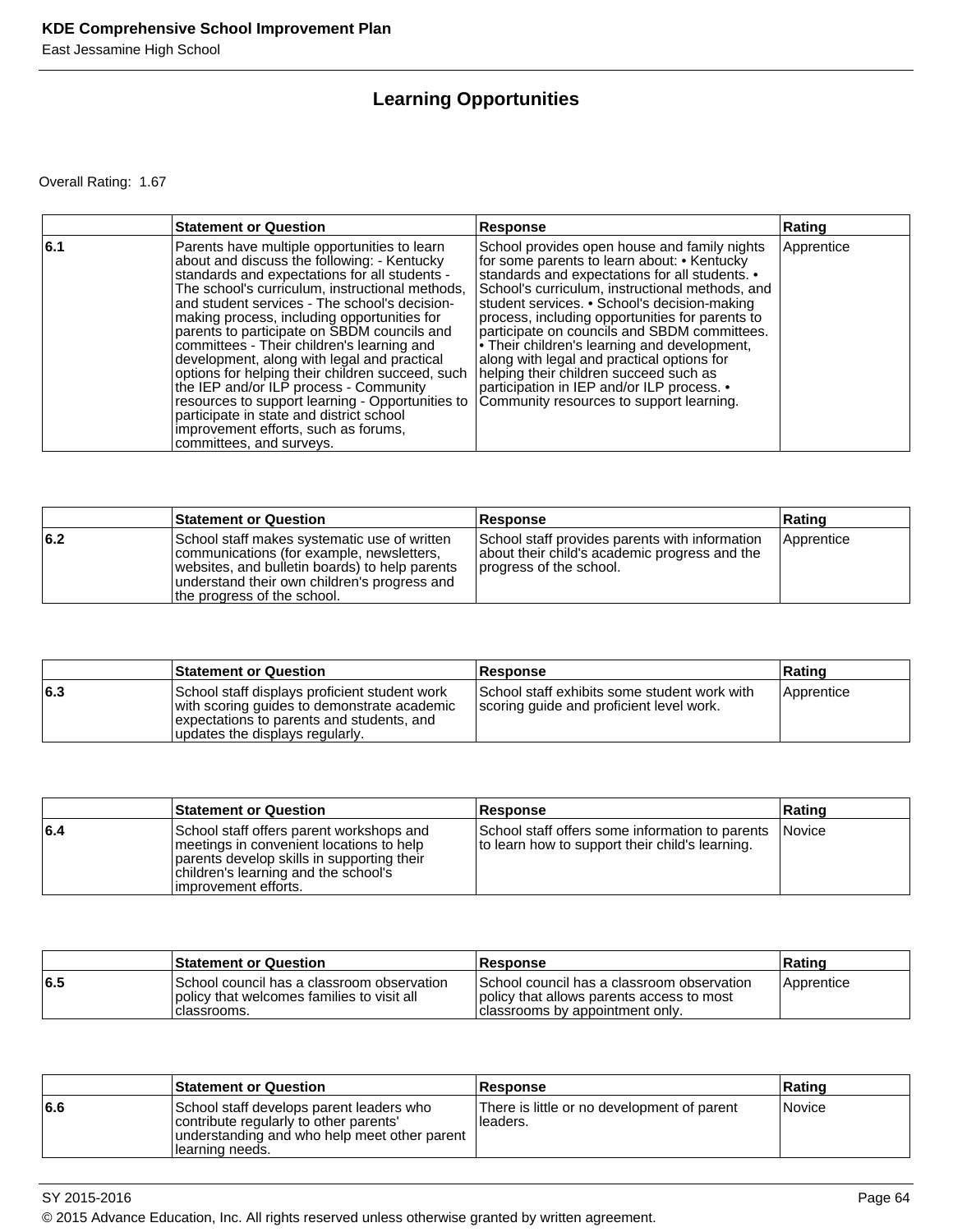## Learning Opportunities

Overall Rating: 1.67

| | Statement or Question | Response | Rating |
|---|---|---|---|
| 6.1 | Parents have multiple opportunities to learn about and discuss the following: - Kentucky standards and expectations for all students - The school's curriculum, instructional methods, and student services - The school's decision-making process, including opportunities for parents to participate on SBDM councils and committees - Their children's learning and development, along with legal and practical options for helping their children succeed, such the IEP and/or ILP process - Community resources to support learning - Opportunities to participate in state and district school improvement efforts, such as forums, committees, and surveys. | School provides open house and family nights for some parents to learn about: • Kentucky standards and expectations for all students. • School's curriculum, instructional methods, and student services. • School's decision-making process, including opportunities for parents to participate on councils and SBDM committees. • Their children's learning and development, along with legal and practical options for helping their children succeed such as participation in IEP and/or ILP process. • Community resources to support learning. | Apprentice |

| | Statement or Question | Response | Rating |
|---|---|---|---|
| 6.2 | School staff makes systematic use of written communications (for example, newsletters, websites, and bulletin boards) to help parents understand their own children's progress and the progress of the school. | School staff provides parents with information about their child's academic progress and the progress of the school. | Apprentice |

| | Statement or Question | Response | Rating |
|---|---|---|---|
| 6.3 | School staff displays proficient student work with scoring guides to demonstrate academic expectations to parents and students, and updates the displays regularly. | School staff exhibits some student work with scoring guide and proficient level work. | Apprentice |

| | Statement or Question | Response | Rating |
|---|---|---|---|
| 6.4 | School staff offers parent workshops and meetings in convenient locations to help parents develop skills in supporting their children's learning and the school's improvement efforts. | School staff offers some information to parents to learn how to support their child's learning. | Novice |

| | Statement or Question | Response | Rating |
|---|---|---|---|
| 6.5 | School council has a classroom observation policy that welcomes families to visit all classrooms. | School council has a classroom observation policy that allows parents access to most classrooms by appointment only. | Apprentice |

| | Statement or Question | Response | Rating |
|---|---|---|---|
| 6.6 | School staff develops parent leaders who contribute regularly to other parents' understanding and who help meet other parent learning needs. | There is little or no development of parent leaders. | Novice |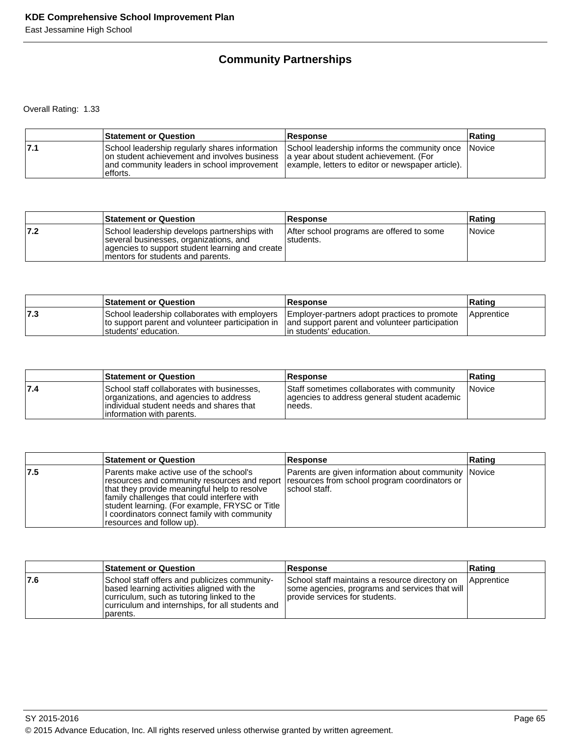## Community Partnerships

Overall Rating: 1.33

| | Statement or Question | Response | Rating |
|---|---|---|---|
| 7.1 | School leadership regularly shares information on student achievement and involves business and community leaders in school improvement efforts. | School leadership informs the community once a year about student achievement. (For example, letters to editor or newspaper article). | Novice |

| | Statement or Question | Response | Rating |
|---|---|---|---|
| 7.2 | School leadership develops partnerships with several businesses, organizations, and agencies to support student learning and create mentors for students and parents. | After school programs are offered to some students. | Novice |

| | Statement or Question | Response | Rating |
|---|---|---|---|
| 7.3 | School leadership collaborates with employers to support parent and volunteer participation in students' education. | Employer-partners adopt practices to promote and support parent and volunteer participation in students' education. | Apprentice |

| | Statement or Question | Response | Rating |
|---|---|---|---|
| 7.4 | School staff collaborates with businesses, organizations, and agencies to address individual student needs and shares that information with parents. | Staff sometimes collaborates with community agencies to address general student academic needs. | Novice |

| | Statement or Question | Response | Rating |
|---|---|---|---|
| 7.5 | Parents make active use of the school's resources and community resources and report that they provide meaningful help to resolve family challenges that could interfere with student learning. (For example, FRYSC or Title I coordinators connect family with community resources and follow up). | Parents are given information about community resources from school program coordinators or school staff. | Novice |

| | Statement or Question | Response | Rating |
|---|---|---|---|
| 7.6 | School staff offers and publicizes community-based learning activities aligned with the curriculum, such as tutoring linked to the curriculum and internships, for all students and parents. | School staff maintains a resource directory on some agencies, programs and services that will provide services for students. | Apprentice |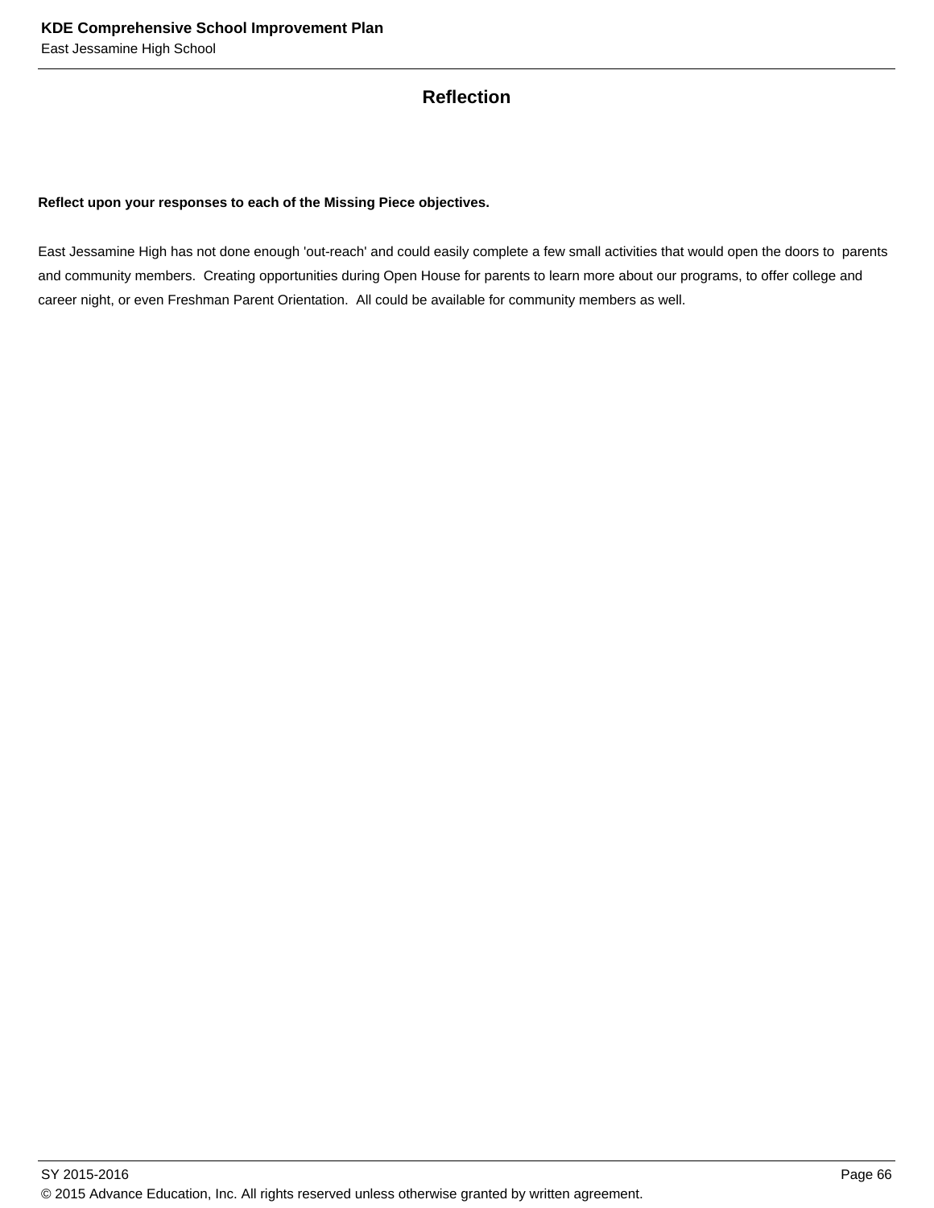## Reflection

**Reflect upon your responses to each of the Missing Piece objectives.**

East Jessamine High has not done enough 'out-reach' and could easily complete a few small activities that would open the doors to parents and community members. Creating opportunities during Open House for parents to learn more about our programs, to offer college and career night, or even Freshman Parent Orientation. All could be available for community members as well.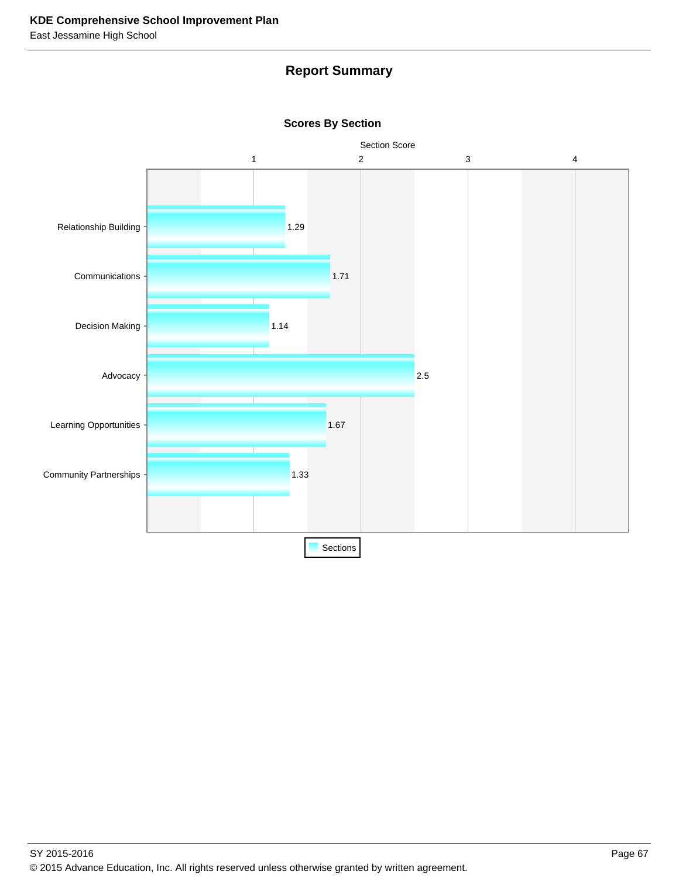## Report Summary

### Scores By Section

| Section | Section Score |
|---|---|
| Relationship Building | 1.29 |
| Communications | 1.71 |
| Decision Making | 1.14 |
| Advocacy | 2.5 |
| Learning Opportunities | 1.67 |
| Community Partnerships | 1.33 |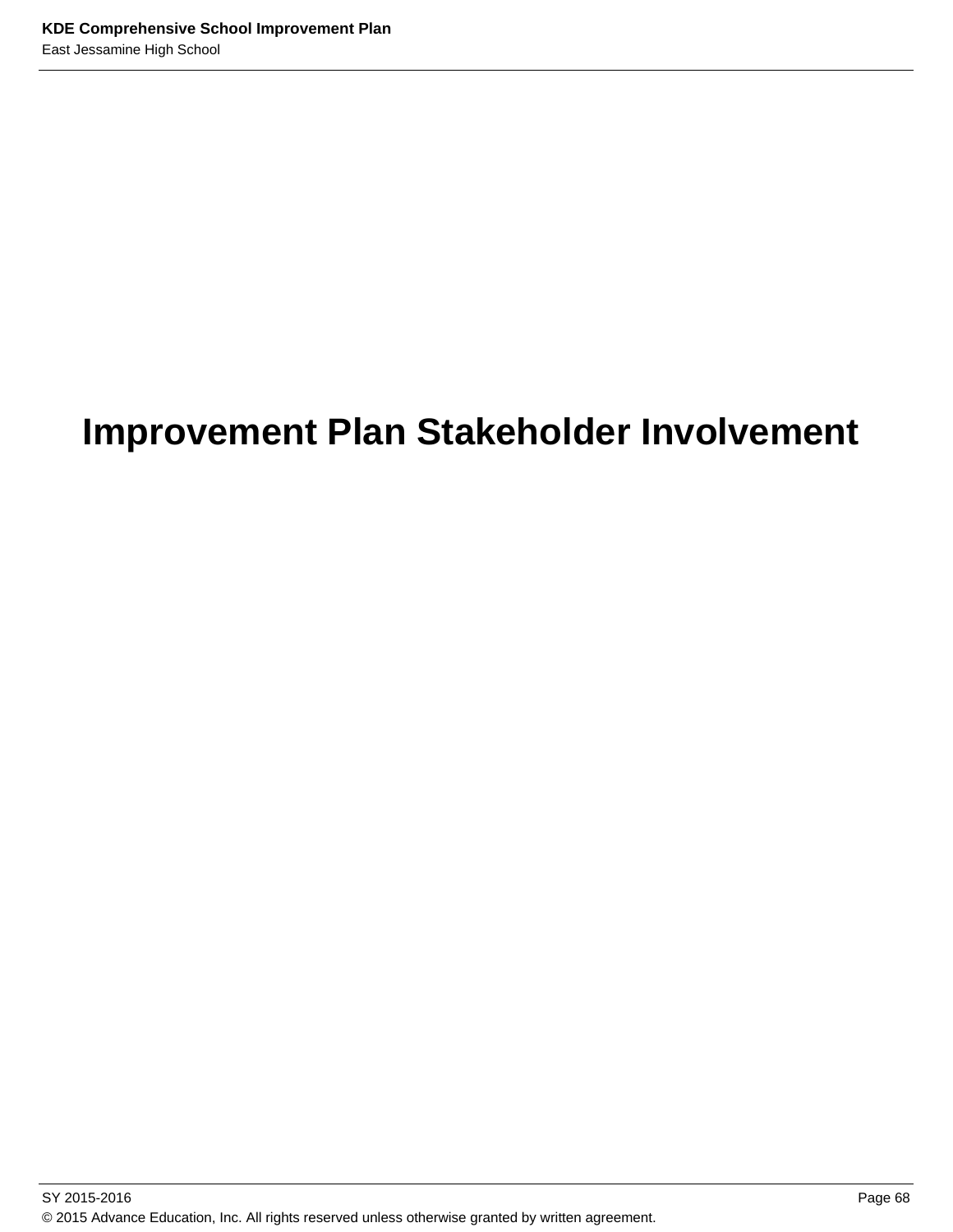# Improvement Plan Stakeholder Involvement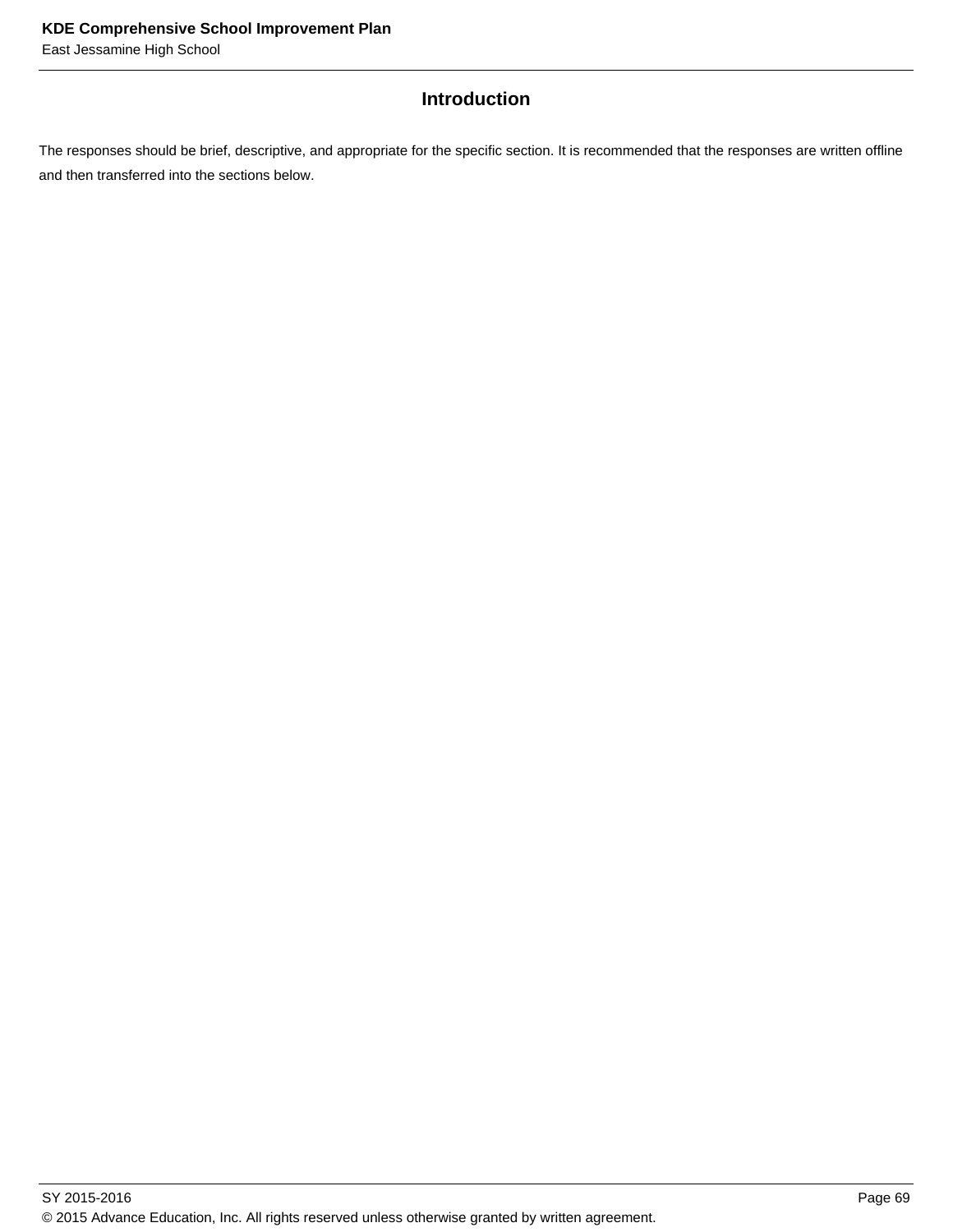## Introduction

The responses should be brief, descriptive, and appropriate for the specific section. It is recommended that the responses are written offline and then transferred into the sections below.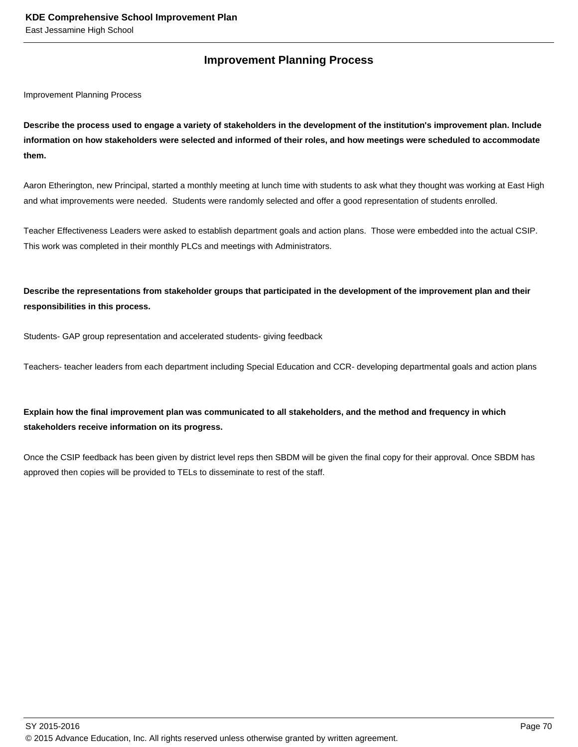## Improvement Planning Process

Improvement Planning Process

**Describe the process used to engage a variety of stakeholders in the development of the institution's improvement plan. Include information on how stakeholders were selected and informed of their roles, and how meetings were scheduled to accommodate them.**

Aaron Etherington, new Principal, started a monthly meeting at lunch time with students to ask what they thought was working at East High and what improvements were needed. Students were randomly selected and offer a good representation of students enrolled.

Teacher Effectiveness Leaders were asked to establish department goals and action plans. Those were embedded into the actual CSIP. This work was completed in their monthly PLCs and meetings with Administrators.

**Describe the representations from stakeholder groups that participated in the development of the improvement plan and their responsibilities in this process.**

Students- GAP group representation and accelerated students- giving feedback

Teachers- teacher leaders from each department including Special Education and CCR- developing departmental goals and action plans

**Explain how the final improvement plan was communicated to all stakeholders, and the method and frequency in which stakeholders receive information on its progress.**

Once the CSIP feedback has been given by district level reps then SBDM will be given the final copy for their approval. Once SBDM has approved then copies will be provided to TELs to disseminate to rest of the staff.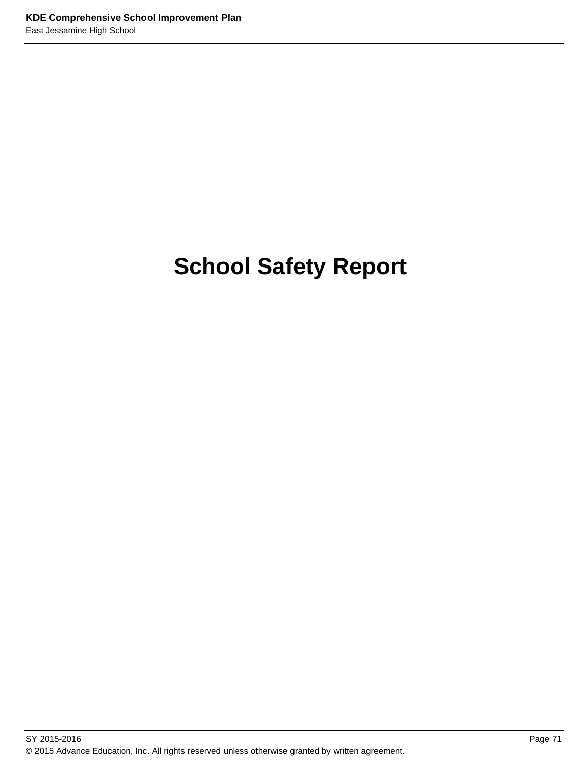# School Safety Report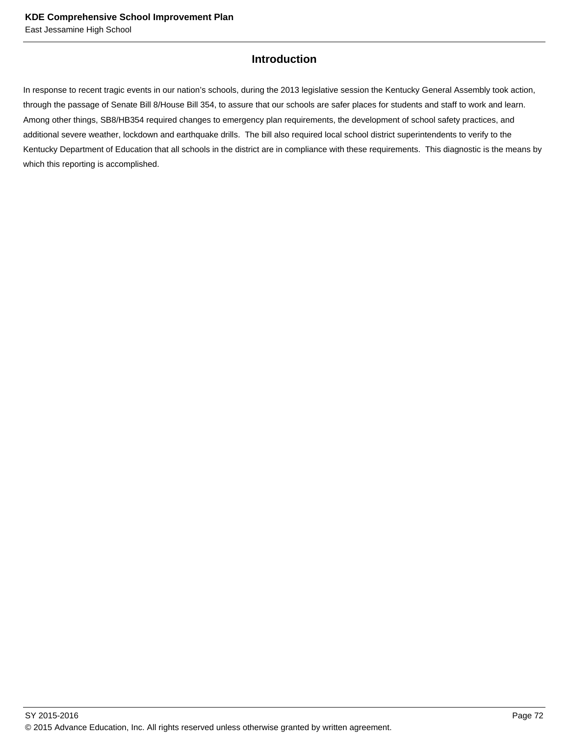## Introduction

In response to recent tragic events in our nation's schools, during the 2013 legislative session the Kentucky General Assembly took action, through the passage of Senate Bill 8/House Bill 354, to assure that our schools are safer places for students and staff to work and learn. Among other things, SB8/HB354 required changes to emergency plan requirements, the development of school safety practices, and additional severe weather, lockdown and earthquake drills. The bill also required local school district superintendents to verify to the Kentucky Department of Education that all schools in the district are in compliance with these requirements. This diagnostic is the means by which this reporting is accomplished.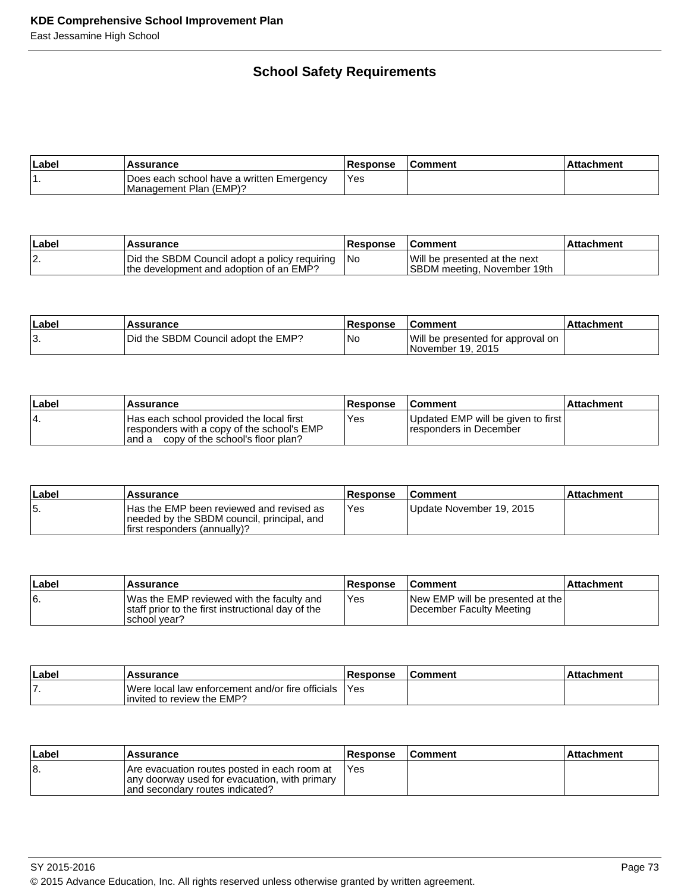## School Safety Requirements

| Label | Assurance | Response | Comment | Attachment |
|---|---|---|---|---|
| 1. | Does each school have a written Emergency Management Plan (EMP)? | Yes | | |

| Label | Assurance | Response | Comment | Attachment |
|---|---|---|---|---|
| 2. | Did the SBDM Council adopt a policy requiring the development and adoption of an EMP? | No | Will be presented at the next SBDM meeting, November 19th | |

| Label | Assurance | Response | Comment | Attachment |
|---|---|---|---|---|
| 3. | Did the SBDM Council adopt the EMP? | No | Will be presented for approval on November 19, 2015 | |

| Label | Assurance | Response | Comment | Attachment |
|---|---|---|---|---|
| 4. | Has each school provided the local first responders with a copy of the school's EMP and a copy of the school's floor plan? | Yes | Updated EMP will be given to first responders in December | |

| Label | Assurance | Response | Comment | Attachment |
|---|---|---|---|---|
| 5. | Has the EMP been reviewed and revised as needed by the SBDM council, principal, and first responders (annually)? | Yes | Update November 19, 2015 | |

| Label | Assurance | Response | Comment | Attachment |
|---|---|---|---|---|
| 6. | Was the EMP reviewed with the faculty and staff prior to the first instructional day of the school year? | Yes | New EMP will be presented at the December Faculty Meeting | |

| Label | Assurance | Response | Comment | Attachment |
|---|---|---|---|---|
| 7. | Were local law enforcement and/or fire officials invited to review the EMP? | Yes | | |

| Label | Assurance | Response | Comment | Attachment |
|---|---|---|---|---|
| 8. | Are evacuation routes posted in each room at any doorway used for evacuation, with primary and secondary routes indicated? | Yes | | |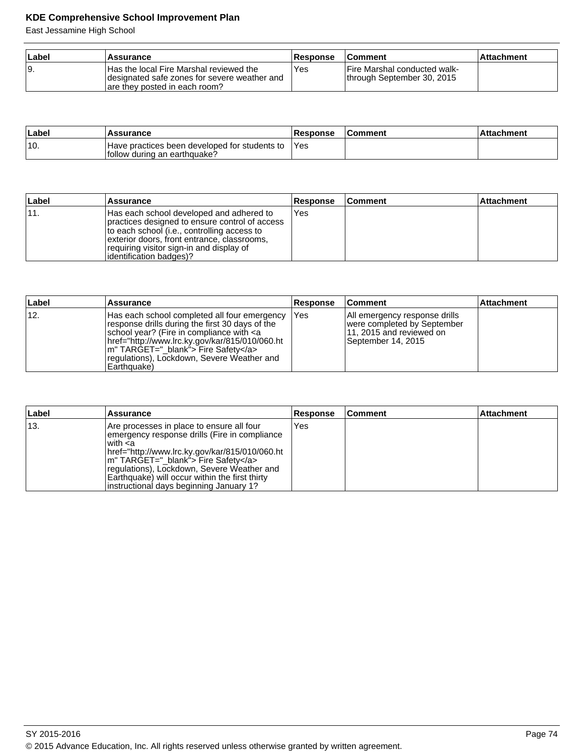| Label | Assurance | Response | Comment | Attachment |
|---|---|---|---|---|
| 9. | Has the local Fire Marshal reviewed the designated safe zones for severe weather and are they posted in each room? | Yes | Fire Marshal conducted walk-through September 30, 2015 | |

| Label | Assurance | Response | Comment | Attachment |
|---|---|---|---|---|
| 10. | Have practices been developed for students to follow during an earthquake? | Yes | | |

| Label | Assurance | Response | Comment | Attachment |
|---|---|---|---|---|
| 11. | Has each school developed and adhered to practices designed to ensure control of access to each school (i.e., controlling access to exterior doors, front entrance, classrooms, requiring visitor sign-in and display of identification badges)? | Yes | | |

| Label | Assurance | Response | Comment | Attachment |
|---|---|---|---|---|
| 12. | Has each school completed all four emergency response drills during the first 30 days of the school year? (Fire in compliance with <a href="http://www.lrc.ky.gov/kar/815/010/060.htm" TARGET="_blank"> Fire Safety</a> regulations), Lockdown, Severe Weather and Earthquake) | Yes | All emergency response drills were completed by September 11, 2015 and reviewed on September 14, 2015 | |

| Label | Assurance | Response | Comment | Attachment |
|---|---|---|---|---|
| 13. | Are processes in place to ensure all four emergency response drills (Fire in compliance with <a href="http://www.lrc.ky.gov/kar/815/010/060.htm" TARGET="_blank"> Fire Safety</a> regulations), Lockdown, Severe Weather and Earthquake) will occur within the first thirty instructional days beginning January 1? | Yes | | |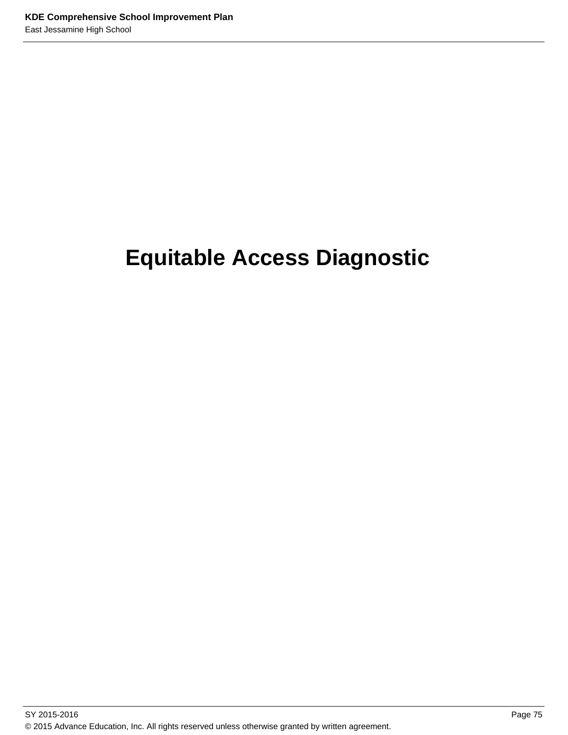# Equitable Access Diagnostic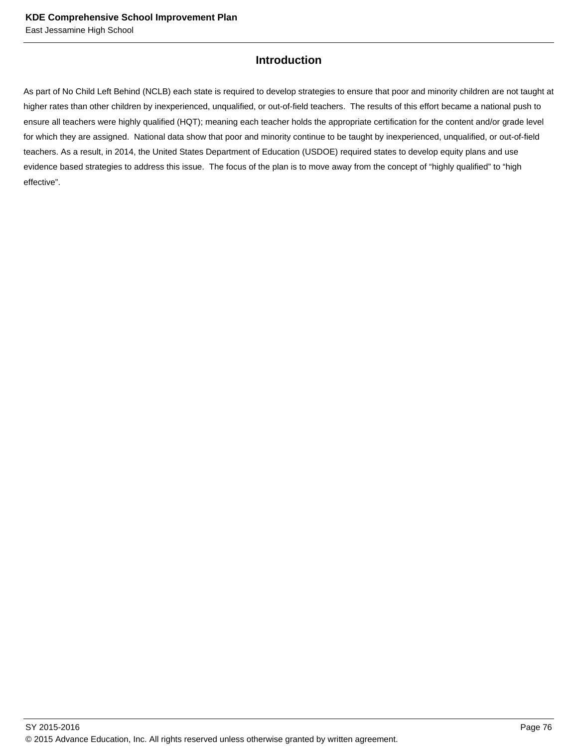## Introduction

As part of No Child Left Behind (NCLB) each state is required to develop strategies to ensure that poor and minority children are not taught at higher rates than other children by inexperienced, unqualified, or out-of-field teachers. The results of this effort became a national push to ensure all teachers were highly qualified (HQT); meaning each teacher holds the appropriate certification for the content and/or grade level for which they are assigned. National data show that poor and minority continue to be taught by inexperienced, unqualified, or out-of-field teachers. As a result, in 2014, the United States Department of Education (USDOE) required states to develop equity plans and use evidence based strategies to address this issue. The focus of the plan is to move away from the concept of "highly qualified" to "high effective".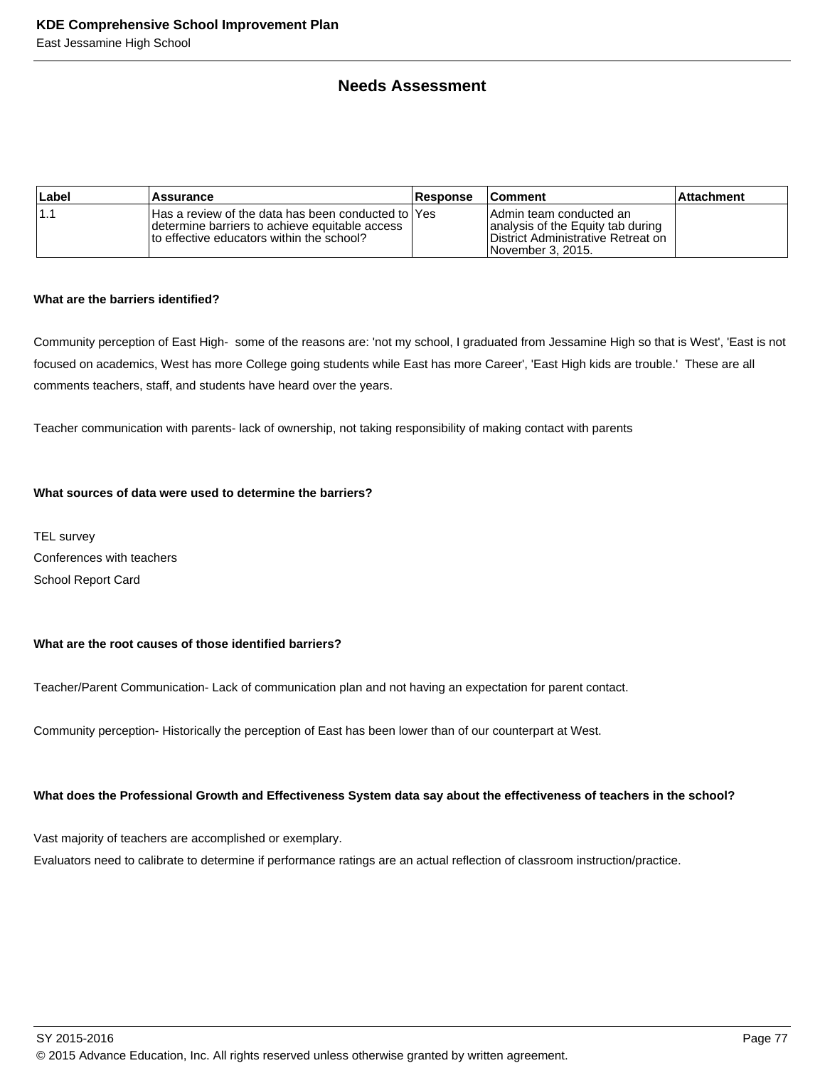## Needs Assessment

| Label | Assurance | Response | Comment | Attachment |
|---|---|---|---|---|
| 1.1 | Has a review of the data has been conducted to determine barriers to achieve equitable access to effective educators within the school? | Yes | Admin team conducted an analysis of the Equity tab during District Administrative Retreat on November 3, 2015. | |

**What are the barriers identified?**

Community perception of East High- some of the reasons are: 'not my school, I graduated from Jessamine High so that is West', 'East is not focused on academics, West has more College going students while East has more Career', 'East High kids are trouble.' These are all comments teachers, staff, and students have heard over the years.

Teacher communication with parents- lack of ownership, not taking responsibility of making contact with parents

**What sources of data were used to determine the barriers?**

TEL survey
Conferences with teachers
School Report Card

**What are the root causes of those identified barriers?**

Teacher/Parent Communication- Lack of communication plan and not having an expectation for parent contact.

Community perception- Historically the perception of East has been lower than of our counterpart at West.

**What does the Professional Growth and Effectiveness System data say about the effectiveness of teachers in the school?**

Vast majority of teachers are accomplished or exemplary.
Evaluators need to calibrate to determine if performance ratings are an actual reflection of classroom instruction/practice.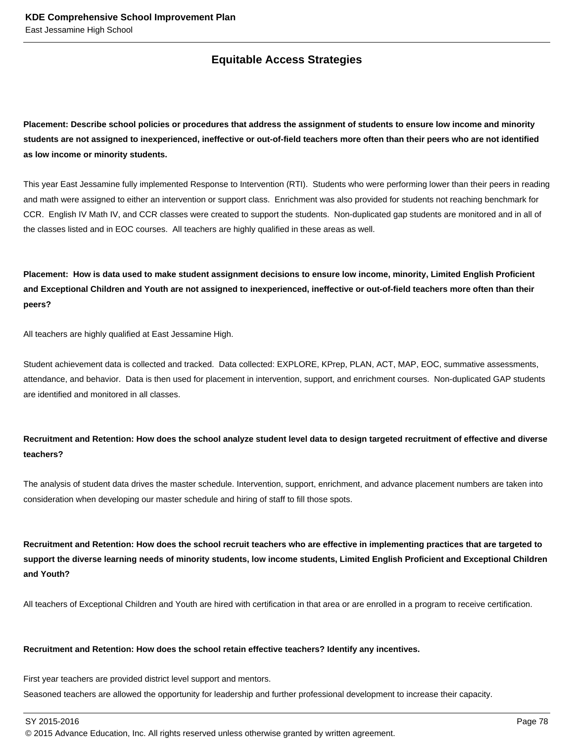## Equitable Access Strategies

**Placement: Describe school policies or procedures that address the assignment of students to ensure low income and minority students are not assigned to inexperienced, ineffective or out-of-field teachers more often than their peers who are not identified as low income or minority students.**

This year East Jessamine fully implemented Response to Intervention (RTI). Students who were performing lower than their peers in reading and math were assigned to either an intervention or support class. Enrichment was also provided for students not reaching benchmark for CCR. English IV Math IV, and CCR classes were created to support the students. Non-duplicated gap students are monitored and in all of the classes listed and in EOC courses. All teachers are highly qualified in these areas as well.

**Placement: How is data used to make student assignment decisions to ensure low income, minority, Limited English Proficient and Exceptional Children and Youth are not assigned to inexperienced, ineffective or out-of-field teachers more often than their peers?**

All teachers are highly qualified at East Jessamine High.

Student achievement data is collected and tracked. Data collected: EXPLORE, KPrep, PLAN, ACT, MAP, EOC, summative assessments, attendance, and behavior. Data is then used for placement in intervention, support, and enrichment courses. Non-duplicated GAP students are identified and monitored in all classes.

**Recruitment and Retention: How does the school analyze student level data to design targeted recruitment of effective and diverse teachers?**

The analysis of student data drives the master schedule. Intervention, support, enrichment, and advance placement numbers are taken into consideration when developing our master schedule and hiring of staff to fill those spots.

**Recruitment and Retention: How does the school recruit teachers who are effective in implementing practices that are targeted to support the diverse learning needs of minority students, low income students, Limited English Proficient and Exceptional Children and Youth?**

All teachers of Exceptional Children and Youth are hired with certification in that area or are enrolled in a program to receive certification.

**Recruitment and Retention: How does the school retain effective teachers? Identify any incentives.**

First year teachers are provided district level support and mentors.
Seasoned teachers are allowed the opportunity for leadership and further professional development to increase their capacity.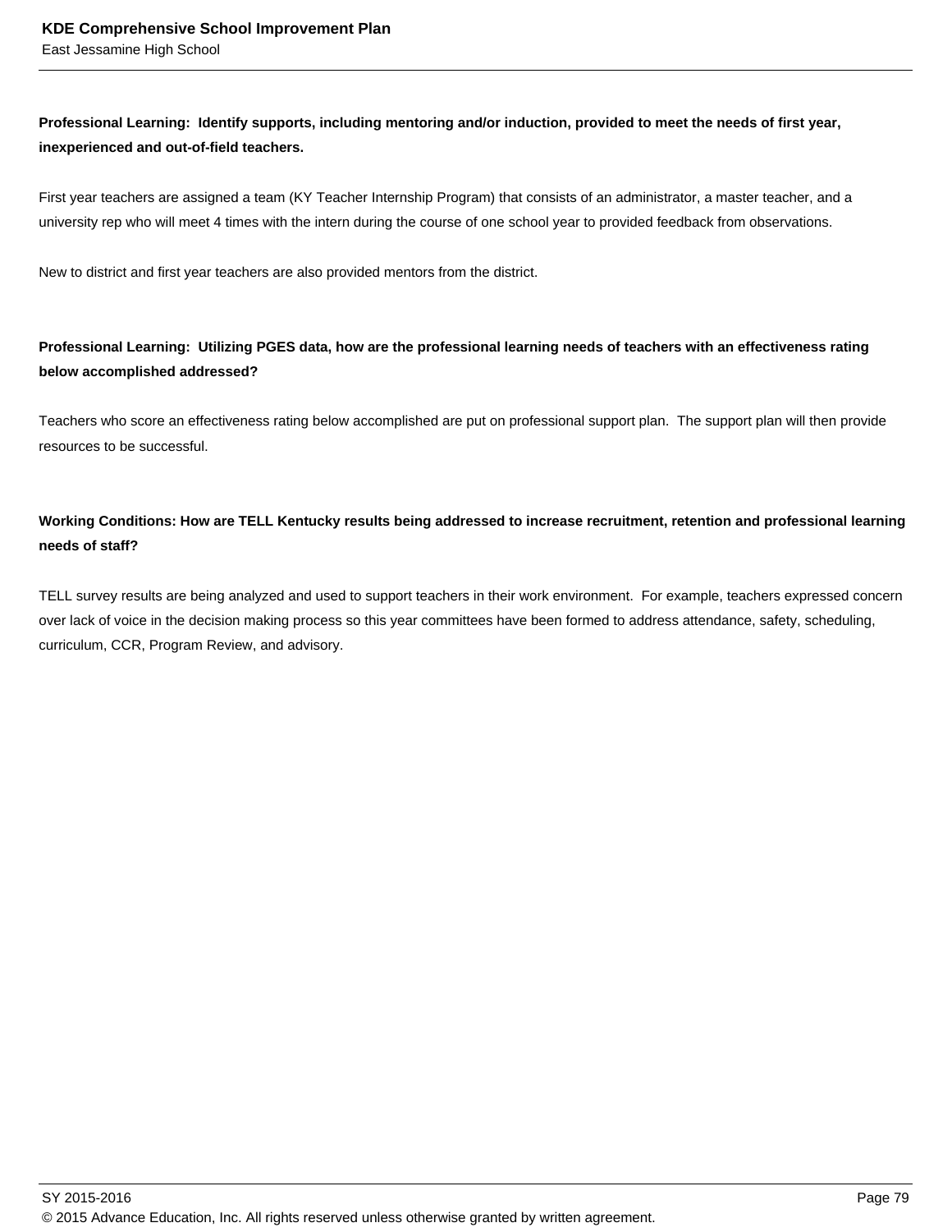**Professional Learning:  Identify supports, including mentoring and/or induction, provided to meet the needs of first year, inexperienced and out-of-field teachers.**

First year teachers are assigned a team (KY Teacher Internship Program) that consists of an administrator, a master teacher, and a university rep who will meet 4 times with the intern during the course of one school year to provided feedback from observations.

New to district and first year teachers are also provided mentors from the district.

**Professional Learning:  Utilizing PGES data, how are the professional learning needs of teachers with an effectiveness rating below accomplished addressed?**

Teachers who score an effectiveness rating below accomplished are put on professional support plan.  The support plan will then provide resources to be successful.

**Working Conditions: How are TELL Kentucky results being addressed to increase recruitment, retention and professional learning needs of staff?**

TELL survey results are being analyzed and used to support teachers in their work environment.  For example, teachers expressed concern over lack of voice in the decision making process so this year committees have been formed to address attendance, safety, scheduling, curriculum, CCR, Program Review, and advisory.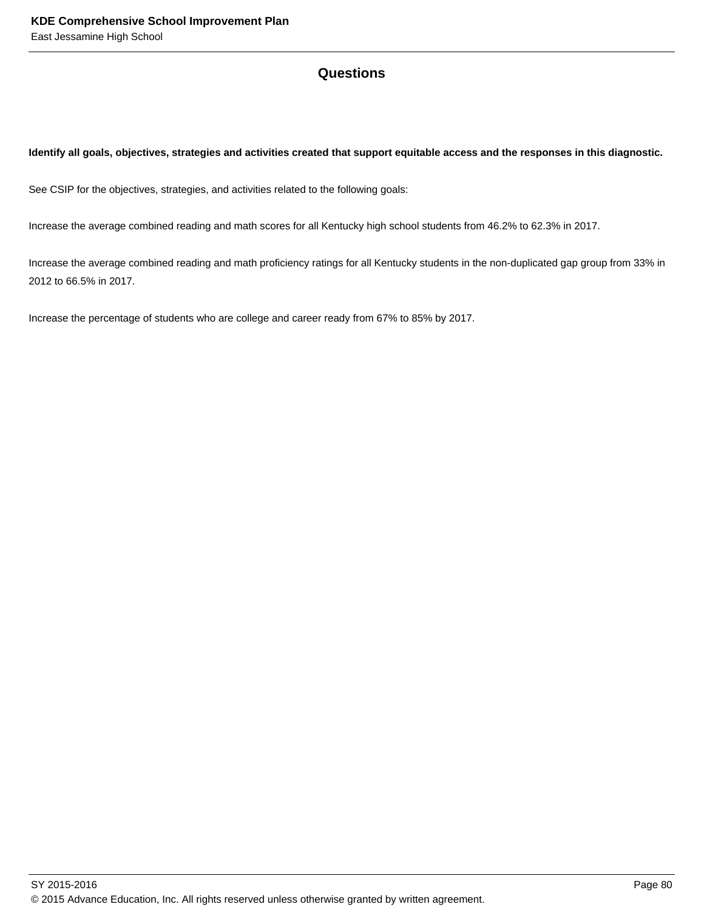## Questions

**Identify all goals, objectives, strategies and activities created that support equitable access and the responses in this diagnostic.**

See CSIP for the objectives, strategies, and activities related to the following goals:

Increase the average combined reading and math scores for all Kentucky high school students from 46.2% to 62.3% in 2017.

Increase the average combined reading and math proficiency ratings for all Kentucky students in the non-duplicated gap group from 33% in 2012 to 66.5% in 2017.

Increase the percentage of students who are college and career ready from 67% to 85% by 2017.